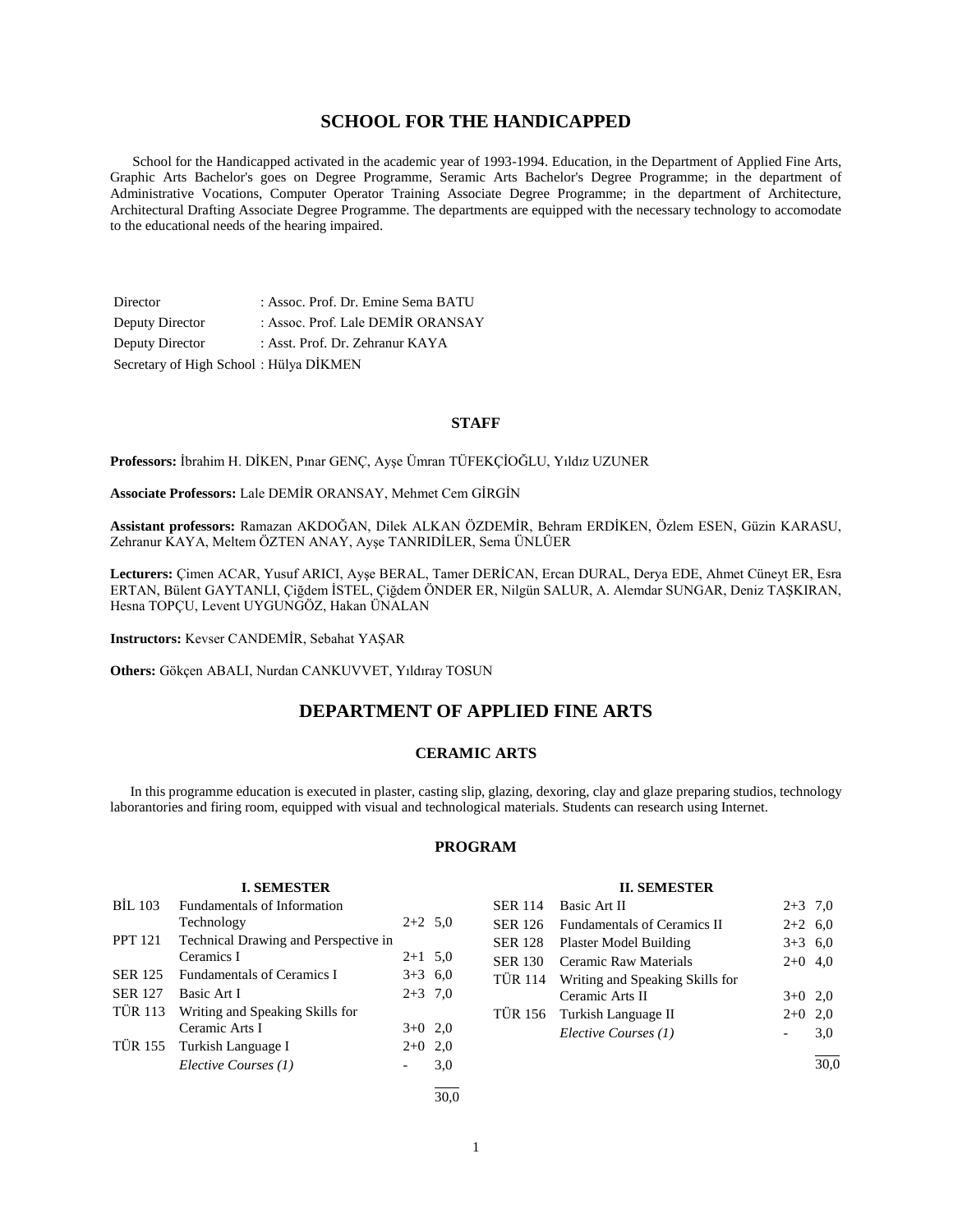# SCHOOL FOR THE HANDICAPPED

School for the Handicapped activated in the academic year of 1993-1994. Education, in the Department of Applied Fine Arts, Graphic Arts Bachelor's goes on Degree Programme, Seramic Arts Bachelor's Degree Programme; in the department of Administrative Vocations, Computer Operator Training Associate Degree Programme; in the department of Architecture, Architectural Drafting Associate Degree Programme. The departments are equipped with the necessary technology to accomodate to the educational needs of the hearing impaired.

| | |
|---|---|
| Director | : Assoc. Prof. Dr. Emine Sema BATU |
| Deputy Director | : Assoc. Prof. Lale DEMİR ORANSAY |
| Deputy Director | : Asst. Prof. Dr. Zehranur KAYA |
| Secretary of High School | : Hülya DİKMEN |

### STAFF

**Professors:** İbrahim H. DİKEN, Pınar GENÇ, Ayşe Ümran TÜFEKÇİOĞLU, Yıldız UZUNER

**Associate Professors:** Lale DEMİR ORANSAY, Mehmet Cem GİRGİN

**Assistant professors:** Ramazan AKDOĞAN, Dilek ALKAN ÖZDEMİR, Behram ERDİKEN, Özlem ESEN, Güzin KARASU, Zehranur KAYA, Meltem ÖZTEN ANAY, Ayşe TANRIDİLER, Sema ÜNLÜER

**Lecturers:** Çimen ACAR, Yusuf ARICI, Ayşe BERAL, Tamer DERİCAN, Ercan DURAL, Derya EDE, Ahmet Cüneyt ER, Esra ERTAN, Bülent GAYTANLI, Çiğdem İSTEL, Çiğdem ÖNDER ER, Nilgün SALUR, A. Alemdar SUNGAR, Deniz TAŞKIRAN, Hesna TOPÇU, Levent UYGUNGÖZ, Hakan ÜNALAN

**Instructors:** Kevser CANDEMİR, Sebahat YAŞAR

**Others:** Gökçen ABALI, Nurdan CANKUVVET, Yıldıray TOSUN

## DEPARTMENT OF APPLIED FINE ARTS

### CERAMIC ARTS

In this programme education is executed in plaster, casting slip, glazing, dexoring, clay and glaze preparing studios, technology laborantories and firing room, equipped with visual and technological materials. Students can research using Internet.

### PROGRAM

**I. SEMESTER**

| | | | |
|---|---|---|---|
| BİL 103 | Fundamentals of Information Technology | 2+2 | 5,0 |
| PPT 121 | Technical Drawing and Perspective in Ceramics I | 2+1 | 5,0 |
| SER 125 | Fundamentals of Ceramics I | 3+3 | 6,0 |
| SER 127 | Basic Art I | 2+3 | 7,0 |
| TÜR 113 | Writing and Speaking Skills for Ceramic Arts I | 3+0 | 2,0 |
| TÜR 155 | Turkish Language I | 2+0 | 2,0 |
| | *Elective Courses (1)* | - | 3,0 |
| | | | 30,0 |

**II. SEMESTER**

| | | | |
|---|---|---|---|
| SER 114 | Basic Art II | 2+3 | 7,0 |
| SER 126 | Fundamentals of Ceramics II | 2+2 | 6,0 |
| SER 128 | Plaster Model Building | 3+3 | 6,0 |
| SER 130 | Ceramic Raw Materials | 2+0 | 4,0 |
| TÜR 114 | Writing and Speaking Skills for Ceramic Arts II | 3+0 | 2,0 |
| TÜR 156 | Turkish Language II | 2+0 | 2,0 |
| | *Elective Courses (1)* | - | 3,0 |
| | | | 30,0 |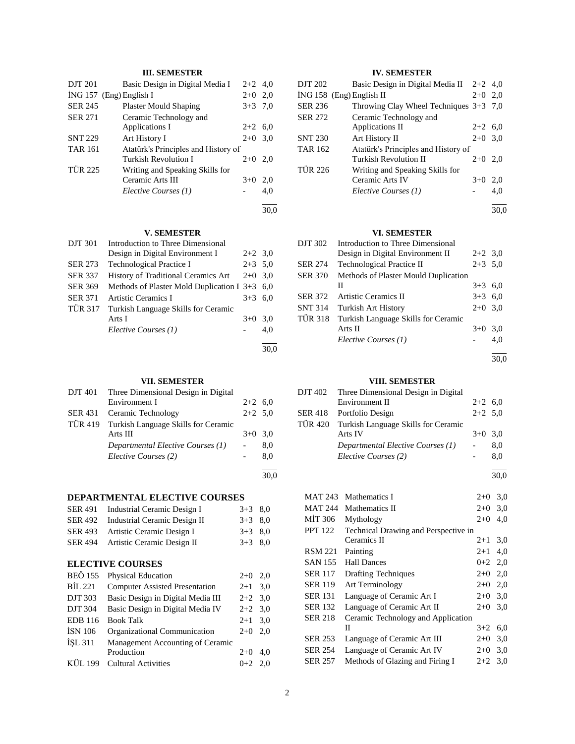### III. SEMESTER

| | | | |
|---|---|---|---|
| DJT 201 | Basic Design in Digital Media I | 2+2 | 4,0 |
| İNG 157 | (Eng) English I | 2+0 | 2,0 |
| SER 245 | Plaster Mould Shaping | 3+3 | 7,0 |
| SER 271 | Ceramic Technology and Applications I | 2+2 | 6,0 |
| SNT 229 | Art History I | 2+0 | 3,0 |
| TAR 161 | Atatürk's Principles and History of Turkish Revolution I | 2+0 | 2,0 |
| TÜR 225 | Writing and Speaking Skills for Ceramic Arts III | 3+0 | 2,0 |
| | *Elective Courses (1)* | - | 4,0 |
| | | | 30,0 |

### IV. SEMESTER

| | | | |
|---|---|---|---|
| DJT 202 | Basic Design in Digital Media II | 2+2 | 4,0 |
| İNG 158 | (Eng) English II | 2+0 | 2,0 |
| SER 236 | Throwing Clay Wheel Techniques | 3+3 | 7,0 |
| SER 272 | Ceramic Technology and Applications II | 2+2 | 6,0 |
| SNT 230 | Art History II | 2+0 | 3,0 |
| TAR 162 | Atatürk's Principles and History of Turkish Revolution II | 2+0 | 2,0 |
| TÜR 226 | Writing and Speaking Skills for Ceramic Arts IV | 3+0 | 2,0 |
| | *Elective Courses (1)* | - | 4,0 |
| | | | 30,0 |

### V. SEMESTER

| | | | |
|---|---|---|---|
| DJT 301 | Introduction to Three Dimensional Design in Digital Environment I | 2+2 | 3,0 |
| SER 273 | Technological Practice I | 2+3 | 5,0 |
| SER 337 | History of Traditional Ceramics Art | 2+0 | 3,0 |
| SER 369 | Methods of Plaster Mold Duplication I | 3+3 | 6,0 |
| SER 371 | Artistic Ceramics I | 3+3 | 6,0 |
| TÜR 317 | Turkish Language Skills for Ceramic Arts I | 3+0 | 3,0 |
| | *Elective Courses (1)* | - | 4,0 |
| | | | 30,0 |

### VI. SEMESTER

| | | | |
|---|---|---|---|
| DJT 302 | Introduction to Three Dimensional Design in Digital Environment II | 2+2 | 3,0 |
| SER 274 | Technological Practice II | 2+3 | 5,0 |
| SER 370 | Methods of Plaster Mould Duplication II | 3+3 | 6,0 |
| SER 372 | Artistic Ceramics II | 3+3 | 6,0 |
| SNT 314 | Turkish Art History | 2+0 | 3,0 |
| TÜR 318 | Turkish Language Skills for Ceramic Arts II | 3+0 | 3,0 |
| | *Elective Courses (1)* | - | 4,0 |
| | | | 30,0 |

### VII. SEMESTER

| | | | |
|---|---|---|---|
| DJT 401 | Three Dimensional Design in Digital Environment I | 2+2 | 6,0 |
| SER 431 | Ceramic Technology | 2+2 | 5,0 |
| TÜR 419 | Turkish Language Skills for Ceramic Arts III | 3+0 | 3,0 |
| | *Departmental Elective Courses (1)* | - | 8,0 |
| | *Elective Courses (2)* | - | 8,0 |
| | | | 30,0 |

### VIII. SEMESTER

| | | | |
|---|---|---|---|
| DJT 402 | Three Dimensional Design in Digital Environment II | 2+2 | 6,0 |
| SER 418 | Portfolio Design | 2+2 | 5,0 |
| TÜR 420 | Turkish Language Skills for Ceramic Arts IV | 3+0 | 3,0 |
| | *Departmental Elective Courses (1)* | - | 8,0 |
| | *Elective Courses (2)* | - | 8,0 |
| | | | 30,0 |

## DEPARTMENTAL ELECTIVE COURSES

| | | | |
|---|---|---|---|
| SER 491 | Industrial Ceramic Design I | 3+3 | 8,0 |
| SER 492 | Industrial Ceramic Design II | 3+3 | 8,0 |
| SER 493 | Artistic Ceramic Design I | 3+3 | 8,0 |
| SER 494 | Artistic Ceramic Design II | 3+3 | 8,0 |

## ELECTIVE COURSES

| | | | |
|---|---|---|---|
| BEÖ 155 | Physical Education | 2+0 | 2,0 |
| BİL 221 | Computer Assisted Presentation | 2+1 | 3,0 |
| DJT 303 | Basic Design in Digital Media III | 2+2 | 3,0 |
| DJT 304 | Basic Design in Digital Media IV | 2+2 | 3,0 |
| EDB 116 | Book Talk | 2+1 | 3,0 |
| İSN 106 | Organizational Communication | 2+0 | 2,0 |
| İŞL 311 | Management Accounting of Ceramic Production | 2+0 | 4,0 |
| KÜL 199 | Cultural Activities | 0+2 | 2,0 |
| MAT 243 | Mathematics I | 2+0 | 3,0 |
| MAT 244 | Mathematics II | 2+0 | 3,0 |
| MİT 306 | Mythology | 2+0 | 4,0 |
| PPT 122 | Technical Drawing and Perspective in Ceramics II | 2+1 | 3,0 |
| RSM 221 | Painting | 2+1 | 4,0 |
| SAN 155 | Hall Dances | 0+2 | 2,0 |
| SER 117 | Drafting Techniques | 2+0 | 2,0 |
| SER 119 | Art Terminology | 2+0 | 2,0 |
| SER 131 | Language of Ceramic Art I | 2+0 | 3,0 |
| SER 132 | Language of Ceramic Art II | 2+0 | 3,0 |
| SER 218 | Ceramic Technology and Application II | 3+2 | 6,0 |
| SER 253 | Language of Ceramic Art III | 2+0 | 3,0 |
| SER 254 | Language of Ceramic Art IV | 2+0 | 3,0 |
| SER 257 | Methods of Glazing and Firing I | 2+2 | 3,0 |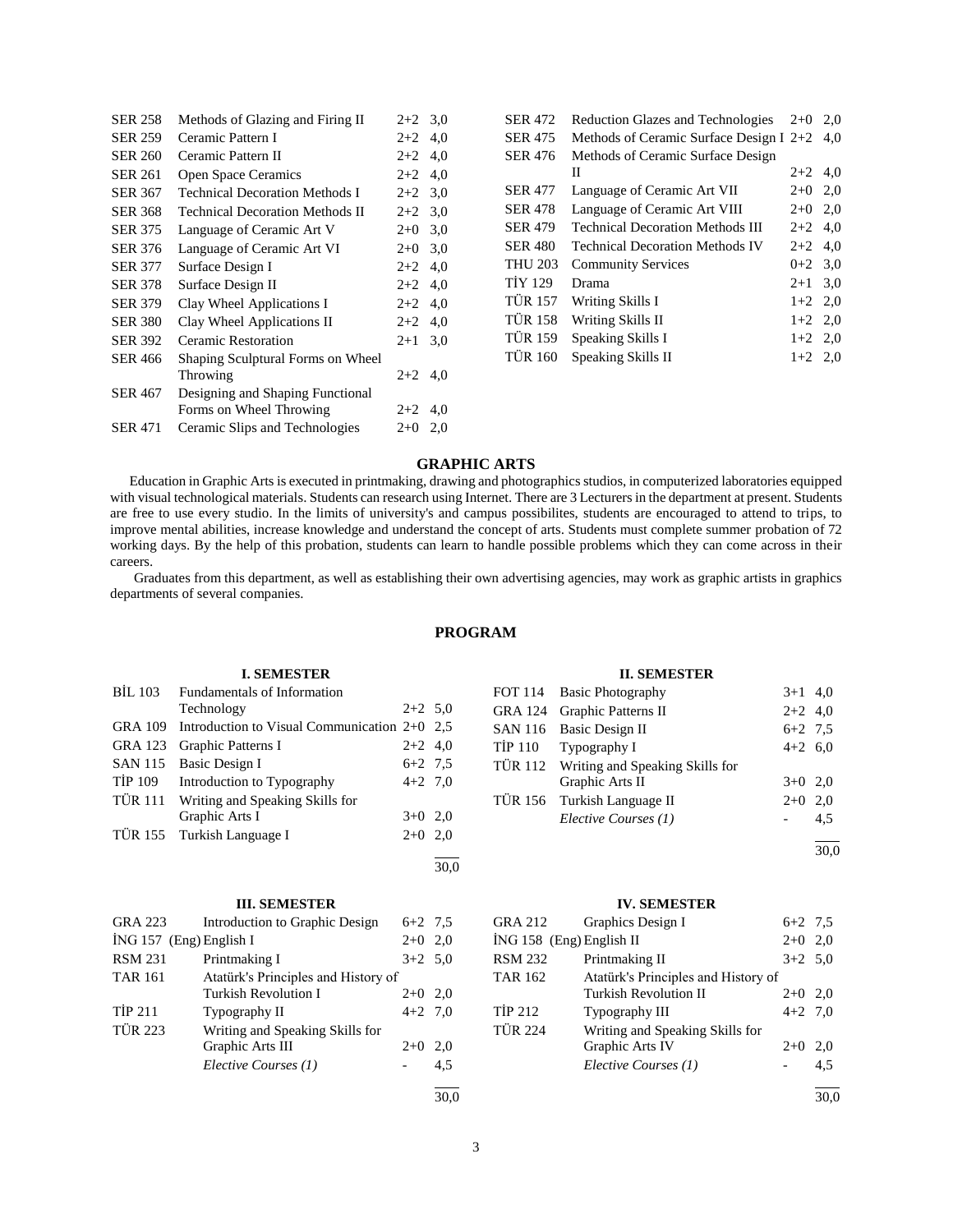| | | | |
|---|---|---|---|
| SER 258 | Methods of Glazing and Firing II | 2+2 | 3,0 |
| SER 259 | Ceramic Pattern I | 2+2 | 4,0 |
| SER 260 | Ceramic Pattern II | 2+2 | 4,0 |
| SER 261 | Open Space Ceramics | 2+2 | 4,0 |
| SER 367 | Technical Decoration Methods I | 2+2 | 3,0 |
| SER 368 | Technical Decoration Methods II | 2+2 | 3,0 |
| SER 375 | Language of Ceramic Art V | 2+0 | 3,0 |
| SER 376 | Language of Ceramic Art VI | 2+0 | 3,0 |
| SER 377 | Surface Design I | 2+2 | 4,0 |
| SER 378 | Surface Design II | 2+2 | 4,0 |
| SER 379 | Clay Wheel Applications I | 2+2 | 4,0 |
| SER 380 | Clay Wheel Applications II | 2+2 | 4,0 |
| SER 392 | Ceramic Restoration | 2+1 | 3,0 |
| SER 466 | Shaping Sculptural Forms on Wheel Throwing | 2+2 | 4,0 |
| SER 467 | Designing and Shaping Functional Forms on Wheel Throwing | 2+2 | 4,0 |
| SER 471 | Ceramic Slips and Technologies | 2+0 | 2,0 |
| SER 472 | Reduction Glazes and Technologies | 2+0 | 2,0 |
| SER 475 | Methods of Ceramic Surface Design I | 2+2 | 4,0 |
| SER 476 | Methods of Ceramic Surface Design II | 2+2 | 4,0 |
| SER 477 | Language of Ceramic Art VII | 2+0 | 2,0 |
| SER 478 | Language of Ceramic Art VIII | 2+0 | 2,0 |
| SER 479 | Technical Decoration Methods III | 2+2 | 4,0 |
| SER 480 | Technical Decoration Methods IV | 2+2 | 4,0 |
| THU 203 | Community Services | 0+2 | 3,0 |
| TİY 129 | Drama | 2+1 | 3,0 |
| TÜR 157 | Writing Skills I | 1+2 | 2,0 |
| TÜR 158 | Writing Skills II | 1+2 | 2,0 |
| TÜR 159 | Speaking Skills I | 1+2 | 2,0 |
| TÜR 160 | Speaking Skills II | 1+2 | 2,0 |

## GRAPHIC ARTS

Education in Graphic Arts is executed in printmaking, drawing and photographics studios, in computerized laboratories equipped with visual technological materials. Students can research using Internet. There are 3 Lecturers in the department at present. Students are free to use every studio. In the limits of university's and campus possibilites, students are encouraged to attend to trips, to improve mental abilities, increase knowledge and understand the concept of arts. Students must complete summer probation of 72 working days. By the help of this probation, students can learn to handle possible problems which they can come across in their careers.

Graduates from this department, as well as establishing their own advertising agencies, may work as graphic artists in graphics departments of several companies.

## PROGRAM

### I. SEMESTER

| | | | |
|---|---|---|---|
| BİL 103 | Fundamentals of Information Technology | 2+2 | 5,0 |
| GRA 109 | Introduction to Visual Communication | 2+0 | 2,5 |
| GRA 123 | Graphic Patterns I | 2+2 | 4,0 |
| SAN 115 | Basic Design I | 6+2 | 7,5 |
| TİP 109 | Introduction to Typography | 4+2 | 7,0 |
| TÜR 111 | Writing and Speaking Skills for Graphic Arts I | 3+0 | 2,0 |
| TÜR 155 | Turkish Language I | 2+0 | 2,0 |
| | | | 30,0 |

### II. SEMESTER

| | | | |
|---|---|---|---|
| FOT 114 | Basic Photography | 3+1 | 4,0 |
| GRA 124 | Graphic Patterns II | 2+2 | 4,0 |
| SAN 116 | Basic Design II | 6+2 | 7,5 |
| TİP 110 | Typography I | 4+2 | 6,0 |
| TÜR 112 | Writing and Speaking Skills for Graphic Arts II | 3+0 | 2,0 |
| TÜR 156 | Turkish Language II | 2+0 | 2,0 |
| | *Elective Courses (1)* | - | 4,5 |
| | | | 30,0 |

### III. SEMESTER

| | | | |
|---|---|---|---|
| GRA 223 | Introduction to Graphic Design | 6+2 | 7,5 |
| İNG 157 (Eng) | English I | 2+0 | 2,0 |
| RSM 231 | Printmaking I | 3+2 | 5,0 |
| TAR 161 | Atatürk's Principles and History of Turkish Revolution I | 2+0 | 2,0 |
| TİP 211 | Typography II | 4+2 | 7,0 |
| TÜR 223 | Writing and Speaking Skills for Graphic Arts III | 2+0 | 2,0 |
| | *Elective Courses (1)* | - | 4,5 |
| | | | 30,0 |

### IV. SEMESTER

| | | | |
|---|---|---|---|
| GRA 212 | Graphics Design I | 6+2 | 7,5 |
| İNG 158 (Eng) | English II | 2+0 | 2,0 |
| RSM 232 | Printmaking II | 3+2 | 5,0 |
| TAR 162 | Atatürk's Principles and History of Turkish Revolution II | 2+0 | 2,0 |
| TİP 212 | Typography III | 4+2 | 7,0 |
| TÜR 224 | Writing and Speaking Skills for Graphic Arts IV | 2+0 | 2,0 |
| | *Elective Courses (1)* | - | 4,5 |
| | | | 30,0 |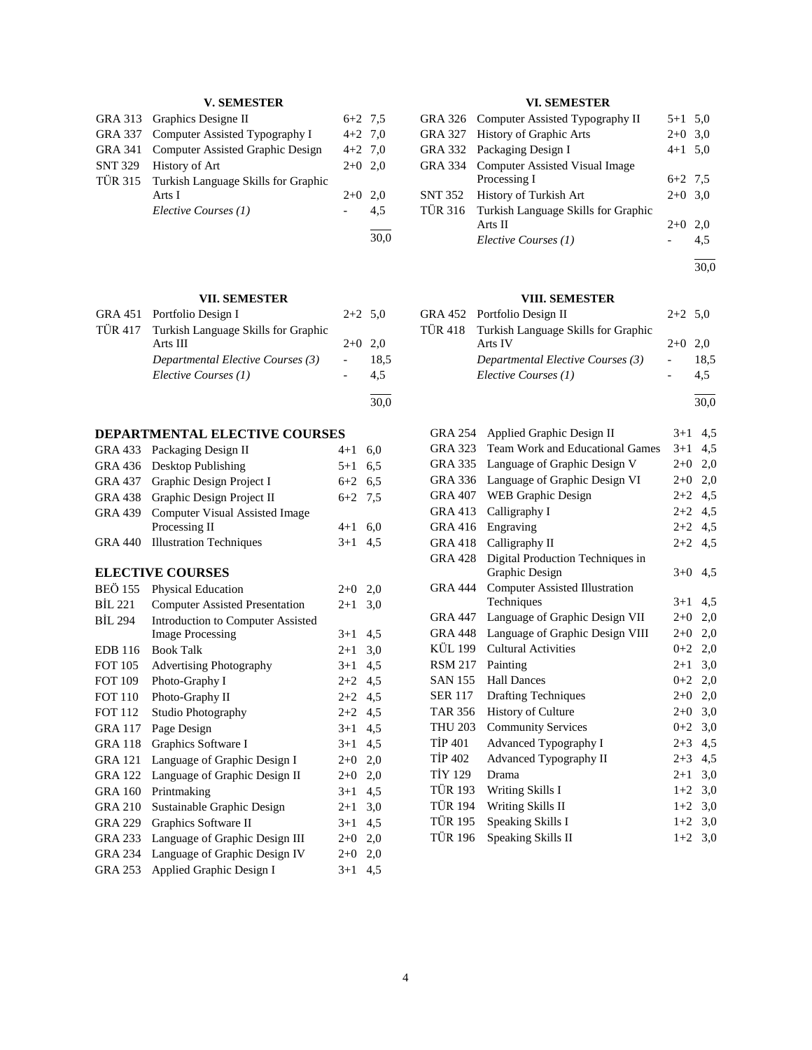## V. SEMESTER

| | | | |
|---|---|---|---|
| GRA 313 | Graphics Designe II | 6+2 | 7,5 |
| GRA 337 | Computer Assisted Typography I | 4+2 | 7,0 |
| GRA 341 | Computer Assisted Graphic Design | 4+2 | 7,0 |
| SNT 329 | History of Art | 2+0 | 2,0 |
| TÜR 315 | Turkish Language Skills for Graphic Arts I | 2+0 | 2,0 |
| | *Elective Courses (1)* | - | 4,5 |
| | | | 30,0 |

## VI. SEMESTER

| | | | |
|---|---|---|---|
| GRA 326 | Computer Assisted Typography II | 5+1 | 5,0 |
| GRA 327 | History of Graphic Arts | 2+0 | 3,0 |
| GRA 332 | Packaging Design I | 4+1 | 5,0 |
| GRA 334 | Computer Assisted Visual Image Processing I | 6+2 | 7,5 |
| SNT 352 | History of Turkish Art | 2+0 | 3,0 |
| TÜR 316 | Turkish Language Skills for Graphic Arts II | 2+0 | 2,0 |
| | *Elective Courses (1)* | - | 4,5 |
| | | | 30,0 |

## VII. SEMESTER

| | | | |
|---|---|---|---|
| GRA 451 | Portfolio Design I | 2+2 | 5,0 |
| TÜR 417 | Turkish Language Skills for Graphic Arts III | 2+0 | 2,0 |
| | *Departmental Elective Courses (3)* | - | 18,5 |
| | *Elective Courses (1)* | - | 4,5 |
| | | | 30,0 |

## VIII. SEMESTER

| | | | |
|---|---|---|---|
| GRA 452 | Portfolio Design II | 2+2 | 5,0 |
| TÜR 418 | Turkish Language Skills for Graphic Arts IV | 2+0 | 2,0 |
| | *Departmental Elective Courses (3)* | - | 18,5 |
| | *Elective Courses (1)* | - | 4,5 |
| | | | 30,0 |

## DEPARTMENTAL ELECTIVE COURSES

| | | | |
|---|---|---|---|
| GRA 433 | Packaging Design II | 4+1 | 6,0 |
| GRA 436 | Desktop Publishing | 5+1 | 6,5 |
| GRA 437 | Graphic Design Project I | 6+2 | 6,5 |
| GRA 438 | Graphic Design Project II | 6+2 | 7,5 |
| GRA 439 | Computer Visual Assisted Image Processing II | 4+1 | 6,0 |
| GRA 440 | Illustration Techniques | 3+1 | 4,5 |

## ELECTIVE COURSES

| | | | |
|---|---|---|---|
| BEÖ 155 | Physical Education | 2+0 | 2,0 |
| BİL 221 | Computer Assisted Presentation | 2+1 | 3,0 |
| BİL 294 | Introduction to Computer Assisted Image Processing | 3+1 | 4,5 |
| EDB 116 | Book Talk | 2+1 | 3,0 |
| FOT 105 | Advertising Photography | 3+1 | 4,5 |
| FOT 109 | Photo-Graphy I | 2+2 | 4,5 |
| FOT 110 | Photo-Graphy II | 2+2 | 4,5 |
| FOT 112 | Studio Photography | 2+2 | 4,5 |
| GRA 117 | Page Design | 3+1 | 4,5 |
| GRA 118 | Graphics Software I | 3+1 | 4,5 |
| GRA 121 | Language of Graphic Design I | 2+0 | 2,0 |
| GRA 122 | Language of Graphic Design II | 2+0 | 2,0 |
| GRA 160 | Printmaking | 3+1 | 4,5 |
| GRA 210 | Sustainable Graphic Design | 2+1 | 3,0 |
| GRA 229 | Graphics Software II | 3+1 | 4,5 |
| GRA 233 | Language of Graphic Design III | 2+0 | 2,0 |
| GRA 234 | Language of Graphic Design IV | 2+0 | 2,0 |
| GRA 253 | Applied Graphic Design I | 3+1 | 4,5 |
| GRA 254 | Applied Graphic Design II | 3+1 | 4,5 |
| GRA 323 | Team Work and Educational Games | 3+1 | 4,5 |
| GRA 335 | Language of Graphic Design V | 2+0 | 2,0 |
| GRA 336 | Language of Graphic Design VI | 2+0 | 2,0 |
| GRA 407 | WEB Graphic Design | 2+2 | 4,5 |
| GRA 413 | Calligraphy I | 2+2 | 4,5 |
| GRA 416 | Engraving | 2+2 | 4,5 |
| GRA 418 | Calligraphy II | 2+2 | 4,5 |
| GRA 428 | Digital Production Techniques in Graphic Design | 3+0 | 4,5 |
| GRA 444 | Computer Assisted Illustration Techniques | 3+1 | 4,5 |
| GRA 447 | Language of Graphic Design VII | 2+0 | 2,0 |
| GRA 448 | Language of Graphic Design VIII | 2+0 | 2,0 |
| KÜL 199 | Cultural Activities | 0+2 | 2,0 |
| RSM 217 | Painting | 2+1 | 3,0 |
| SAN 155 | Hall Dances | 0+2 | 2,0 |
| SER 117 | Drafting Techniques | 2+0 | 2,0 |
| TAR 356 | History of Culture | 2+0 | 3,0 |
| THU 203 | Community Services | 0+2 | 3,0 |
| TİP 401 | Advanced Typography I | 2+3 | 4,5 |
| TİP 402 | Advanced Typography II | 2+3 | 4,5 |
| TİY 129 | Drama | 2+1 | 3,0 |
| TÜR 193 | Writing Skills I | 1+2 | 3,0 |
| TÜR 194 | Writing Skills II | 1+2 | 3,0 |
| TÜR 195 | Speaking Skills I | 1+2 | 3,0 |
| TÜR 196 | Speaking Skills II | 1+2 | 3,0 |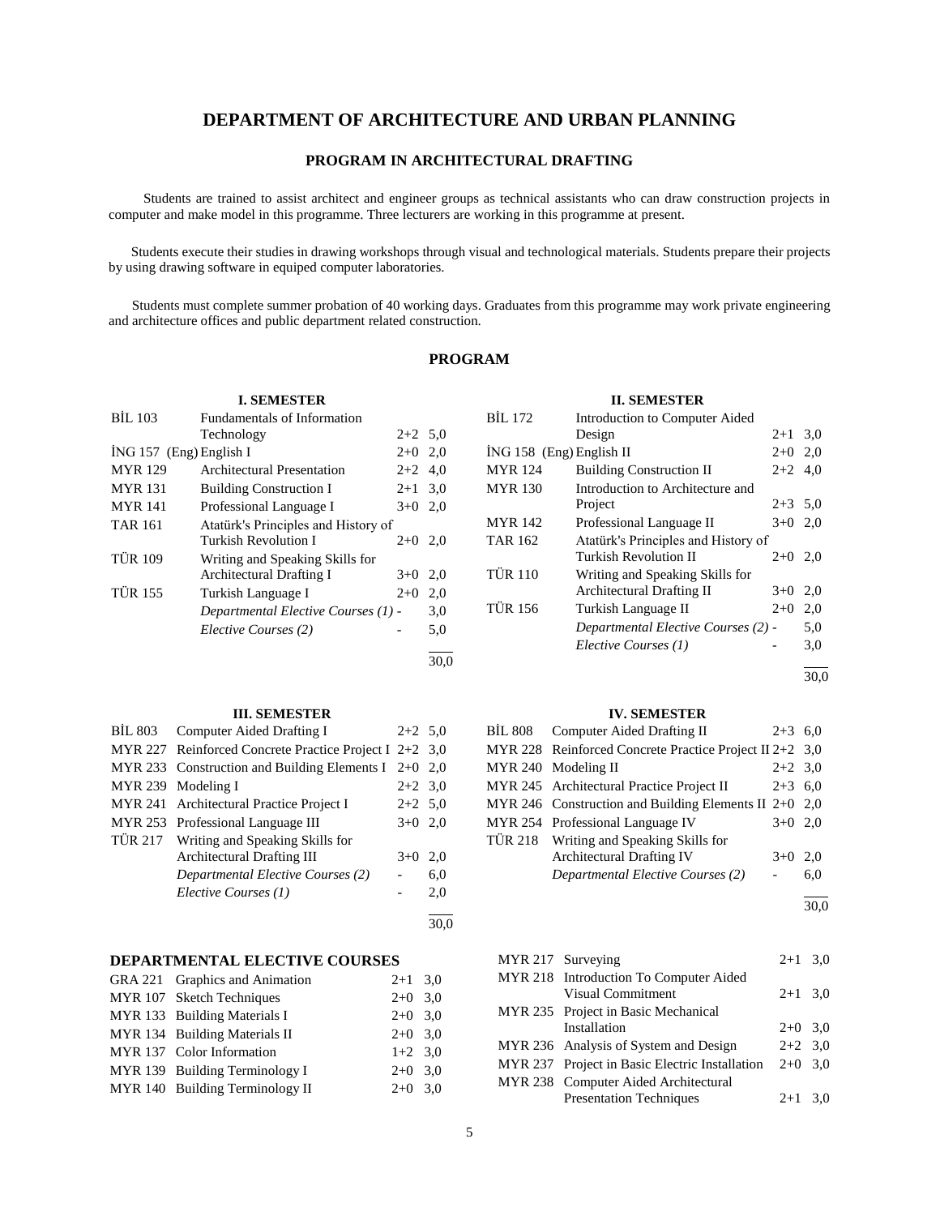# DEPARTMENT OF ARCHITECTURE AND URBAN PLANNING

## PROGRAM IN ARCHITECTURAL DRAFTING

Students are trained to assist architect and engineer groups as technical assistants who can draw construction projects in computer and make model in this programme. Three lecturers are working in this programme at present.

Students execute their studies in drawing workshops through visual and technological materials. Students prepare their projects by using drawing software in equiped computer laboratories.

Students must complete summer probation of 40 working days. Graduates from this programme may work private engineering and architecture offices and public department related construction.

### PROGRAM

**I. SEMESTER**

| Code | Course | Hours | Credit |
|---|---|---|---|
| BİL 103 | Fundamentals of Information Technology | 2+2 | 5,0 |
| İNG 157 (Eng) | English I | 2+0 | 2,0 |
| MYR 129 | Architectural Presentation | 2+2 | 4,0 |
| MYR 131 | Building Construction I | 2+1 | 3,0 |
| MYR 141 | Professional Language I | 3+0 | 2,0 |
| TAR 161 | Atatürk's Principles and History of Turkish Revolution I | 2+0 | 2,0 |
| TÜR 109 | Writing and Speaking Skills for Architectural Drafting I | 3+0 | 2,0 |
| TÜR 155 | Turkish Language I | 2+0 | 2,0 |
| | *Departmental Elective Courses (1)* | - | 3,0 |
| | *Elective Courses (2)* | - | 5,0 |
| | | | 30,0 |

**II. SEMESTER**

| Code | Course | Hours | Credit |
|---|---|---|---|
| BİL 172 | Introduction to Computer Aided Design | 2+1 | 3,0 |
| İNG 158 (Eng) | English II | 2+0 | 2,0 |
| MYR 124 | Building Construction II | 2+2 | 4,0 |
| MYR 130 | Introduction to Architecture and Project | 2+3 | 5,0 |
| MYR 142 | Professional Language II | 3+0 | 2,0 |
| TAR 162 | Atatürk's Principles and History of Turkish Revolution II | 2+0 | 2,0 |
| TÜR 110 | Writing and Speaking Skills for Architectural Drafting II | 3+0 | 2,0 |
| TÜR 156 | Turkish Language II | 2+0 | 2,0 |
| | *Departmental Elective Courses (2)* | - | 5,0 |
| | *Elective Courses (1)* | - | 3,0 |
| | | | 30,0 |

**III. SEMESTER**

| Code | Course | Hours | Credit |
|---|---|---|---|
| BİL 803 | Computer Aided Drafting I | 2+2 | 5,0 |
| MYR 227 | Reinforced Concrete Practice Project I | 2+2 | 3,0 |
| MYR 233 | Construction and Building Elements I | 2+0 | 2,0 |
| MYR 239 | Modeling I | 2+2 | 3,0 |
| MYR 241 | Architectural Practice Project I | 2+2 | 5,0 |
| MYR 253 | Professional Language III | 3+0 | 2,0 |
| TÜR 217 | Writing and Speaking Skills for Architectural Drafting III | 3+0 | 2,0 |
| | *Departmental Elective Courses (2)* | - | 6,0 |
| | *Elective Courses (1)* | - | 2,0 |
| | | | 30,0 |

**IV. SEMESTER**

| Code | Course | Hours | Credit |
|---|---|---|---|
| BİL 808 | Computer Aided Drafting II | 2+3 | 6,0 |
| MYR 228 | Reinforced Concrete Practice Project II | 2+2 | 3,0 |
| MYR 240 | Modeling II | 2+2 | 3,0 |
| MYR 245 | Architectural Practice Project II | 2+3 | 6,0 |
| MYR 246 | Construction and Building Elements II | 2+0 | 2,0 |
| MYR 254 | Professional Language IV | 3+0 | 2,0 |
| TÜR 218 | Writing and Speaking Skills for Architectural Drafting IV | 3+0 | 2,0 |
| | *Departmental Elective Courses (2)* | - | 6,0 |
| | | | 30,0 |

### DEPARTMENTAL ELECTIVE COURSES

| Code | Course | Hours | Credit |
|---|---|---|---|
| GRA 221 | Graphics and Animation | 2+1 | 3,0 |
| MYR 107 | Sketch Techniques | 2+0 | 3,0 |
| MYR 133 | Building Materials I | 2+0 | 3,0 |
| MYR 134 | Building Materials II | 2+0 | 3,0 |
| MYR 137 | Color Information | 1+2 | 3,0 |
| MYR 139 | Building Terminology I | 2+0 | 3,0 |
| MYR 140 | Building Terminology II | 2+0 | 3,0 |
| MYR 217 | Surveying | 2+1 | 3,0 |
| MYR 218 | Introduction To Computer Aided Visual Commitment | 2+1 | 3,0 |
| MYR 235 | Project in Basic Mechanical Installation | 2+0 | 3,0 |
| MYR 236 | Analysis of System and Design | 2+2 | 3,0 |
| MYR 237 | Project in Basic Electric Installation | 2+0 | 3,0 |
| MYR 238 | Computer Aided Architectural Presentation Techniques | 2+1 | 3,0 |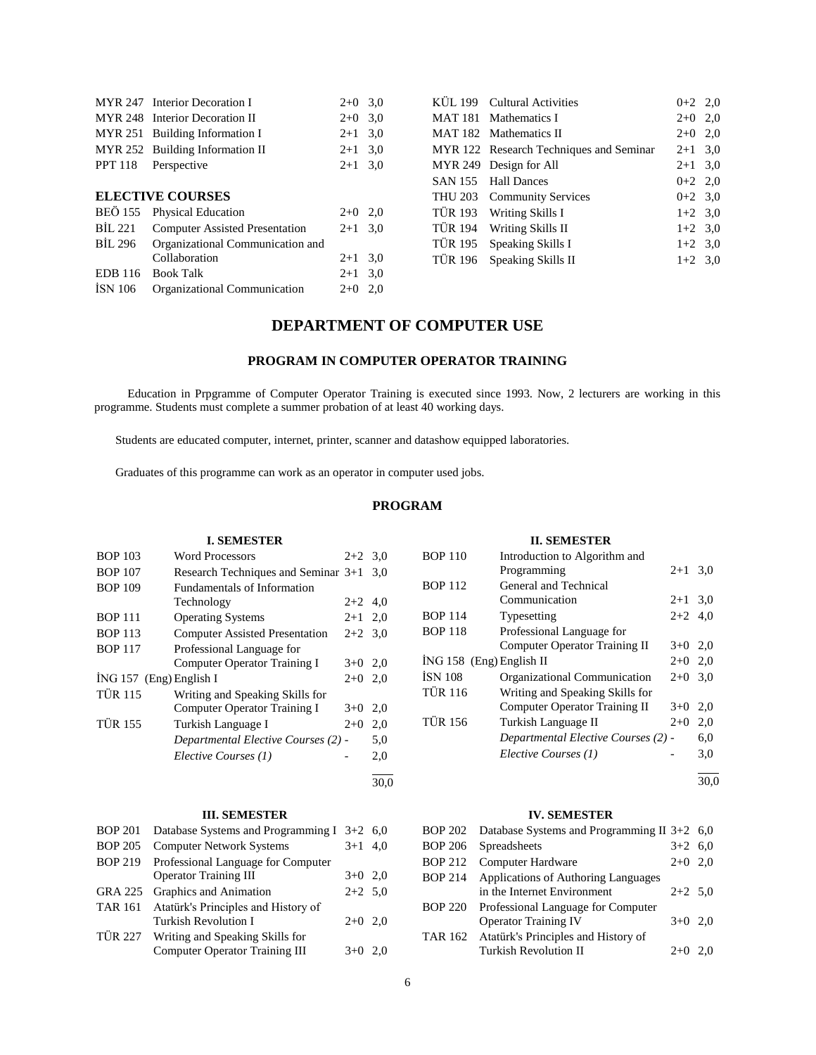| | | | |
|---|---|---|---|
| MYR 247 | Interior Decoration I | 2+0 | 3,0 |
| MYR 248 | Interior Decoration II | 2+0 | 3,0 |
| MYR 251 | Building Information I | 2+1 | 3,0 |
| MYR 252 | Building Information II | 2+1 | 3,0 |
| PPT 118 | Perspective | 2+1 | 3,0 |

**ELECTIVE COURSES**

| | | | |
|---|---|---|---|
| BEÖ 155 | Physical Education | 2+0 | 2,0 |
| BİL 221 | Computer Assisted Presentation | 2+1 | 3,0 |
| BİL 296 | Organizational Communication and Collaboration | 2+1 | 3,0 |
| EDB 116 | Book Talk | 2+1 | 3,0 |
| İSN 106 | Organizational Communication | 2+0 | 2,0 |
| KÜL 199 | Cultural Activities | 0+2 | 2,0 |
| MAT 181 | Mathematics I | 2+0 | 2,0 |
| MAT 182 | Mathematics II | 2+0 | 2,0 |
| MYR 122 | Research Techniques and Seminar | 2+1 | 3,0 |
| MYR 249 | Design for All | 2+1 | 3,0 |
| SAN 155 | Hall Dances | 0+2 | 2,0 |
| THU 203 | Community Services | 0+2 | 3,0 |
| TÜR 193 | Writing Skills I | 1+2 | 3,0 |
| TÜR 194 | Writing Skills II | 1+2 | 3,0 |
| TÜR 195 | Speaking Skills I | 1+2 | 3,0 |
| TÜR 196 | Speaking Skills II | 1+2 | 3,0 |

# DEPARTMENT OF COMPUTER USE

## PROGRAM IN COMPUTER OPERATOR TRAINING

Education in Prpgramme of Computer Operator Training is executed since 1993. Now, 2 lecturers are working in this programme. Students must complete a summer probation of at least 40 working days.

Students are educated computer, internet, printer, scanner and datashow equipped laboratories.

Graduates of this programme can work as an operator in computer used jobs.

### PROGRAM

**I. SEMESTER**

| | | | |
|---|---|---|---|
| BOP 103 | Word Processors | 2+2 | 3,0 |
| BOP 107 | Research Techniques and Seminar | 3+1 | 3,0 |
| BOP 109 | Fundamentals of Information Technology | 2+2 | 4,0 |
| BOP 111 | Operating Systems | 2+1 | 2,0 |
| BOP 113 | Computer Assisted Presentation | 2+2 | 3,0 |
| BOP 117 | Professional Language for Computer Operator Training I | 3+0 | 2,0 |
| İNG 157 | (Eng) English I | 2+0 | 2,0 |
| TÜR 115 | Writing and Speaking Skills for Computer Operator Training I | 3+0 | 2,0 |
| TÜR 155 | Turkish Language I | 2+0 | 2,0 |
| | *Departmental Elective Courses (2)* | - | 5,0 |
| | *Elective Courses (1)* | - | 2,0 |
| | | | 30,0 |

**II. SEMESTER**

| | | | |
|---|---|---|---|
| BOP 110 | Introduction to Algorithm and Programming | 2+1 | 3,0 |
| BOP 112 | General and Technical Communication | 2+1 | 3,0 |
| BOP 114 | Typesetting | 2+2 | 4,0 |
| BOP 118 | Professional Language for Computer Operator Training II | 3+0 | 2,0 |
| İNG 158 | (Eng) English II | 2+0 | 2,0 |
| İSN 108 | Organizational Communication | 2+0 | 3,0 |
| TÜR 116 | Writing and Speaking Skills for Computer Operator Training II | 3+0 | 2,0 |
| TÜR 156 | Turkish Language II | 2+0 | 2,0 |
| | *Departmental Elective Courses (2)* | - | 6,0 |
| | *Elective Courses (1)* | - | 3,0 |
| | | | 30,0 |

**III. SEMESTER**

| | | | |
|---|---|---|---|
| BOP 201 | Database Systems and Programming I | 3+2 | 6,0 |
| BOP 205 | Computer Network Systems | 3+1 | 4,0 |
| BOP 219 | Professional Language for Computer Operator Training III | 3+0 | 2,0 |
| GRA 225 | Graphics and Animation | 2+2 | 5,0 |
| TAR 161 | Atatürk's Principles and History of Turkish Revolution I | 2+0 | 2,0 |
| TÜR 227 | Writing and Speaking Skills for Computer Operator Training III | 3+0 | 2,0 |

**IV. SEMESTER**

| | | | |
|---|---|---|---|
| BOP 202 | Database Systems and Programming II | 3+2 | 6,0 |
| BOP 206 | Spreadsheets | 3+2 | 6,0 |
| BOP 212 | Computer Hardware | 2+0 | 2,0 |
| BOP 214 | Applications of Authoring Languages in the Internet Environment | 2+2 | 5,0 |
| BOP 220 | Professional Language for Computer Operator Training IV | 3+0 | 2,0 |
| TAR 162 | Atatürk's Principles and History of Turkish Revolution II | 2+0 | 2,0 |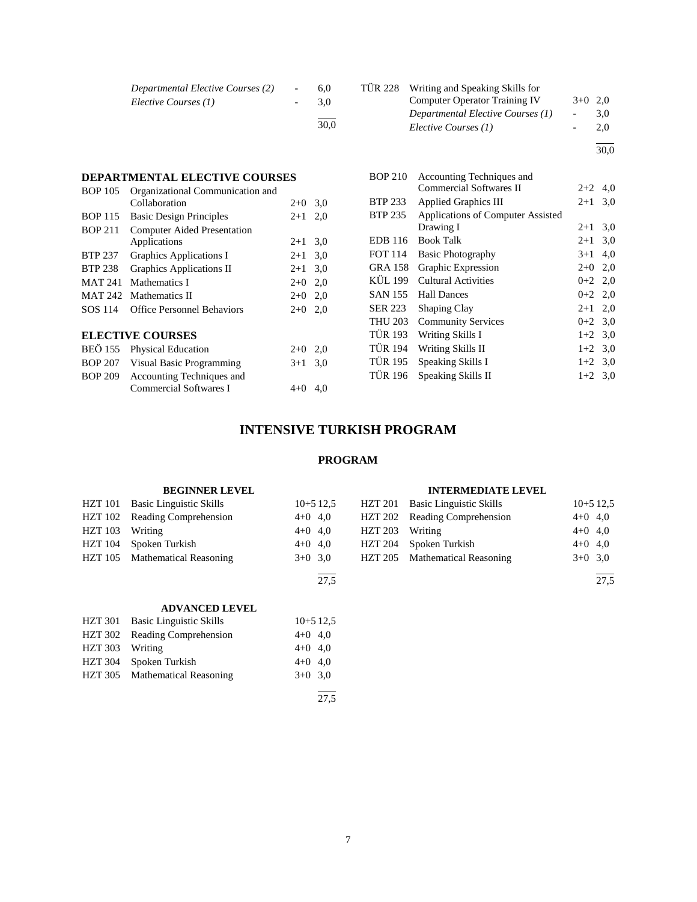| | | | |
|---|---|---|---|
| | *Departmental Elective Courses (2)* | - | 6,0 |
| | *Elective Courses (1)* | - | 3,0 |
| | | | 30,0 |

| | | | |
|---|---|---|---|
| TÜR 228 | Writing and Speaking Skills for Computer Operator Training IV | 3+0 | 2,0 |
| | *Departmental Elective Courses (1)* | - | 3,0 |
| | *Elective Courses (1)* | - | 2,0 |
| | | | 30,0 |

## DEPARTMENTAL ELECTIVE COURSES

| | | | |
|---|---|---|---|
| BOP 105 | Organizational Communication and Collaboration | 2+0 | 3,0 |
| BOP 115 | Basic Design Principles | 2+1 | 2,0 |
| BOP 211 | Computer Aided Presentation Applications | 2+1 | 3,0 |
| BTP 237 | Graphics Applications I | 2+1 | 3,0 |
| BTP 238 | Graphics Applications II | 2+1 | 3,0 |
| MAT 241 | Mathematics I | 2+0 | 2,0 |
| MAT 242 | Mathematics II | 2+0 | 2,0 |
| SOS 114 | Office Personnel Behaviors | 2+0 | 2,0 |

## ELECTIVE COURSES

| | | | |
|---|---|---|---|
| BEÖ 155 | Physical Education | 2+0 | 2,0 |
| BOP 207 | Visual Basic Programming | 3+1 | 3,0 |
| BOP 209 | Accounting Techniques and Commercial Softwares I | 4+0 | 4,0 |
| BOP 210 | Accounting Techniques and Commercial Softwares II | 2+2 | 4,0 |
| BTP 233 | Applied Graphics III | 2+1 | 3,0 |
| BTP 235 | Applications of Computer Assisted Drawing I | 2+1 | 3,0 |
| EDB 116 | Book Talk | 2+1 | 3,0 |
| FOT 114 | Basic Photography | 3+1 | 4,0 |
| GRA 158 | Graphic Expression | 2+0 | 2,0 |
| KÜL 199 | Cultural Activities | 0+2 | 2,0 |
| SAN 155 | Hall Dances | 0+2 | 2,0 |
| SER 223 | Shaping Clay | 2+1 | 2,0 |
| THU 203 | Community Services | 0+2 | 3,0 |
| TÜR 193 | Writing Skills I | 1+2 | 3,0 |
| TÜR 194 | Writing Skills II | 1+2 | 3,0 |
| TÜR 195 | Speaking Skills I | 1+2 | 3,0 |
| TÜR 196 | Speaking Skills II | 1+2 | 3,0 |

# INTENSIVE TURKISH PROGRAM

## PROGRAM

### BEGINNER LEVEL

| | | | |
|---|---|---|---|
| HZT 101 | Basic Linguistic Skills | 10+5 | 12,5 |
| HZT 102 | Reading Comprehension | 4+0 | 4,0 |
| HZT 103 | Writing | 4+0 | 4,0 |
| HZT 104 | Spoken Turkish | 4+0 | 4,0 |
| HZT 105 | Mathematical Reasoning | 3+0 | 3,0 |
| | | | 27,5 |

### INTERMEDIATE LEVEL

| | | | |
|---|---|---|---|
| HZT 201 | Basic Linguistic Skills | 10+5 | 12,5 |
| HZT 202 | Reading Comprehension | 4+0 | 4,0 |
| HZT 203 | Writing | 4+0 | 4,0 |
| HZT 204 | Spoken Turkish | 4+0 | 4,0 |
| HZT 205 | Mathematical Reasoning | 3+0 | 3,0 |
| | | | 27,5 |

### ADVANCED LEVEL

| | | | |
|---|---|---|---|
| HZT 301 | Basic Linguistic Skills | 10+5 | 12,5 |
| HZT 302 | Reading Comprehension | 4+0 | 4,0 |
| HZT 303 | Writing | 4+0 | 4,0 |
| HZT 304 | Spoken Turkish | 4+0 | 4,0 |
| HZT 305 | Mathematical Reasoning | 3+0 | 3,0 |
| | | | 27,5 |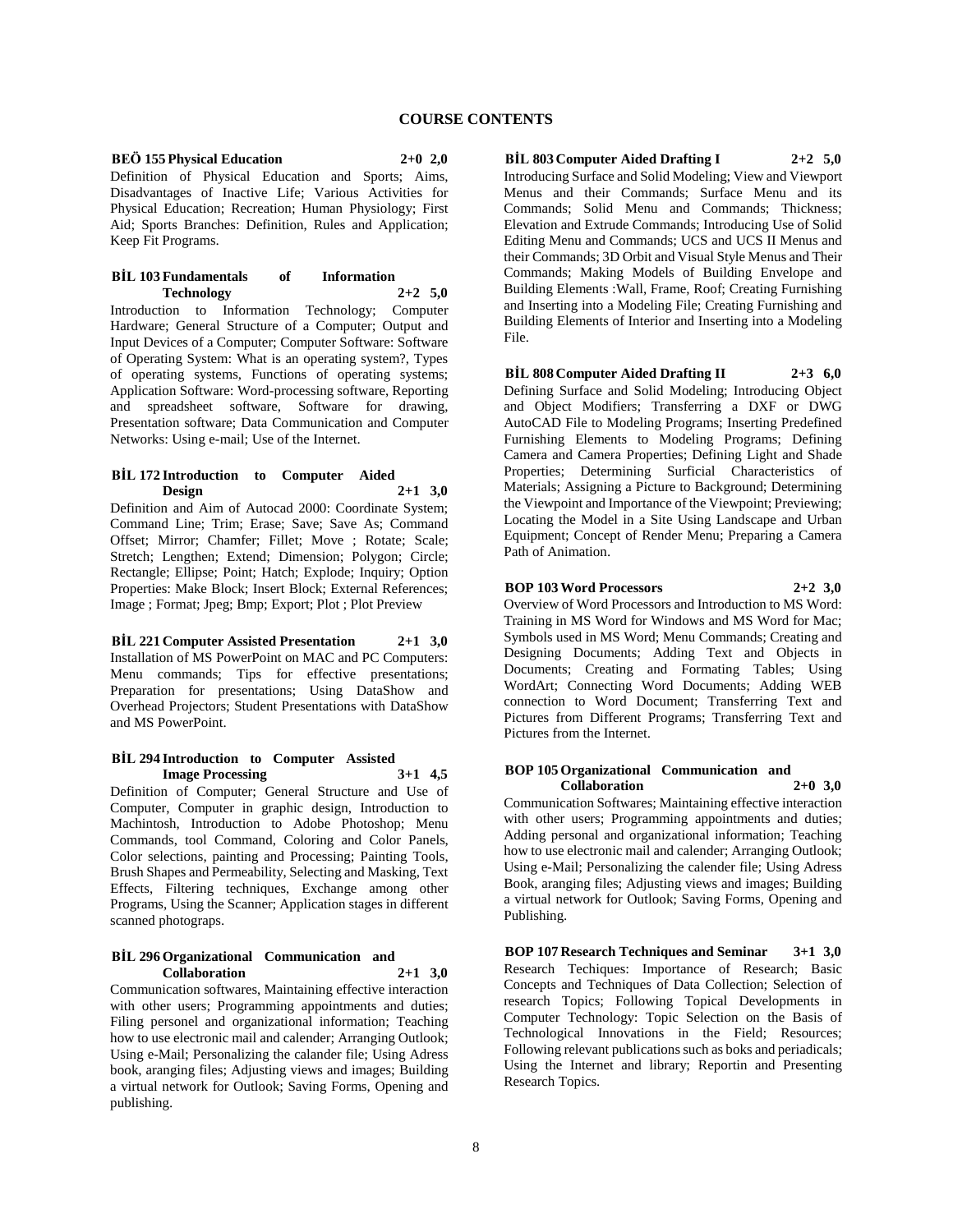# COURSE CONTENTS

**BEÖ 155 Physical Education 2+0 2,0**

Definition of Physical Education and Sports; Aims, Disadvantages of Inactive Life; Various Activities for Physical Education; Recreation; Human Physiology; First Aid; Sports Branches: Definition, Rules and Application; Keep Fit Programs.

**BİL 103 Fundamentals of Information Technology 2+2 5,0**

Introduction to Information Technology; Computer Hardware; General Structure of a Computer; Output and Input Devices of a Computer; Computer Software: Software of Operating System: What is an operating system?, Types of operating systems, Functions of operating systems; Application Software: Word-processing software, Reporting and spreadsheet software, Software for drawing, Presentation software; Data Communication and Computer Networks: Using e-mail; Use of the Internet.

**BİL 172 Introduction to Computer Aided Design 2+1 3,0**

Definition and Aim of Autocad 2000: Coordinate System; Command Line; Trim; Erase; Save; Save As; Command Offset; Mirror; Chamfer; Fillet; Move ; Rotate; Scale; Stretch; Lengthen; Extend; Dimension; Polygon; Circle; Rectangle; Ellipse; Point; Hatch; Explode; Inquiry; Option Properties: Make Block; Insert Block; External References; Image ; Format; Jpeg; Bmp; Export; Plot ; Plot Preview

**BİL 221 Computer Assisted Presentation 2+1 3,0**

Installation of MS PowerPoint on MAC and PC Computers: Menu commands; Tips for effective presentations; Preparation for presentations; Using DataShow and Overhead Projectors; Student Presentations with DataShow and MS PowerPoint.

**BİL 294 Introduction to Computer Assisted Image Processing 3+1 4,5**

Definition of Computer; General Structure and Use of Computer, Computer in graphic design, Introduction to Machintosh, Introduction to Adobe Photoshop; Menu Commands, tool Command, Coloring and Color Panels, Color selections, painting and Processing; Painting Tools, Brush Shapes and Permeability, Selecting and Masking, Text Effects, Filtering techniques, Exchange among other Programs, Using the Scanner; Application stages in different scanned photograps.

**BİL 296 Organizational Communication and Collaboration 2+1 3,0**

Communication softwares, Maintaining effective interaction with other users; Programming appointments and duties; Filing personel and organizational information; Teaching how to use electronic mail and calender; Arranging Outlook; Using e-Mail; Personalizing the calander file; Using Adress book, aranging files; Adjusting views and images; Building a virtual network for Outlook; Saving Forms, Opening and publishing.

**BİL 803 Computer Aided Drafting I 2+2 5,0**

Introducing Surface and Solid Modeling; View and Viewport Menus and their Commands; Surface Menu and its Commands; Solid Menu and Commands; Thickness; Elevation and Extrude Commands; Introducing Use of Solid Editing Menu and Commands; UCS and UCS II Menus and their Commands; 3D Orbit and Visual Style Menus and Their Commands; Making Models of Building Envelope and Building Elements :Wall, Frame, Roof; Creating Furnishing and Inserting into a Modeling File; Creating Furnishing and Building Elements of Interior and Inserting into a Modeling File.

**BİL 808 Computer Aided Drafting II 2+3 6,0**

Defining Surface and Solid Modeling; Introducing Object and Object Modifiers; Transferring a DXF or DWG AutoCAD File to Modeling Programs; Inserting Predefined Furnishing Elements to Modeling Programs; Defining Camera and Camera Properties; Defining Light and Shade Properties; Determining Surficial Characteristics of Materials; Assigning a Picture to Background; Determining the Viewpoint and Importance of the Viewpoint; Previewing; Locating the Model in a Site Using Landscape and Urban Equipment; Concept of Render Menu; Preparing a Camera Path of Animation.

**BOP 103 Word Processors 2+2 3,0**

Overview of Word Processors and Introduction to MS Word: Training in MS Word for Windows and MS Word for Mac; Symbols used in MS Word; Menu Commands; Creating and Designing Documents; Adding Text and Objects in Documents; Creating and Formating Tables; Using WordArt; Connecting Word Documents; Adding WEB connection to Word Document; Transferring Text and Pictures from Different Programs; Transferring Text and Pictures from the Internet.

**BOP 105 Organizational Communication and Collaboration 2+0 3,0**

Communication Softwares; Maintaining effective interaction with other users; Programming appointments and duties; Adding personal and organizational information; Teaching how to use electronic mail and calender; Arranging Outlook; Using e-Mail; Personalizing the calender file; Using Adress Book, aranging files; Adjusting views and images; Building a virtual network for Outlook; Saving Forms, Opening and Publishing.

**BOP 107 Research Techniques and Seminar 3+1 3,0**

Research Techiques: Importance of Research; Basic Concepts and Techniques of Data Collection; Selection of research Topics; Following Topical Developments in Computer Technology: Topic Selection on the Basis of Technological Innovations in the Field; Resources; Following relevant publications such as boks and periadicals; Using the Internet and library; Reportin and Presenting Research Topics.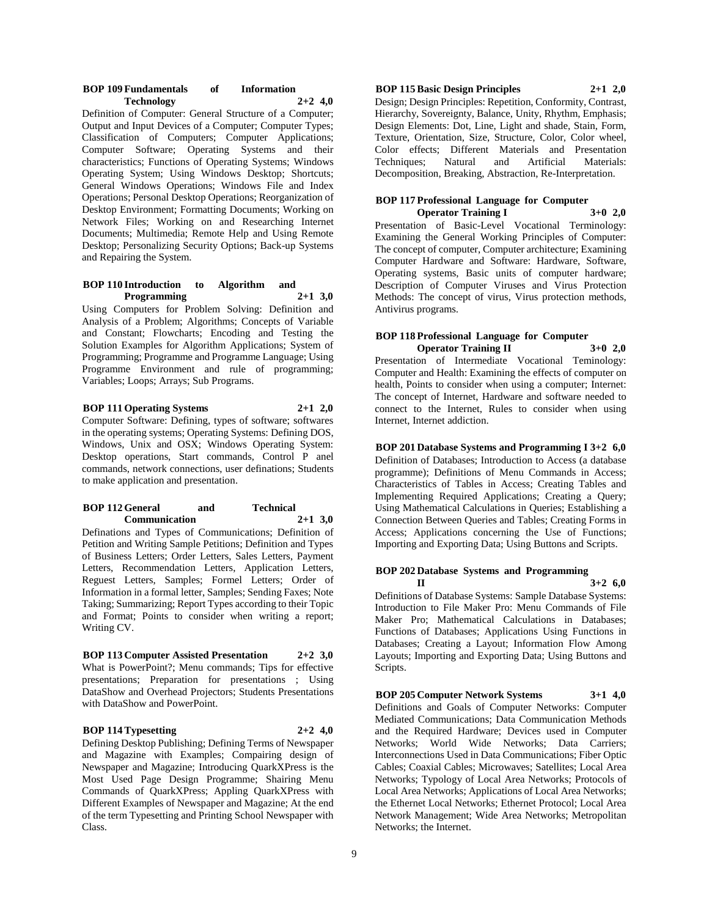**BOP 109 Fundamentals of Information Technology 2+2 4,0**

Definition of Computer: General Structure of a Computer; Output and Input Devices of a Computer; Computer Types; Classification of Computers; Computer Applications; Computer Software; Operating Systems and their characteristics; Functions of Operating Systems; Windows Operating System; Using Windows Desktop; Shortcuts; General Windows Operations; Windows File and Index Operations; Personal Desktop Operations; Reorganization of Desktop Environment; Formatting Documents; Working on Network Files; Working on and Researching Internet Documents; Multimedia; Remote Help and Using Remote Desktop; Personalizing Security Options; Back-up Systems and Repairing the System.

**BOP 110 Introduction to Algorithm and Programming 2+1 3,0**

Using Computers for Problem Solving: Definition and Analysis of a Problem; Algorithms; Concepts of Variable and Constant; Flowcharts; Encoding and Testing the Solution Examples for Algorithm Applications; System of Programming; Programme and Programme Language; Using Programme Environment and rule of programming; Variables; Loops; Arrays; Sub Programs.

**BOP 111 Operating Systems 2+1 2,0**

Computer Software: Defining, types of software; softwares in the operating systems; Operating Systems: Defining DOS, Windows, Unix and OSX; Windows Operating System: Desktop operations, Start commands, Control P anel commands, network connections, user definations; Students to make application and presentation.

**BOP 112 General and Technical Communication 2+1 3,0**

Definations and Types of Communications; Definition of Petition and Writing Sample Petitions; Definition and Types of Business Letters; Order Letters, Sales Letters, Payment Letters, Recommendation Letters, Application Letters, Reguest Letters, Samples; Formel Letters; Order of Information in a formal letter, Samples; Sending Faxes; Note Taking; Summarizing; Report Types according to their Topic and Format; Points to consider when writing a report; Writing CV.

**BOP 113 Computer Assisted Presentation 2+2 3,0**

What is PowerPoint?; Menu commands; Tips for effective presentations; Preparation for presentations ; Using DataShow and Overhead Projectors; Students Presentations with DataShow and PowerPoint.

**BOP 114 Typesetting 2+2 4,0**

Defining Desktop Publishing; Defining Terms of Newspaper and Magazine with Examples; Compairing design of Newspaper and Magazine; Introducing QuarkXPress is the Most Used Page Design Programme; Shairing Menu Commands of QuarkXPress; Appling QuarkXPress with Different Examples of Newspaper and Magazine; At the end of the term Typesetting and Printing School Newspaper with Class.

**BOP 115 Basic Design Principles 2+1 2,0**

Design; Design Principles: Repetition, Conformity, Contrast, Hierarchy, Sovereignty, Balance, Unity, Rhythm, Emphasis; Design Elements: Dot, Line, Light and shade, Stain, Form, Texture, Orientation, Size, Structure, Color, Color wheel, Color effects; Different Materials and Presentation Techniques; Natural and Artificial Materials: Decomposition, Breaking, Abstraction, Re-Interpretation.

**BOP 117 Professional Language for Computer Operator Training I 3+0 2,0**

Presentation of Basic-Level Vocational Terminology: Examining the General Working Principles of Computer: The concept of computer, Computer architecture; Examining Computer Hardware and Software: Hardware, Software, Operating systems, Basic units of computer hardware; Description of Computer Viruses and Virus Protection Methods: The concept of virus, Virus protection methods, Antivirus programs.

**BOP 118 Professional Language for Computer Operator Training II 3+0 2,0**

Presentation of Intermediate Vocational Teminology: Computer and Health: Examining the effects of computer on health, Points to consider when using a computer; Internet: The concept of Internet, Hardware and software needed to connect to the Internet, Rules to consider when using Internet, Internet addiction.

**BOP 201 Database Systems and Programming I 3+2 6,0**

Definition of Databases; Introduction to Access (a database programme); Definitions of Menu Commands in Access; Characteristics of Tables in Access; Creating Tables and Implementing Required Applications; Creating a Query; Using Mathematical Calculations in Queries; Establishing a Connection Between Queries and Tables; Creating Forms in Access; Applications concerning the Use of Functions; Importing and Exporting Data; Using Buttons and Scripts.

**BOP 202 Database Systems and Programming II 3+2 6,0**

Definitions of Database Systems: Sample Database Systems: Introduction to File Maker Pro: Menu Commands of File Maker Pro; Mathematical Calculations in Databases; Functions of Databases; Applications Using Functions in Databases; Creating a Layout; Information Flow Among Layouts; Importing and Exporting Data; Using Buttons and Scripts.

**BOP 205 Computer Network Systems 3+1 4,0**

Definitions and Goals of Computer Networks: Computer Mediated Communications; Data Communication Methods and the Required Hardware; Devices used in Computer Networks; World Wide Networks; Data Carriers; Interconnections Used in Data Communications; Fiber Optic Cables; Coaxial Cables; Microwaves; Satellites; Local Area Networks; Typology of Local Area Networks; Protocols of Local Area Networks; Applications of Local Area Networks; the Ethernet Local Networks; Ethernet Protocol; Local Area Network Management; Wide Area Networks; Metropolitan Networks; the Internet.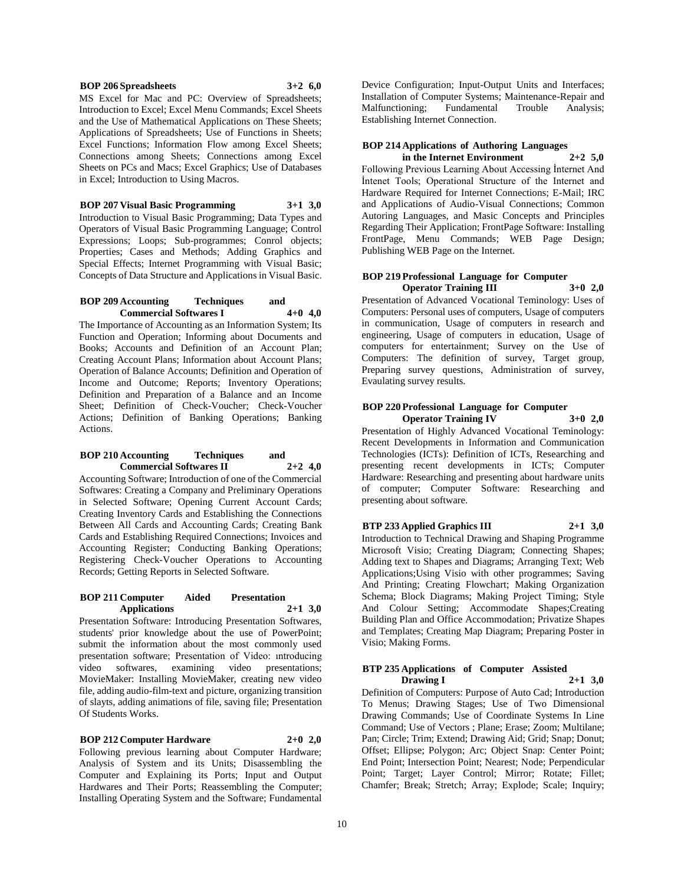**BOP 206 Spreadsheets 3+2 6,0**

MS Excel for Mac and PC: Overview of Spreadsheets; Introduction to Excel; Excel Menu Commands; Excel Sheets and the Use of Mathematical Applications on These Sheets; Applications of Spreadsheets; Use of Functions in Sheets; Excel Functions; Information Flow among Excel Sheets; Connections among Sheets; Connections among Excel Sheets on PCs and Macs; Excel Graphics; Use of Databases in Excel; Introduction to Using Macros.

**BOP 207 Visual Basic Programming 3+1 3,0**

Introduction to Visual Basic Programming; Data Types and Operators of Visual Basic Programming Language; Control Expressions; Loops; Sub-programmes; Conrol objects; Properties; Cases and Methods; Adding Graphics and Special Effects; Internet Programming with Visual Basic; Concepts of Data Structure and Applications in Visual Basic.

**BOP 209 Accounting Techniques and Commercial Softwares I 4+0 4,0**

The Importance of Accounting as an Information System; Its Function and Operation; Informing about Documents and Books; Accounts and Definition of an Account Plan; Creating Account Plans; Information about Account Plans; Operation of Balance Accounts; Definition and Operation of Income and Outcome; Reports; Inventory Operations; Definition and Preparation of a Balance and an Income Sheet; Definition of Check-Voucher; Check-Voucher Actions; Definition of Banking Operations; Banking Actions.

**BOP 210 Accounting Techniques and Commercial Softwares II 2+2 4,0**

Accounting Software; Introduction of one of the Commercial Softwares: Creating a Company and Preliminary Operations in Selected Software; Opening Current Account Cards; Creating Inventory Cards and Establishing the Connections Between All Cards and Accounting Cards; Creating Bank Cards and Establishing Required Connections; Invoices and Accounting Register; Conducting Banking Operations; Registering Check-Voucher Operations to Accounting Records; Getting Reports in Selected Software.

**BOP 211 Computer Aided Presentation Applications 2+1 3,0**

Presentation Software: Introducing Presentation Softwares, students' prior knowledge about the use of PowerPoint; submit the information about the most commonly used presentation software; Presentation of Video: ıntroducing video softwares, examining video presentations; MovieMaker: Installing MovieMaker, creating new video file, adding audio-film-text and picture, organizing transition of slayts, adding animations of file, saving file; Presentation Of Students Works.

**BOP 212 Computer Hardware 2+0 2,0**

Following previous learning about Computer Hardware; Analysis of System and its Units; Disassembling the Computer and Explaining its Ports; Input and Output Hardwares and Their Ports; Reassembling the Computer; Installing Operating System and the Software; Fundamental Device Configuration; Input-Output Units and Interfaces; Installation of Computer Systems; Maintenance-Repair and Malfunctioning; Fundamental Trouble Analysis; Establishing Internet Connection.

**BOP 214 Applications of Authoring Languages in the Internet Environment 2+2 5,0**

Following Previous Learning About Accessing İnternet And İntenet Tools; Operational Structure of the Internet and Hardware Required for Internet Connections; E-Mail; IRC and Applications of Audio-Visual Connections; Common Autoring Languages, and Masic Concepts and Principles Regarding Their Application; FrontPage Software: Installing FrontPage, Menu Commands; WEB Page Design; Publishing WEB Page on the Internet.

**BOP 219 Professional Language for Computer Operator Training III 3+0 2,0**

Presentation of Advanced Vocational Teminology: Uses of Computers: Personal uses of computers, Usage of computers in communication, Usage of computers in research and engineering, Usage of computers in education, Usage of computers for entertainment; Survey on the Use of Computers: The definition of survey, Target group, Preparing survey questions, Administration of survey, Evaulating survey results.

**BOP 220 Professional Language for Computer Operator Training IV 3+0 2,0**

Presentation of Highly Advanced Vocational Teminology: Recent Developments in Information and Communication Technologies (ICTs): Definition of ICTs, Researching and presenting recent developments in ICTs; Computer Hardware: Researching and presenting about hardware units of computer; Computer Software: Researching and presenting about software.

**BTP 233 Applied Graphics III 2+1 3,0**

Introduction to Technical Drawing and Shaping Programme Microsoft Visio; Creating Diagram; Connecting Shapes; Adding text to Shapes and Diagrams; Arranging Text; Web Applications;Using Visio with other programmes; Saving And Printing; Creating Flowchart; Making Organization Schema; Block Diagrams; Making Project Timing; Style And Colour Setting; Accommodate Shapes;Creating Building Plan and Office Accommodation; Privatize Shapes and Templates; Creating Map Diagram; Preparing Poster in Visio; Making Forms.

**BTP 235 Applications of Computer Assisted Drawing I 2+1 3,0**

Definition of Computers: Purpose of Auto Cad; Introduction To Menus; Drawing Stages; Use of Two Dimensional Drawing Commands; Use of Coordinate Systems In Line Command; Use of Vectors ; Plane; Erase; Zoom; Multilane; Pan; Circle; Trim; Extend; Drawing Aid; Grid; Snap; Donut; Offset; Ellipse; Polygon; Arc; Object Snap: Center Point; End Point; Intersection Point; Nearest; Node; Perpendicular Point; Target; Layer Control; Mirror; Rotate; Fillet; Chamfer; Break; Stretch; Array; Explode; Scale; Inquiry;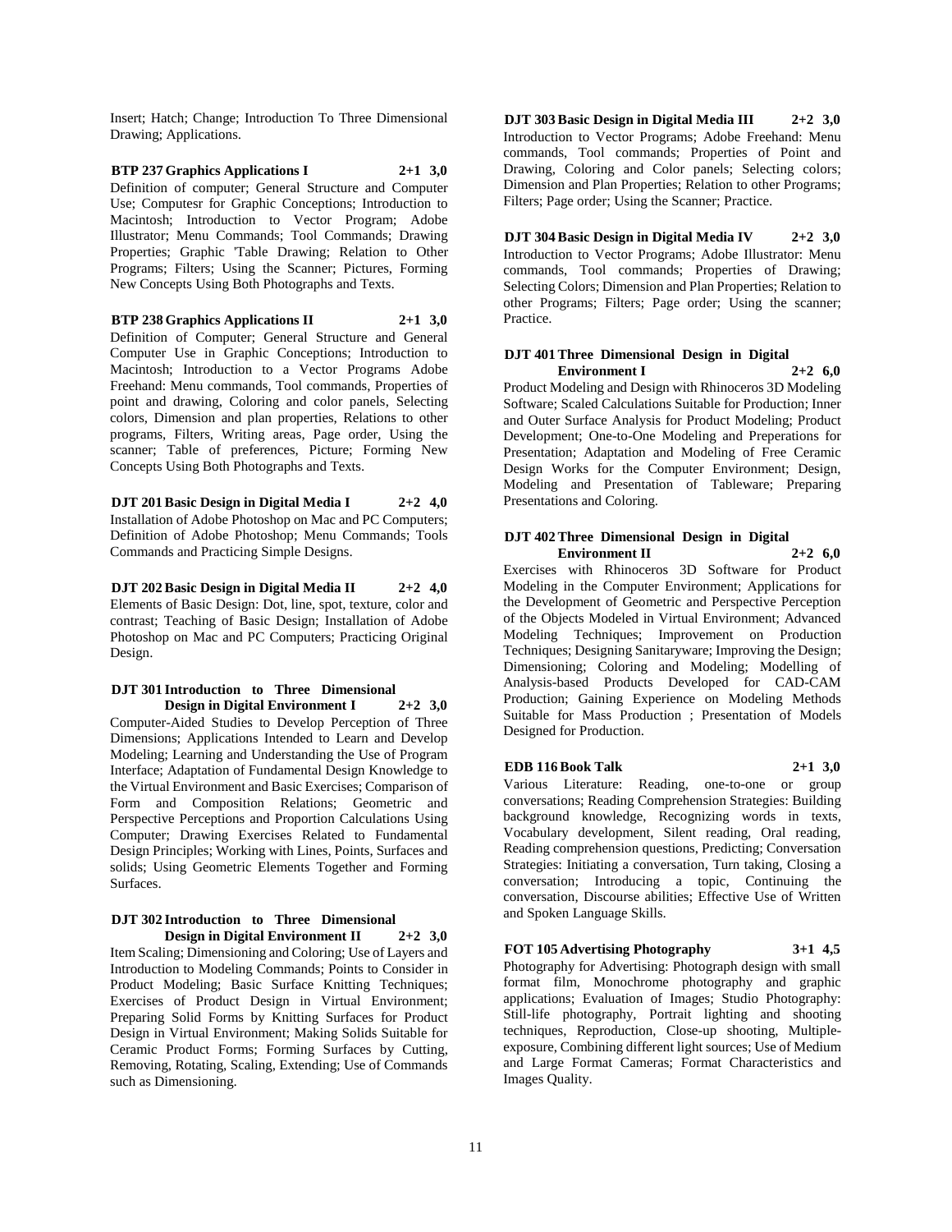Insert; Hatch; Change; Introduction To Three Dimensional Drawing; Applications.

**BTP 237 Graphics Applications I 2+1 3,0**

Definition of computer; General Structure and Computer Use; Computesr for Graphic Conceptions; Introduction to Macintosh; Introduction to Vector Program; Adobe Illustrator; Menu Commands; Tool Commands; Drawing Properties; Graphic 'Table Drawing; Relation to Other Programs; Filters; Using the Scanner; Pictures, Forming New Concepts Using Both Photographs and Texts.

**BTP 238 Graphics Applications II 2+1 3,0**

Definition of Computer; General Structure and General Computer Use in Graphic Conceptions; Introduction to Macintosh; Introduction to a Vector Programs Adobe Freehand: Menu commands, Tool commands, Properties of point and drawing, Coloring and color panels, Selecting colors, Dimension and plan properties, Relations to other programs, Filters, Writing areas, Page order, Using the scanner; Table of preferences, Picture; Forming New Concepts Using Both Photographs and Texts.

**DJT 201 Basic Design in Digital Media I 2+2 4,0**

Installation of Adobe Photoshop on Mac and PC Computers; Definition of Adobe Photoshop; Menu Commands; Tools Commands and Practicing Simple Designs.

**DJT 202 Basic Design in Digital Media II 2+2 4,0**

Elements of Basic Design: Dot, line, spot, texture, color and contrast; Teaching of Basic Design; Installation of Adobe Photoshop on Mac and PC Computers; Practicing Original Design.

**DJT 301 Introduction to Three Dimensional Design in Digital Environment I 2+2 3,0**

Computer-Aided Studies to Develop Perception of Three Dimensions; Applications Intended to Learn and Develop Modeling; Learning and Understanding the Use of Program Interface; Adaptation of Fundamental Design Knowledge to the Virtual Environment and Basic Exercises; Comparison of Form and Composition Relations; Geometric and Perspective Perceptions and Proportion Calculations Using Computer; Drawing Exercises Related to Fundamental Design Principles; Working with Lines, Points, Surfaces and solids; Using Geometric Elements Together and Forming Surfaces.

**DJT 302 Introduction to Three Dimensional Design in Digital Environment II 2+2 3,0**

Item Scaling; Dimensioning and Coloring; Use of Layers and Introduction to Modeling Commands; Points to Consider in Product Modeling; Basic Surface Knitting Techniques; Exercises of Product Design in Virtual Environment; Preparing Solid Forms by Knitting Surfaces for Product Design in Virtual Environment; Making Solids Suitable for Ceramic Product Forms; Forming Surfaces by Cutting, Removing, Rotating, Scaling, Extending; Use of Commands such as Dimensioning.

**DJT 303 Basic Design in Digital Media III 2+2 3,0**

Introduction to Vector Programs; Adobe Freehand: Menu commands, Tool commands; Properties of Point and Drawing, Coloring and Color panels; Selecting colors; Dimension and Plan Properties; Relation to other Programs; Filters; Page order; Using the Scanner; Practice.

**DJT 304 Basic Design in Digital Media IV 2+2 3,0**

Introduction to Vector Programs; Adobe Illustrator: Menu commands, Tool commands; Properties of Drawing; Selecting Colors; Dimension and Plan Properties; Relation to other Programs; Filters; Page order; Using the scanner; Practice.

**DJT 401 Three Dimensional Design in Digital Environment I 2+2 6,0**

Product Modeling and Design with Rhinoceros 3D Modeling Software; Scaled Calculations Suitable for Production; Inner and Outer Surface Analysis for Product Modeling; Product Development; One-to-One Modeling and Preperations for Presentation; Adaptation and Modeling of Free Ceramic Design Works for the Computer Environment; Design, Modeling and Presentation of Tableware; Preparing Presentations and Coloring.

**DJT 402 Three Dimensional Design in Digital Environment II 2+2 6,0**

Exercises with Rhinoceros 3D Software for Product Modeling in the Computer Environment; Applications for the Development of Geometric and Perspective Perception of the Objects Modeled in Virtual Environment; Advanced Modeling Techniques; Improvement on Production Techniques; Designing Sanitaryware; Improving the Design; Dimensioning; Coloring and Modeling; Modelling of Analysis-based Products Developed for CAD-CAM Production; Gaining Experience on Modeling Methods Suitable for Mass Production ; Presentation of Models Designed for Production.

**EDB 116 Book Talk 2+1 3,0**

Various Literature: Reading, one-to-one or group conversations; Reading Comprehension Strategies: Building background knowledge, Recognizing words in texts, Vocabulary development, Silent reading, Oral reading, Reading comprehension questions, Predicting; Conversation Strategies: Initiating a conversation, Turn taking, Closing a conversation; Introducing a topic, Continuing the conversation, Discourse abilities; Effective Use of Written and Spoken Language Skills.

**FOT 105 Advertising Photography 3+1 4,5**

Photography for Advertising: Photograph design with small format film, Monochrome photography and graphic applications; Evaluation of Images; Studio Photography: Still-life photography, Portrait lighting and shooting techniques, Reproduction, Close-up shooting, Multiple-exposure, Combining different light sources; Use of Medium and Large Format Cameras; Format Characteristics and Images Quality.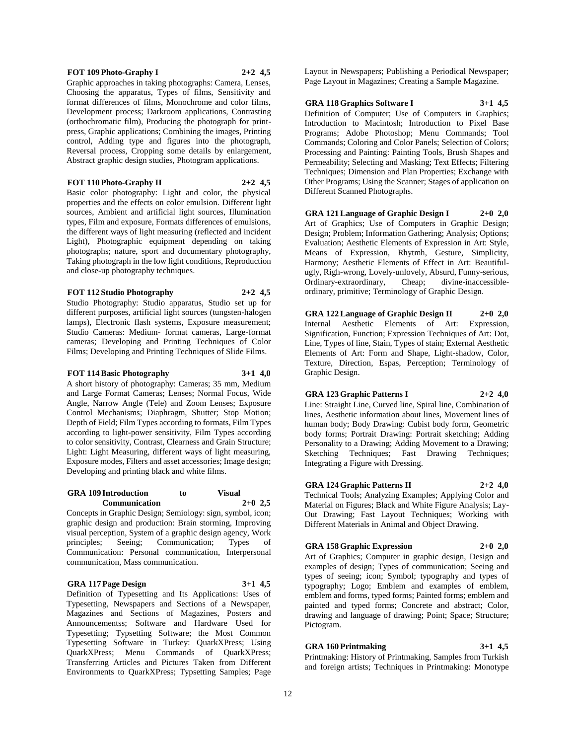**FOT 109 Photo-Graphy I 2+2 4,5**

Graphic approaches in taking photographs: Camera, Lenses, Choosing the apparatus, Types of films, Sensitivity and format differences of films, Monochrome and color films, Development process; Darkroom applications, Contrasting (orthochromatic film), Producing the photograph for print-press, Graphic applications; Combining the images, Printing control, Adding type and figures into the photograph, Reversal process, Cropping some details by enlargement, Abstract graphic design studies, Photogram applications.

**FOT 110 Photo-Graphy II 2+2 4,5**

Basic color photography: Light and color, the physical properties and the effects on color emulsion. Different light sources, Ambient and artificial light sources, Illumination types, Film and exposure, Formats differences of emulsions, the different ways of light measuring (reflected and incident Light), Photographic equipment depending on taking photographs; nature, sport and documentary photography, Taking photograph in the low light conditions, Reproduction and close-up photography techniques.

**FOT 112 Studio Photography 2+2 4,5**

Studio Photography: Studio apparatus, Studio set up for different purposes, artificial light sources (tungsten-halogen lamps), Electronic flash systems, Exposure measurement; Studio Cameras: Medium- format cameras, Large-format cameras; Developing and Printing Techniques of Color Films; Developing and Printing Techniques of Slide Films.

**FOT 114 Basic Photography 3+1 4,0**

A short history of photography: Cameras; 35 mm, Medium and Large Format Cameras; Lenses; Normal Focus, Wide Angle, Narrow Angle (Tele) and Zoom Lenses; Exposure Control Mechanisms; Diaphragm, Shutter; Stop Motion; Depth of Field; Film Types according to formats, Film Types according to light-power sensitivity, Film Types according to color sensitivity, Contrast, Clearness and Grain Structure; Light: Light Measuring, different ways of light measuring, Exposure modes, Filters and asset accessories; Image design; Developing and printing black and white films.

**GRA 109 Introduction to Visual Communication 2+0 2,5**

Concepts in Graphic Design; Semiology: sign, symbol, icon; graphic design and production: Brain storming, Improving visual perception, System of a graphic design agency, Work principles; Seeing; Communication; Types of Communication: Personal communication, Interpersonal communication, Mass communication.

**GRA 117 Page Design 3+1 4,5**

Definition of Typesetting and Its Applications: Uses of Typesetting, Newspapers and Sections of a Newspaper, Magazines and Sections of Magazines, Posters and Announcementss; Software and Hardware Used for Typesetting; Typsetting Software; the Most Common Typesetting Software in Turkey: QuarkXPress; Using QuarkXPress; Menu Commands of QuarkXPress; Transferring Articles and Pictures Taken from Different Environments to QuarkXPress; Typsetting Samples; Page Layout in Newspapers; Publishing a Periodical Newspaper; Page Layout in Magazines; Creating a Sample Magazine.

**GRA 118 Graphics Software I 3+1 4,5**

Definition of Computer; Use of Computers in Graphics; Introduction to Macintosh; Introduction to Pixel Base Programs; Adobe Photoshop; Menu Commands; Tool Commands; Coloring and Color Panels; Selection of Colors; Processing and Painting: Painting Tools, Brush Shapes and Permeability; Selecting and Masking; Text Effects; Filtering Techniques; Dimension and Plan Properties; Exchange with Other Programs; Using the Scanner; Stages of application on Different Scanned Photographs.

**GRA 121 Language of Graphic Design I 2+0 2,0**

Art of Graphics; Use of Computers in Graphic Design; Design; Problem; Information Gathering; Analysis; Options; Evaluation; Aesthetic Elements of Expression in Art: Style, Means of Expression, Rhytmh, Gesture, Simplicity, Harmony; Aesthetic Elements of Effect in Art: Beautiful-ugly, Righ-wrong, Lovely-unlovely, Absurd, Funny-serious, Ordinary-extraordinary, Cheap; divine-inaccessible-ordinary, primitive; Terminology of Graphic Design.

**GRA 122 Language of Graphic Design II 2+0 2,0**

Internal Aesthetic Elements of Art: Expression, Signification, Function; Expression Techniques of Art: Dot, Line, Types of line, Stain, Types of stain; External Aesthetic Elements of Art: Form and Shape, Light-shadow, Color, Texture, Direction, Espas, Perception; Terminology of Graphic Design.

**GRA 123 Graphic Patterns I 2+2 4,0**

Line: Straight Line, Curved line, Spiral line, Combination of lines, Aesthetic information about lines, Movement lines of human body; Body Drawing: Cubist body form, Geometric body forms; Portrait Drawing: Portrait sketching; Adding Personality to a Drawing; Adding Movement to a Drawing; Sketching Techniques; Fast Drawing Techniques; Integrating a Figure with Dressing.

**GRA 124 Graphic Patterns II 2+2 4,0**

Technical Tools; Analyzing Examples; Applying Color and Material on Figures; Black and White Figure Analysis; Lay-Out Drawing; Fast Layout Techniques; Working with Different Materials in Animal and Object Drawing.

**GRA 158 Graphic Expression 2+0 2,0**

Art of Graphics; Computer in graphic design, Design and examples of design; Types of communication; Seeing and types of seeing; icon; Symbol; typography and types of typography; Logo; Emblem and examples of emblem, emblem and forms, typed forms; Painted forms; emblem and painted and typed forms; Concrete and abstract; Color, drawing and language of drawing; Point; Space; Structure; Pictogram.

**GRA 160 Printmaking 3+1 4,5**

Printmaking: History of Printmaking, Samples from Turkish and foreign artists; Techniques in Printmaking: Monotype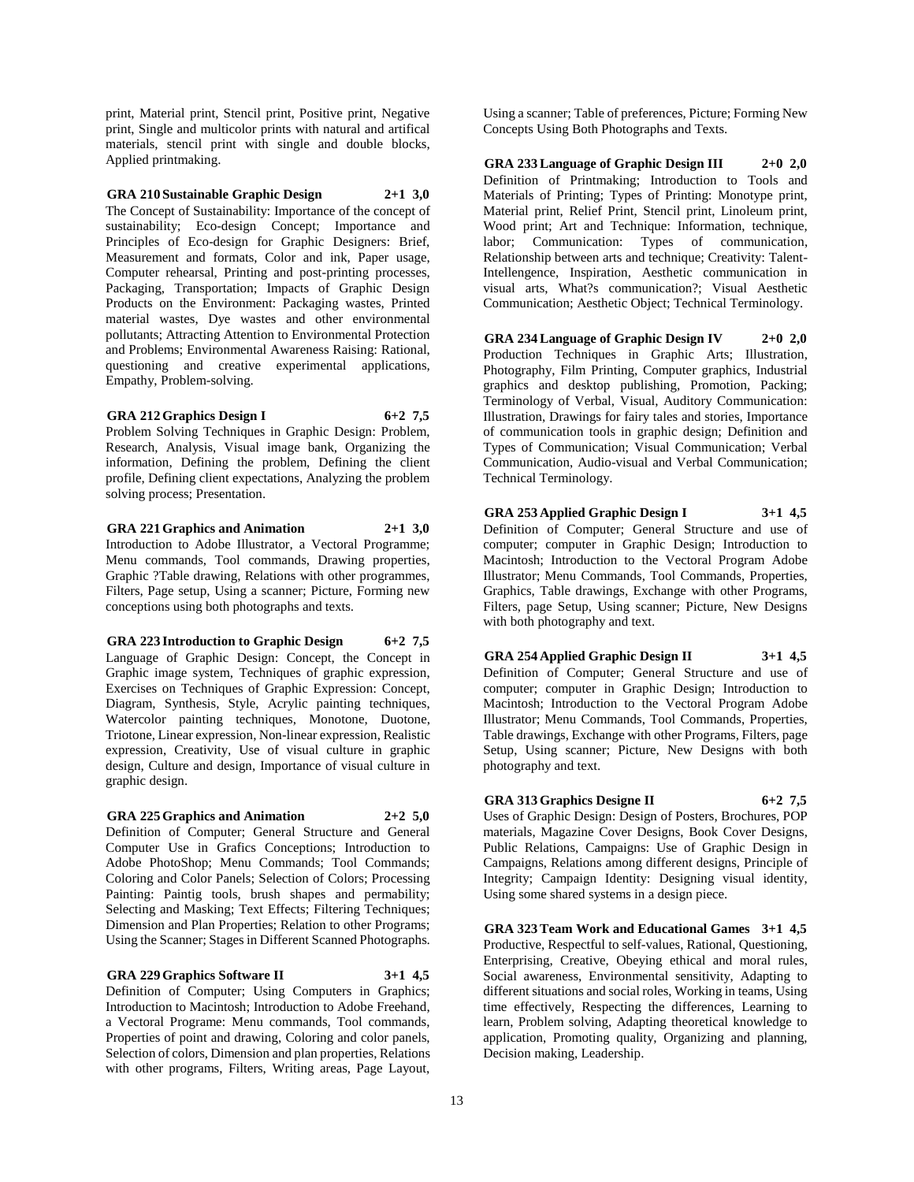print, Material print, Stencil print, Positive print, Negative print, Single and multicolor prints with natural and artifical materials, stencil print with single and double blocks, Applied printmaking.

**GRA 210 Sustainable Graphic Design 2+1 3,0**

The Concept of Sustainability: Importance of the concept of sustainability; Eco-design Concept; Importance and Principles of Eco-design for Graphic Designers: Brief, Measurement and formats, Color and ink, Paper usage, Computer rehearsal, Printing and post-printing processes, Packaging, Transportation; Impacts of Graphic Design Products on the Environment: Packaging wastes, Printed material wastes, Dye wastes and other environmental pollutants; Attracting Attention to Environmental Protection and Problems; Environmental Awareness Raising: Rational, questioning and creative experimental applications, Empathy, Problem-solving.

**GRA 212 Graphics Design I 6+2 7,5**

Problem Solving Techniques in Graphic Design: Problem, Research, Analysis, Visual image bank, Organizing the information, Defining the problem, Defining the client profile, Defining client expectations, Analyzing the problem solving process; Presentation.

**GRA 221 Graphics and Animation 2+1 3,0**

Introduction to Adobe Illustrator, a Vectoral Programme; Menu commands, Tool commands, Drawing properties, Graphic ?Table drawing, Relations with other programmes, Filters, Page setup, Using a scanner; Picture, Forming new conceptions using both photographs and texts.

**GRA 223 Introduction to Graphic Design 6+2 7,5**

Language of Graphic Design: Concept, the Concept in Graphic image system, Techniques of graphic expression, Exercises on Techniques of Graphic Expression: Concept, Diagram, Synthesis, Style, Acrylic painting techniques, Watercolor painting techniques, Monotone, Duotone, Triotone, Linear expression, Non-linear expression, Realistic expression, Creativity, Use of visual culture in graphic design, Culture and design, Importance of visual culture in graphic design.

**GRA 225 Graphics and Animation 2+2 5,0**

Definition of Computer; General Structure and General Computer Use in Grafics Conceptions; Introduction to Adobe PhotoShop; Menu Commands; Tool Commands; Coloring and Color Panels; Selection of Colors; Processing Painting: Paintig tools, brush shapes and permability; Selecting and Masking; Text Effects; Filtering Techniques; Dimension and Plan Properties; Relation to other Programs; Using the Scanner; Stages in Different Scanned Photographs.

**GRA 229 Graphics Software II 3+1 4,5**

Definition of Computer; Using Computers in Graphics; Introduction to Macintosh; Introduction to Adobe Freehand, a Vectoral Programe: Menu commands, Tool commands, Properties of point and drawing, Coloring and color panels, Selection of colors, Dimension and plan properties, Relations with other programs, Filters, Writing areas, Page Layout, Using a scanner; Table of preferences, Picture; Forming New Concepts Using Both Photographs and Texts.

**GRA 233 Language of Graphic Design III 2+0 2,0**

Definition of Printmaking; Introduction to Tools and Materials of Printing; Types of Printing: Monotype print, Material print, Relief Print, Stencil print, Linoleum print, Wood print; Art and Technique: Information, technique, labor; Communication: Types of communication, Relationship between arts and technique; Creativity: Talent-Intellengence, Inspiration, Aesthetic communication in visual arts, What?s communication?; Visual Aesthetic Communication; Aesthetic Object; Technical Terminology.

**GRA 234 Language of Graphic Design IV 2+0 2,0**

Production Techniques in Graphic Arts; Illustration, Photography, Film Printing, Computer graphics, Industrial graphics and desktop publishing, Promotion, Packing; Terminology of Verbal, Visual, Auditory Communication: Illustration, Drawings for fairy tales and stories, Importance of communication tools in graphic design; Definition and Types of Communication; Visual Communication; Verbal Communication, Audio-visual and Verbal Communication; Technical Terminology.

**GRA 253 Applied Graphic Design I 3+1 4,5**

Definition of Computer; General Structure and use of computer; computer in Graphic Design; Introduction to Macintosh; Introduction to the Vectoral Program Adobe Illustrator; Menu Commands, Tool Commands, Properties, Graphics, Table drawings, Exchange with other Programs, Filters, page Setup, Using scanner; Picture, New Designs with both photography and text.

**GRA 254 Applied Graphic Design II 3+1 4,5**

Definition of Computer; General Structure and use of computer; computer in Graphic Design; Introduction to Macintosh; Introduction to the Vectoral Program Adobe Illustrator; Menu Commands, Tool Commands, Properties, Table drawings, Exchange with other Programs, Filters, page Setup, Using scanner; Picture, New Designs with both photography and text.

**GRA 313 Graphics Designe II 6+2 7,5**

Uses of Graphic Design: Design of Posters, Brochures, POP materials, Magazine Cover Designs, Book Cover Designs, Public Relations, Campaigns: Use of Graphic Design in Campaigns, Relations among different designs, Principle of Integrity; Campaign Identity: Designing visual identity, Using some shared systems in a design piece.

**GRA 323 Team Work and Educational Games 3+1 4,5**

Productive, Respectful to self-values, Rational, Questioning, Enterprising, Creative, Obeying ethical and moral rules, Social awareness, Environmental sensitivity, Adapting to different situations and social roles, Working in teams, Using time effectively, Respecting the differences, Learning to learn, Problem solving, Adapting theoretical knowledge to application, Promoting quality, Organizing and planning, Decision making, Leadership.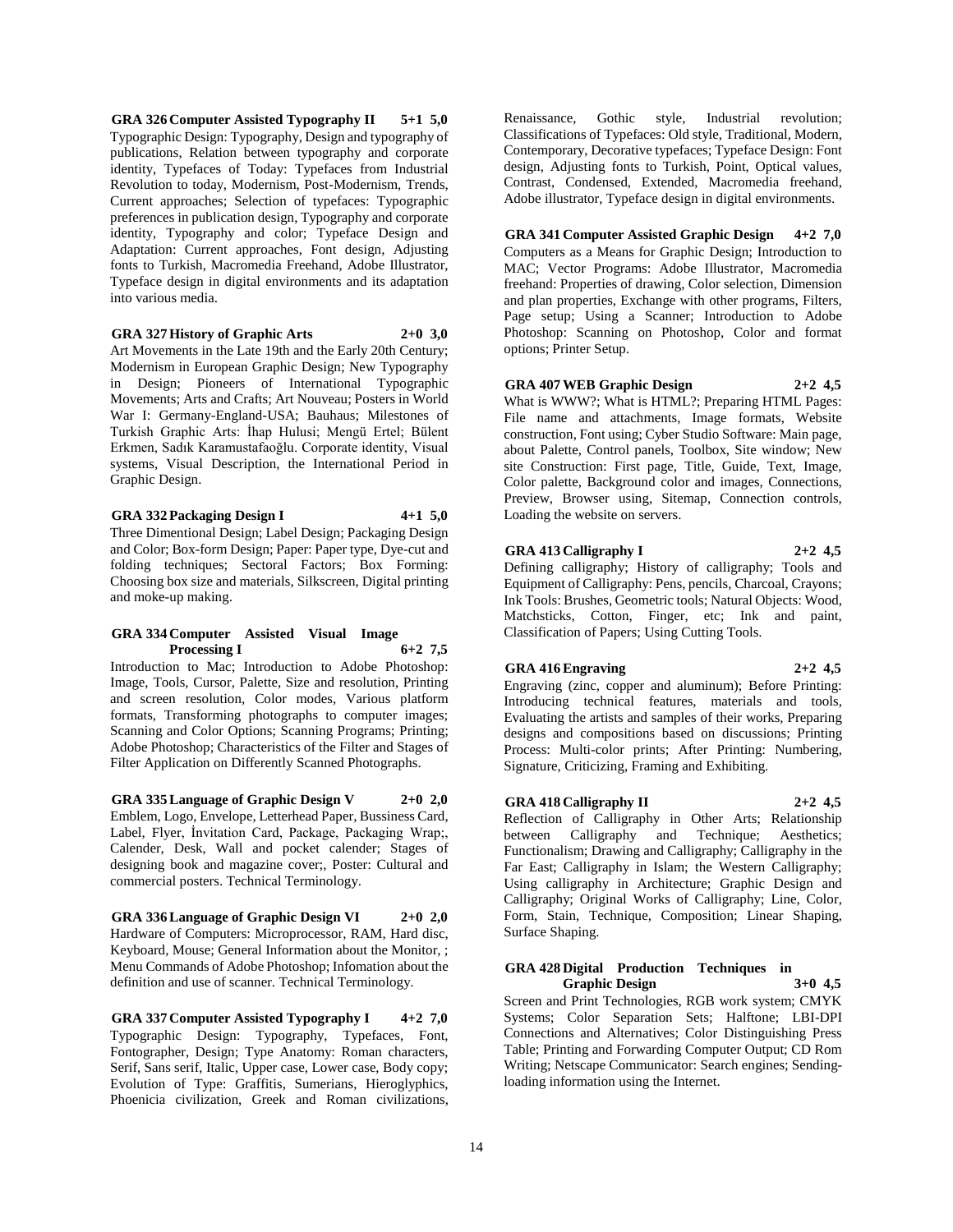**GRA 326 Computer Assisted Typography II 5+1 5,0**
Typographic Design: Typography, Design and typography of publications, Relation between typography and corporate identity, Typefaces of Today: Typefaces from Industrial Revolution to today, Modernism, Post-Modernism, Trends, Current approaches; Selection of typefaces: Typographic preferences in publication design, Typography and corporate identity, Typography and color; Typeface Design and Adaptation: Current approaches, Font design, Adjusting fonts to Turkish, Macromedia Freehand, Adobe Illustrator, Typeface design in digital environments and its adaptation into various media.

**GRA 327 History of Graphic Arts 2+0 3,0**
Art Movements in the Late 19th and the Early 20th Century; Modernism in European Graphic Design; New Typography in Design; Pioneers of International Typographic Movements; Arts and Crafts; Art Nouveau; Posters in World War I: Germany-England-USA; Bauhaus; Milestones of Turkish Graphic Arts: İhap Hulusi; Mengü Ertel; Bülent Erkmen, Sadık Karamustafaoğlu. Corporate identity, Visual systems, Visual Description, the International Period in Graphic Design.

**GRA 332 Packaging Design I 4+1 5,0**
Three Dimentional Design; Label Design; Packaging Design and Color; Box-form Design; Paper: Paper type, Dye-cut and folding techniques; Sectoral Factors; Box Forming: Choosing box size and materials, Silkscreen, Digital printing and moke-up making.

**GRA 334 Computer Assisted Visual Image Processing I 6+2 7,5**
Introduction to Mac; Introduction to Adobe Photoshop: Image, Tools, Cursor, Palette, Size and resolution, Printing and screen resolution, Color modes, Various platform formats, Transforming photographs to computer images; Scanning and Color Options; Scanning Programs; Printing; Adobe Photoshop; Characteristics of the Filter and Stages of Filter Application on Differently Scanned Photographs.

**GRA 335 Language of Graphic Design V 2+0 2,0**
Emblem, Logo, Envelope, Letterhead Paper, Bussiness Card, Label, Flyer, İnvitation Card, Package, Packaging Wrap;, Calender, Desk, Wall and pocket calender; Stages of designing book and magazine cover;, Poster: Cultural and commercial posters. Technical Terminology.

**GRA 336 Language of Graphic Design VI 2+0 2,0**
Hardware of Computers: Microprocessor, RAM, Hard disc, Keyboard, Mouse; General Information about the Monitor, ; Menu Commands of Adobe Photoshop; Infomation about the definition and use of scanner. Technical Terminology.

**GRA 337 Computer Assisted Typography I 4+2 7,0**
Typographic Design: Typography, Typefaces, Font, Fontographer, Design; Type Anatomy: Roman characters, Serif, Sans serif, Italic, Upper case, Lower case, Body copy; Evolution of Type: Graffitis, Sumerians, Hieroglyphics, Phoenicia civilization, Greek and Roman civilizations, Renaissance, Gothic style, Industrial revolution; Classifications of Typefaces: Old style, Traditional, Modern, Contemporary, Decorative typefaces; Typeface Design: Font design, Adjusting fonts to Turkish, Point, Optical values, Contrast, Condensed, Extended, Macromedia freehand, Adobe illustrator, Typeface design in digital environments.

**GRA 341 Computer Assisted Graphic Design 4+2 7,0**
Computers as a Means for Graphic Design; Introduction to MAC; Vector Programs: Adobe Illustrator, Macromedia freehand: Properties of drawing, Color selection, Dimension and plan properties, Exchange with other programs, Filters, Page setup; Using a Scanner; Introduction to Adobe Photoshop: Scanning on Photoshop, Color and format options; Printer Setup.

**GRA 407 WEB Graphic Design 2+2 4,5**
What is WWW?; What is HTML?; Preparing HTML Pages: File name and attachments, Image formats, Website construction, Font using; Cyber Studio Software: Main page, about Palette, Control panels, Toolbox, Site window; New site Construction: First page, Title, Guide, Text, Image, Color palette, Background color and images, Connections, Preview, Browser using, Sitemap, Connection controls, Loading the website on servers.

**GRA 413 Calligraphy I 2+2 4,5**
Defining calligraphy; History of calligraphy; Tools and Equipment of Calligraphy: Pens, pencils, Charcoal, Crayons; Ink Tools: Brushes, Geometric tools; Natural Objects: Wood, Matchsticks, Cotton, Finger, etc; Ink and paint, Classification of Papers; Using Cutting Tools.

**GRA 416 Engraving 2+2 4,5**
Engraving (zinc, copper and aluminum); Before Printing: Introducing technical features, materials and tools, Evaluating the artists and samples of their works, Preparing designs and compositions based on discussions; Printing Process: Multi-color prints; After Printing: Numbering, Signature, Criticizing, Framing and Exhibiting.

**GRA 418 Calligraphy II 2+2 4,5**
Reflection of Calligraphy in Other Arts; Relationship between Calligraphy and Technique; Aesthetics; Functionalism; Drawing and Calligraphy; Calligraphy in the Far East; Calligraphy in Islam; the Western Calligraphy; Using calligraphy in Architecture; Graphic Design and Calligraphy; Original Works of Calligraphy; Line, Color, Form, Stain, Technique, Composition; Linear Shaping, Surface Shaping.

**GRA 428 Digital Production Techniques in Graphic Design 3+0 4,5**
Screen and Print Technologies, RGB work system; CMYK Systems; Color Separation Sets; Halftone; LBI-DPI Connections and Alternatives; Color Distinguishing Press Table; Printing and Forwarding Computer Output; CD Rom Writing; Netscape Communicator: Search engines; Sending-loading information using the Internet.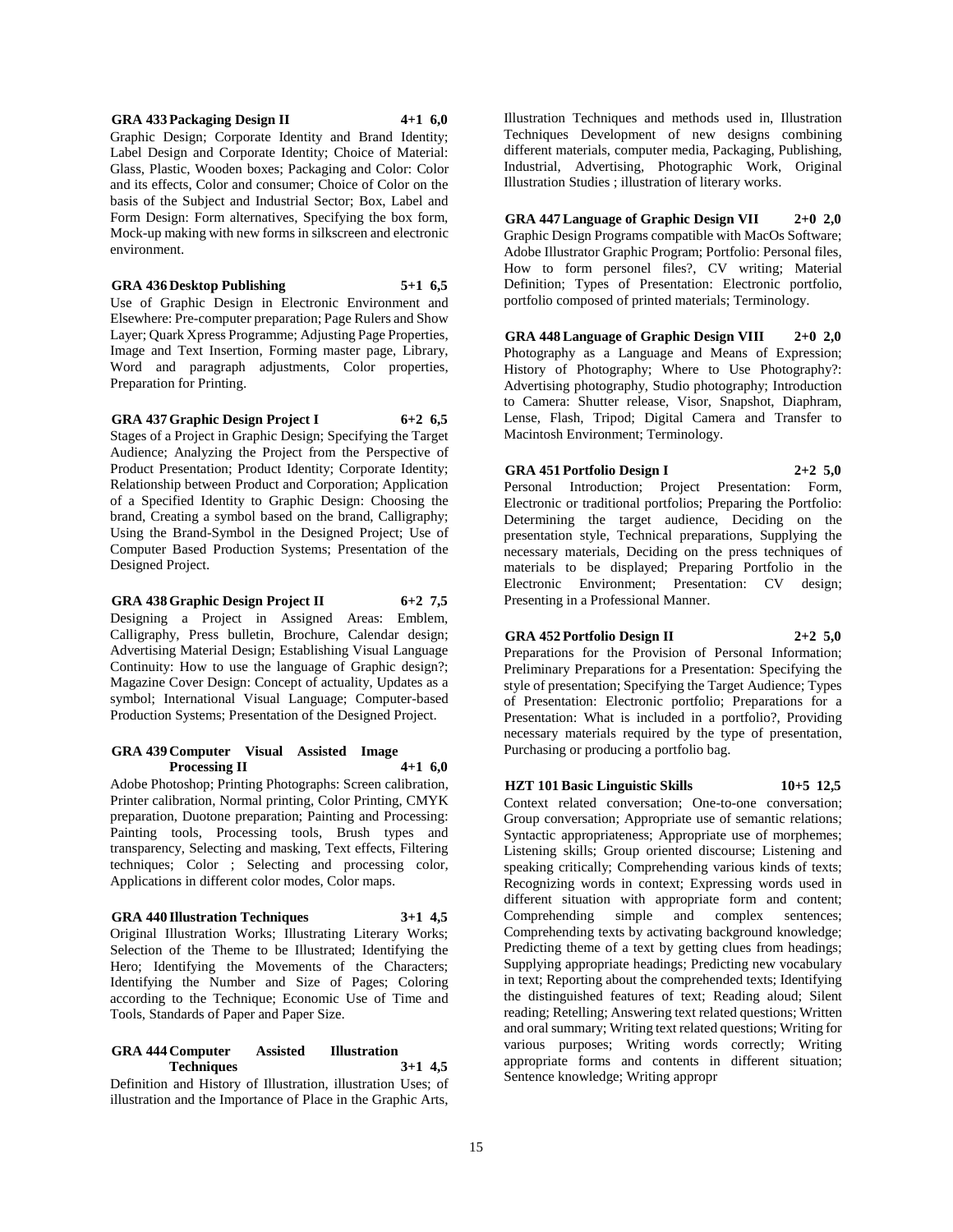**GRA 433 Packaging Design II 4+1 6,0**

Graphic Design; Corporate Identity and Brand Identity; Label Design and Corporate Identity; Choice of Material: Glass, Plastic, Wooden boxes; Packaging and Color: Color and its effects, Color and consumer; Choice of Color on the basis of the Subject and Industrial Sector; Box, Label and Form Design: Form alternatives, Specifying the box form, Mock-up making with new forms in silkscreen and electronic environment.

**GRA 436 Desktop Publishing 5+1 6,5**

Use of Graphic Design in Electronic Environment and Elsewhere: Pre-computer preparation; Page Rulers and Show Layer; Quark Xpress Programme; Adjusting Page Properties, Image and Text Insertion, Forming master page, Library, Word and paragraph adjustments, Color properties, Preparation for Printing.

**GRA 437 Graphic Design Project I 6+2 6,5**

Stages of a Project in Graphic Design; Specifying the Target Audience; Analyzing the Project from the Perspective of Product Presentation; Product Identity; Corporate Identity; Relationship between Product and Corporation; Application of a Specified Identity to Graphic Design: Choosing the brand, Creating a symbol based on the brand, Calligraphy; Using the Brand-Symbol in the Designed Project; Use of Computer Based Production Systems; Presentation of the Designed Project.

**GRA 438 Graphic Design Project II 6+2 7,5**

Designing a Project in Assigned Areas: Emblem, Calligraphy, Press bulletin, Brochure, Calendar design; Advertising Material Design; Establishing Visual Language Continuity: How to use the language of Graphic design?; Magazine Cover Design: Concept of actuality, Updates as a symbol; International Visual Language; Computer-based Production Systems; Presentation of the Designed Project.

**GRA 439 Computer Visual Assisted Image Processing II 4+1 6,0**

Adobe Photoshop; Printing Photographs: Screen calibration, Printer calibration, Normal printing, Color Printing, CMYK preparation, Duotone preparation; Painting and Processing: Painting tools, Processing tools, Brush types and transparency, Selecting and masking, Text effects, Filtering techniques; Color ; Selecting and processing color, Applications in different color modes, Color maps.

**GRA 440 Illustration Techniques 3+1 4,5**

Original Illustration Works; Illustrating Literary Works; Selection of the Theme to be Illustrated; Identifying the Hero; Identifying the Movements of the Characters; Identifying the Number and Size of Pages; Coloring according to the Technique; Economic Use of Time and Tools, Standards of Paper and Paper Size.

**GRA 444 Computer Assisted Illustration Techniques 3+1 4,5**

Definition and History of Illustration, illustration Uses; of illustration and the Importance of Place in the Graphic Arts, Illustration Techniques and methods used in, Illustration Techniques Development of new designs combining different materials, computer media, Packaging, Publishing, Industrial, Advertising, Photographic Work, Original Illustration Studies ; illustration of literary works.

**GRA 447 Language of Graphic Design VII 2+0 2,0**

Graphic Design Programs compatible with MacOs Software; Adobe Illustrator Graphic Program; Portfolio: Personal files, How to form personel files?, CV writing; Material Definition; Types of Presentation: Electronic portfolio, portfolio composed of printed materials; Terminology.

**GRA 448 Language of Graphic Design VIII 2+0 2,0**

Photography as a Language and Means of Expression; History of Photography; Where to Use Photography?: Advertising photography, Studio photography; Introduction to Camera: Shutter release, Visor, Snapshot, Diaphram, Lense, Flash, Tripod; Digital Camera and Transfer to Macintosh Environment; Terminology.

**GRA 451 Portfolio Design I 2+2 5,0**

Personal Introduction; Project Presentation: Form, Electronic or traditional portfolios; Preparing the Portfolio: Determining the target audience, Deciding on the presentation style, Technical preparations, Supplying the necessary materials, Deciding on the press techniques of materials to be displayed; Preparing Portfolio in the Electronic Environment; Presentation: CV design; Presenting in a Professional Manner.

**GRA 452 Portfolio Design II 2+2 5,0**

Preparations for the Provision of Personal Information; Preliminary Preparations for a Presentation: Specifying the style of presentation; Specifying the Target Audience; Types of Presentation: Electronic portfolio; Preparations for a Presentation: What is included in a portfolio?, Providing necessary materials required by the type of presentation, Purchasing or producing a portfolio bag.

**HZT 101 Basic Linguistic Skills 10+5 12,5**

Context related conversation; One-to-one conversation; Group conversation; Appropriate use of semantic relations; Syntactic appropriateness; Appropriate use of morphemes; Listening skills; Group oriented discourse; Listening and speaking critically; Comprehending various kinds of texts; Recognizing words in context; Expressing words used in different situation with appropriate form and content; Comprehending simple and complex sentences; Comprehending texts by activating background knowledge; Predicting theme of a text by getting clues from headings; Supplying appropriate headings; Predicting new vocabulary in text; Reporting about the comprehended texts; Identifying the distinguished features of text; Reading aloud; Silent reading; Retelling; Answering text related questions; Written and oral summary; Writing text related questions; Writing for various purposes; Writing words correctly; Writing appropriate forms and contents in different situation; Sentence knowledge; Writing appropr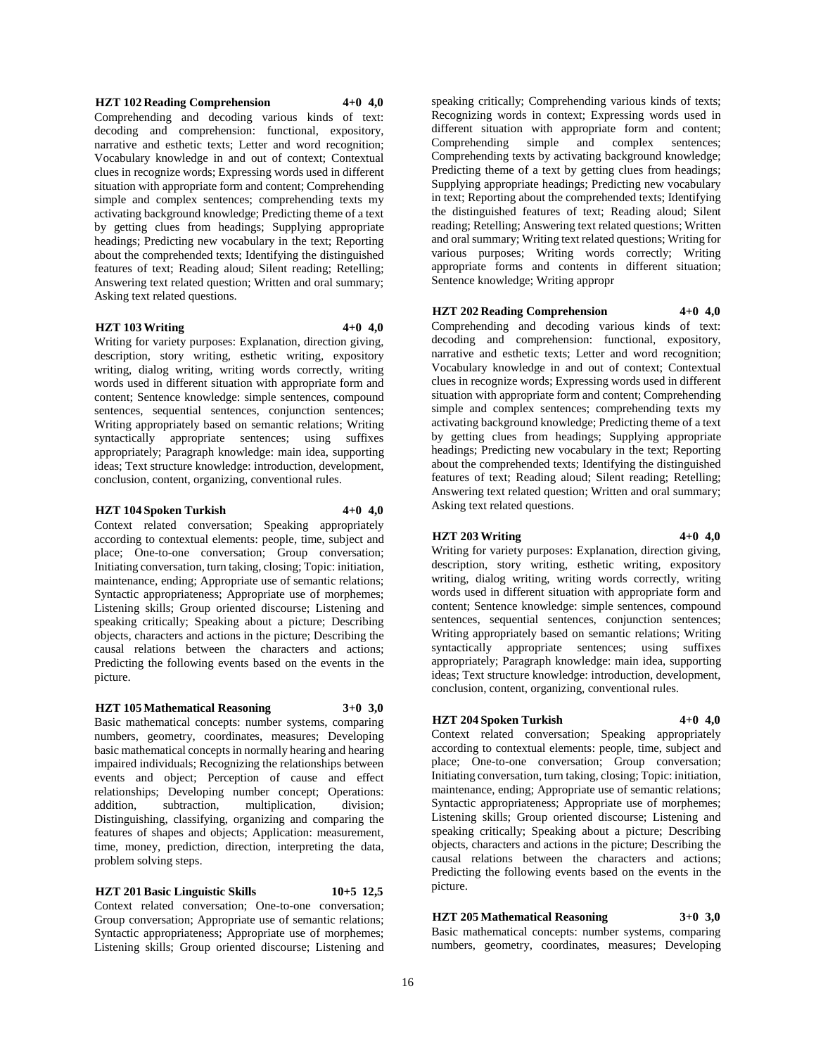**HZT 102 Reading Comprehension 4+0 4,0**

Comprehending and decoding various kinds of text: decoding and comprehension: functional, expository, narrative and esthetic texts; Letter and word recognition; Vocabulary knowledge in and out of context; Contextual clues in recognize words; Expressing words used in different situation with appropriate form and content; Comprehending simple and complex sentences; comprehending texts my activating background knowledge; Predicting theme of a text by getting clues from headings; Supplying appropriate headings; Predicting new vocabulary in the text; Reporting about the comprehended texts; Identifying the distinguished features of text; Reading aloud; Silent reading; Retelling; Answering text related question; Written and oral summary; Asking text related questions.

**HZT 103 Writing 4+0 4,0**

Writing for variety purposes: Explanation, direction giving, description, story writing, esthetic writing, expository writing, dialog writing, writing words correctly, writing words used in different situation with appropriate form and content; Sentence knowledge: simple sentences, compound sentences, sequential sentences, conjunction sentences; Writing appropriately based on semantic relations; Writing syntactically appropriate sentences; using suffixes appropriately; Paragraph knowledge: main idea, supporting ideas; Text structure knowledge: introduction, development, conclusion, content, organizing, conventional rules.

**HZT 104 Spoken Turkish 4+0 4,0**

Context related conversation; Speaking appropriately according to contextual elements: people, time, subject and place; One-to-one conversation; Group conversation; Initiating conversation, turn taking, closing; Topic: initiation, maintenance, ending; Appropriate use of semantic relations; Syntactic appropriateness; Appropriate use of morphemes; Listening skills; Group oriented discourse; Listening and speaking critically; Speaking about a picture; Describing objects, characters and actions in the picture; Describing the causal relations between the characters and actions; Predicting the following events based on the events in the picture.

**HZT 105 Mathematical Reasoning 3+0 3,0**

Basic mathematical concepts: number systems, comparing numbers, geometry, coordinates, measures; Developing basic mathematical concepts in normally hearing and hearing impaired individuals; Recognizing the relationships between events and object; Perception of cause and effect relationships; Developing number concept; Operations: addition, subtraction, multiplication, division; Distinguishing, classifying, organizing and comparing the features of shapes and objects; Application: measurement, time, money, prediction, direction, interpreting the data, problem solving steps.

**HZT 201 Basic Linguistic Skills 10+5 12,5**

Context related conversation; One-to-one conversation; Group conversation; Appropriate use of semantic relations; Syntactic appropriateness; Appropriate use of morphemes; Listening skills; Group oriented discourse; Listening and speaking critically; Comprehending various kinds of texts; Recognizing words in context; Expressing words used in different situation with appropriate form and content; Comprehending simple and complex sentences; Comprehending texts by activating background knowledge; Predicting theme of a text by getting clues from headings; Supplying appropriate headings; Predicting new vocabulary in text; Reporting about the comprehended texts; Identifying the distinguished features of text; Reading aloud; Silent reading; Retelling; Answering text related questions; Written and oral summary; Writing text related questions; Writing for various purposes; Writing words correctly; Writing appropriate forms and contents in different situation; Sentence knowledge; Writing appropr

**HZT 202 Reading Comprehension 4+0 4,0**

Comprehending and decoding various kinds of text: decoding and comprehension: functional, expository, narrative and esthetic texts; Letter and word recognition; Vocabulary knowledge in and out of context; Contextual clues in recognize words; Expressing words used in different situation with appropriate form and content; Comprehending simple and complex sentences; comprehending texts my activating background knowledge; Predicting theme of a text by getting clues from headings; Supplying appropriate headings; Predicting new vocabulary in the text; Reporting about the comprehended texts; Identifying the distinguished features of text; Reading aloud; Silent reading; Retelling; Answering text related question; Written and oral summary; Asking text related questions.

**HZT 203 Writing 4+0 4,0**

Writing for variety purposes: Explanation, direction giving, description, story writing, esthetic writing, expository writing, dialog writing, writing words correctly, writing words used in different situation with appropriate form and content; Sentence knowledge: simple sentences, compound sentences, sequential sentences, conjunction sentences; Writing appropriately based on semantic relations; Writing syntactically appropriate sentences; using suffixes appropriately; Paragraph knowledge: main idea, supporting ideas; Text structure knowledge: introduction, development, conclusion, content, organizing, conventional rules.

**HZT 204 Spoken Turkish 4+0 4,0**

Context related conversation; Speaking appropriately according to contextual elements: people, time, subject and place; One-to-one conversation; Group conversation; Initiating conversation, turn taking, closing; Topic: initiation, maintenance, ending; Appropriate use of semantic relations; Syntactic appropriateness; Appropriate use of morphemes; Listening skills; Group oriented discourse; Listening and speaking critically; Speaking about a picture; Describing objects, characters and actions in the picture; Describing the causal relations between the characters and actions; Predicting the following events based on the events in the picture.

**HZT 205 Mathematical Reasoning 3+0 3,0**

Basic mathematical concepts: number systems, comparing numbers, geometry, coordinates, measures; Developing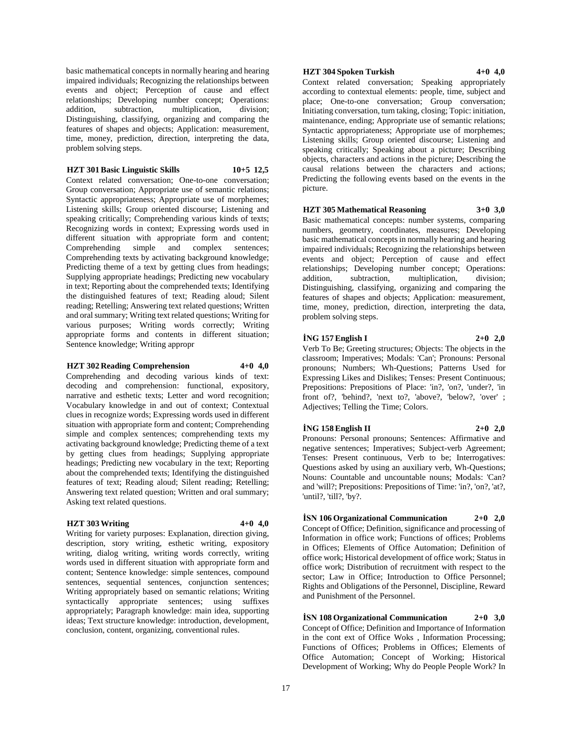basic mathematical concepts in normally hearing and hearing impaired individuals; Recognizing the relationships between events and object; Perception of cause and effect relationships; Developing number concept; Operations: addition, subtraction, multiplication, division; Distinguishing, classifying, organizing and comparing the features of shapes and objects; Application: measurement, time, money, prediction, direction, interpreting the data, problem solving steps.

**HZT 301 Basic Linguistic Skills 10+5 12,5**

Context related conversation; One-to-one conversation; Group conversation; Appropriate use of semantic relations; Syntactic appropriateness; Appropriate use of morphemes; Listening skills; Group oriented discourse; Listening and speaking critically; Comprehending various kinds of texts; Recognizing words in context; Expressing words used in different situation with appropriate form and content; Comprehending simple and complex sentences; Comprehending texts by activating background knowledge; Predicting theme of a text by getting clues from headings; Supplying appropriate headings; Predicting new vocabulary in text; Reporting about the comprehended texts; Identifying the distinguished features of text; Reading aloud; Silent reading; Retelling; Answering text related questions; Written and oral summary; Writing text related questions; Writing for various purposes; Writing words correctly; Writing appropriate forms and contents in different situation; Sentence knowledge; Writing appropr

**HZT 302 Reading Comprehension 4+0 4,0**

Comprehending and decoding various kinds of text: decoding and comprehension: functional, expository, narrative and esthetic texts; Letter and word recognition; Vocabulary knowledge in and out of context; Contextual clues in recognize words; Expressing words used in different situation with appropriate form and content; Comprehending simple and complex sentences; comprehending texts my activating background knowledge; Predicting theme of a text by getting clues from headings; Supplying appropriate headings; Predicting new vocabulary in the text; Reporting about the comprehended texts; Identifying the distinguished features of text; Reading aloud; Silent reading; Retelling; Answering text related question; Written and oral summary; Asking text related questions.

**HZT 303 Writing 4+0 4,0**

Writing for variety purposes: Explanation, direction giving, description, story writing, esthetic writing, expository writing, dialog writing, writing words correctly, writing words used in different situation with appropriate form and content; Sentence knowledge: simple sentences, compound sentences, sequential sentences, conjunction sentences; Writing appropriately based on semantic relations; Writing syntactically appropriate sentences; using suffixes appropriately; Paragraph knowledge: main idea, supporting ideas; Text structure knowledge: introduction, development, conclusion, content, organizing, conventional rules.

**HZT 304 Spoken Turkish 4+0 4,0**

Context related conversation; Speaking appropriately according to contextual elements: people, time, subject and place; One-to-one conversation; Group conversation; Initiating conversation, turn taking, closing; Topic: initiation, maintenance, ending; Appropriate use of semantic relations; Syntactic appropriateness; Appropriate use of morphemes; Listening skills; Group oriented discourse; Listening and speaking critically; Speaking about a picture; Describing objects, characters and actions in the picture; Describing the causal relations between the characters and actions; Predicting the following events based on the events in the picture.

**HZT 305 Mathematical Reasoning 3+0 3,0**

Basic mathematical concepts: number systems, comparing numbers, geometry, coordinates, measures; Developing basic mathematical concepts in normally hearing and hearing impaired individuals; Recognizing the relationships between events and object; Perception of cause and effect relationships; Developing number concept; Operations: addition, subtraction, multiplication, division; Distinguishing, classifying, organizing and comparing the features of shapes and objects; Application: measurement, time, money, prediction, direction, interpreting the data, problem solving steps.

**İNG 157 English I 2+0 2,0**

Verb To Be; Greeting structures; Objects: The objects in the classroom; Imperatives; Modals: 'Can'; Pronouns: Personal pronouns; Numbers; Wh-Questions; Patterns Used for Expressing Likes and Dislikes; Tenses: Present Continuous; Prepositions: Prepositions of Place: 'in?, 'on?, 'under?, 'in front of?, 'behind?, 'next to?, 'above?, 'below?, 'over' ; Adjectives; Telling the Time; Colors.

**İNG 158 English II 2+0 2,0**

Pronouns: Personal pronouns; Sentences: Affirmative and negative sentences; Imperatives; Subject-verb Agreement; Tenses: Present continuous, Verb to be; Interrogatives: Questions asked by using an auxiliary verb, Wh-Questions; Nouns: Countable and uncountable nouns; Modals: 'Can? and 'will?; Prepositions: Prepositions of Time: 'in?, 'on?, 'at?, 'until?, 'till?, 'by?.

**İSN 106 Organizational Communication 2+0 2,0**

Concept of Office; Definition, significance and processing of Information in office work; Functions of offices; Problems in Offices; Elements of Office Automation; Definition of office work; Historical development of office work; Status in office work; Distribution of recruitment with respect to the sector; Law in Office; Introduction to Office Personnel; Rights and Obligations of the Personnel, Discipline, Reward and Punishment of the Personnel.

**İSN 108 Organizational Communication 2+0 3,0**

Concept of Office; Definition and Importance of Information in the cont ext of Office Woks , Information Processing; Functions of Offices; Problems in Offices; Elements of Office Automation; Concept of Working; Historical Development of Working; Why do People People Work? In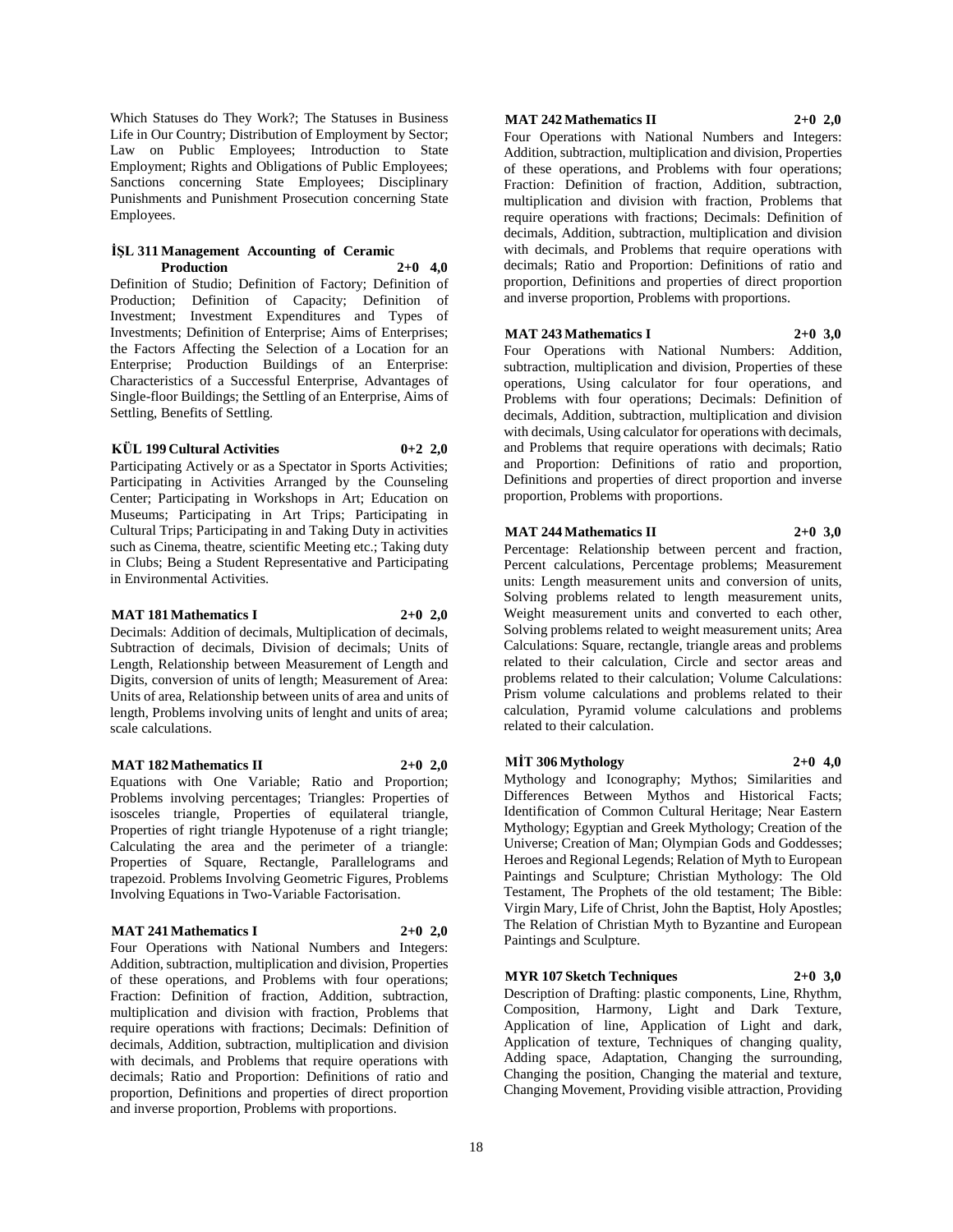Which Statuses do They Work?; The Statuses in Business Life in Our Country; Distribution of Employment by Sector; Law on Public Employees; Introduction to State Employment; Rights and Obligations of Public Employees; Sanctions concerning State Employees; Disciplinary Punishments and Punishment Prosecution concerning State Employees.

**İŞL 311 Management Accounting of Ceramic Production 2+0 4,0**

Definition of Studio; Definition of Factory; Definition of Production; Definition of Capacity; Definition of Investment; Investment Expenditures and Types of Investments; Definition of Enterprise; Aims of Enterprises; the Factors Affecting the Selection of a Location for an Enterprise; Production Buildings of an Enterprise: Characteristics of a Successful Enterprise, Advantages of Single-floor Buildings; the Settling of an Enterprise, Aims of Settling, Benefits of Settling.

**KÜL 199 Cultural Activities 0+2 2,0**

Participating Actively or as a Spectator in Sports Activities; Participating in Activities Arranged by the Counseling Center; Participating in Workshops in Art; Education on Museums; Participating in Art Trips; Participating in Cultural Trips; Participating in and Taking Duty in activities such as Cinema, theatre, scientific Meeting etc.; Taking duty in Clubs; Being a Student Representative and Participating in Environmental Activities.

**MAT 181 Mathematics I 2+0 2,0**

Decimals: Addition of decimals, Multiplication of decimals, Subtraction of decimals, Division of decimals; Units of Length, Relationship between Measurement of Length and Digits, conversion of units of length; Measurement of Area: Units of area, Relationship between units of area and units of length, Problems involving units of lenght and units of area; scale calculations.

**MAT 182 Mathematics II 2+0 2,0**

Equations with One Variable; Ratio and Proportion; Problems involving percentages; Triangles: Properties of isosceles triangle, Properties of equilateral triangle, Properties of right triangle Hypotenuse of a right triangle; Calculating the area and the perimeter of a triangle: Properties of Square, Rectangle, Parallelograms and trapezoid. Problems Involving Geometric Figures, Problems Involving Equations in Two-Variable Factorisation.

**MAT 241 Mathematics I 2+0 2,0**

Four Operations with National Numbers and Integers: Addition, subtraction, multiplication and division, Properties of these operations, and Problems with four operations; Fraction: Definition of fraction, Addition, subtraction, multiplication and division with fraction, Problems that require operations with fractions; Decimals: Definition of decimals, Addition, subtraction, multiplication and division with decimals, and Problems that require operations with decimals; Ratio and Proportion: Definitions of ratio and proportion, Definitions and properties of direct proportion and inverse proportion, Problems with proportions.

**MAT 242 Mathematics II 2+0 2,0**

Four Operations with National Numbers and Integers: Addition, subtraction, multiplication and division, Properties of these operations, and Problems with four operations; Fraction: Definition of fraction, Addition, subtraction, multiplication and division with fraction, Problems that require operations with fractions; Decimals: Definition of decimals, Addition, subtraction, multiplication and division with decimals, and Problems that require operations with decimals; Ratio and Proportion: Definitions of ratio and proportion, Definitions and properties of direct proportion and inverse proportion, Problems with proportions.

**MAT 243 Mathematics I 2+0 3,0**

Four Operations with National Numbers: Addition, subtraction, multiplication and division, Properties of these operations, Using calculator for four operations, and Problems with four operations; Decimals: Definition of decimals, Addition, subtraction, multiplication and division with decimals, Using calculator for operations with decimals, and Problems that require operations with decimals; Ratio and Proportion: Definitions of ratio and proportion, Definitions and properties of direct proportion and inverse proportion, Problems with proportions.

**MAT 244 Mathematics II 2+0 3,0**

Percentage: Relationship between percent and fraction, Percent calculations, Percentage problems; Measurement units: Length measurement units and conversion of units, Solving problems related to length measurement units, Weight measurement units and converted to each other, Solving problems related to weight measurement units; Area Calculations: Square, rectangle, triangle areas and problems related to their calculation, Circle and sector areas and problems related to their calculation; Volume Calculations: Prism volume calculations and problems related to their calculation, Pyramid volume calculations and problems related to their calculation.

**MİT 306 Mythology 2+0 4,0**

Mythology and Iconography; Mythos; Similarities and Differences Between Mythos and Historical Facts; Identification of Common Cultural Heritage; Near Eastern Mythology; Egyptian and Greek Mythology; Creation of the Universe; Creation of Man; Olympian Gods and Goddesses; Heroes and Regional Legends; Relation of Myth to European Paintings and Sculpture; Christian Mythology: The Old Testament, The Prophets of the old testament; The Bible: Virgin Mary, Life of Christ, John the Baptist, Holy Apostles; The Relation of Christian Myth to Byzantine and European Paintings and Sculpture.

**MYR 107 Sketch Techniques 2+0 3,0**

Description of Drafting: plastic components, Line, Rhythm, Composition, Harmony, Light and Dark Texture, Application of line, Application of Light and dark, Application of texture, Techniques of changing quality, Adding space, Adaptation, Changing the surrounding, Changing the position, Changing the material and texture, Changing Movement, Providing visible attraction, Providing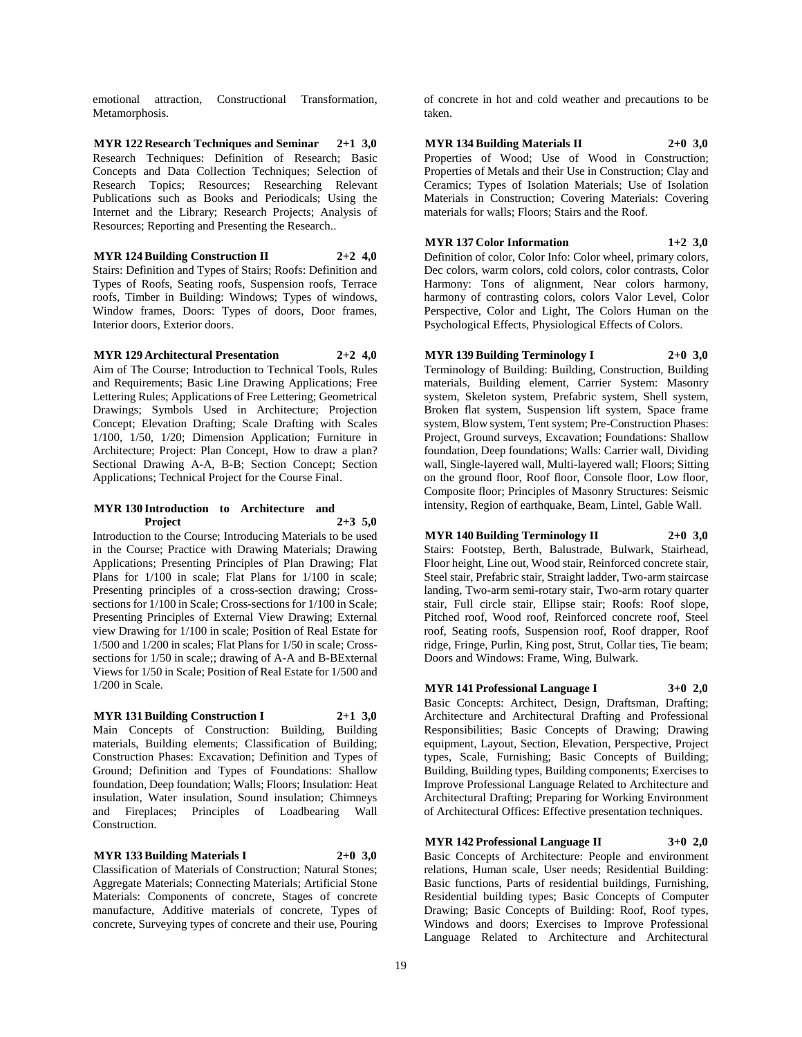emotional attraction, Constructional Transformation, Metamorphosis.

**MYR 122 Research Techniques and Seminar 2+1 3,0**
Research Techniques: Definition of Research; Basic Concepts and Data Collection Techniques; Selection of Research Topics; Resources; Researching Relevant Publications such as Books and Periodicals; Using the Internet and the Library; Research Projects; Analysis of Resources; Reporting and Presenting the Research..

**MYR 124 Building Construction II 2+2 4,0**
Stairs: Definition and Types of Stairs; Roofs: Definition and Types of Roofs, Seating roofs, Suspension roofs, Terrace roofs, Timber in Building: Windows; Types of windows, Window frames, Doors: Types of doors, Door frames, Interior doors, Exterior doors.

**MYR 129 Architectural Presentation 2+2 4,0**
Aim of The Course; Introduction to Technical Tools, Rules and Requirements; Basic Line Drawing Applications; Free Lettering Rules; Applications of Free Lettering; Geometrical Drawings; Symbols Used in Architecture; Projection Concept; Elevation Drafting; Scale Drafting with Scales 1/100, 1/50, 1/20; Dimension Application; Furniture in Architecture; Project: Plan Concept, How to draw a plan? Sectional Drawing A-A, B-B; Section Concept; Section Applications; Technical Project for the Course Final.

**MYR 130 Introduction to Architecture and Project 2+3 5,0**
Introduction to the Course; Introducing Materials to be used in the Course; Practice with Drawing Materials; Drawing Applications; Presenting Principles of Plan Drawing; Flat Plans for 1/100 in scale; Flat Plans for 1/100 in scale; Presenting principles of a cross-section drawing; Cross-sections for 1/100 in Scale; Cross-sections for 1/100 in Scale; Presenting Principles of External View Drawing; External view Drawing for 1/100 in scale; Position of Real Estate for 1/500 and 1/200 in scales; Flat Plans for 1/50 in scale; Cross-sections for 1/50 in scale;; drawing of A-A and B-BExternal Views for 1/50 in Scale; Position of Real Estate for 1/500 and 1/200 in Scale.

**MYR 131 Building Construction I 2+1 3,0**
Main Concepts of Construction: Building, Building materials, Building elements; Classification of Building; Construction Phases: Excavation; Definition and Types of Ground; Definition and Types of Foundations: Shallow foundation, Deep foundation; Walls; Floors; Insulation: Heat insulation, Water insulation, Sound insulation; Chimneys and Fireplaces; Principles of Loadbearing Wall Construction.

**MYR 133 Building Materials I 2+0 3,0**
Classification of Materials of Construction; Natural Stones; Aggregate Materials; Connecting Materials; Artificial Stone Materials: Components of concrete, Stages of concrete manufacture, Additive materials of concrete, Types of concrete, Surveying types of concrete and their use, Pouring of concrete in hot and cold weather and precautions to be taken.

**MYR 134 Building Materials II 2+0 3,0**
Properties of Wood; Use of Wood in Construction; Properties of Metals and their Use in Construction; Clay and Ceramics; Types of Isolation Materials; Use of Isolation Materials in Construction; Covering Materials: Covering materials for walls; Floors; Stairs and the Roof.

**MYR 137 Color Information 1+2 3,0**
Definition of color, Color Info: Color wheel, primary colors, Dec colors, warm colors, cold colors, color contrasts, Color Harmony: Tons of alignment, Near colors harmony, harmony of contrasting colors, colors Valor Level, Color Perspective, Color and Light, The Colors Human on the Psychological Effects, Physiological Effects of Colors.

**MYR 139 Building Terminology I 2+0 3,0**
Terminology of Building: Building, Construction, Building materials, Building element, Carrier System: Masonry system, Skeleton system, Prefabric system, Shell system, Broken flat system, Suspension lift system, Space frame system, Blow system, Tent system; Pre-Construction Phases: Project, Ground surveys, Excavation; Foundations: Shallow foundation, Deep foundations; Walls: Carrier wall, Dividing wall, Single-layered wall, Multi-layered wall; Floors; Sitting on the ground floor, Roof floor, Console floor, Low floor, Composite floor; Principles of Masonry Structures: Seismic intensity, Region of earthquake, Beam, Lintel, Gable Wall.

**MYR 140 Building Terminology II 2+0 3,0**
Stairs: Footstep, Berth, Balustrade, Bulwark, Stairhead, Floor height, Line out, Wood stair, Reinforced concrete stair, Steel stair, Prefabric stair, Straight ladder, Two-arm staircase landing, Two-arm semi-rotary stair, Two-arm rotary quarter stair, Full circle stair, Ellipse stair; Roofs: Roof slope, Pitched roof, Wood roof, Reinforced concrete roof, Steel roof, Seating roofs, Suspension roof, Roof drapper, Roof ridge, Fringe, Purlin, King post, Strut, Collar ties, Tie beam; Doors and Windows: Frame, Wing, Bulwark.

**MYR 141 Professional Language I 3+0 2,0**
Basic Concepts: Architect, Design, Draftsman, Drafting; Architecture and Architectural Drafting and Professional Responsibilities; Basic Concepts of Drawing; Drawing equipment, Layout, Section, Elevation, Perspective, Project types, Scale, Furnishing; Basic Concepts of Building; Building, Building types, Building components; Exercises to Improve Professional Language Related to Architecture and Architectural Drafting; Preparing for Working Environment of Architectural Offices: Effective presentation techniques.

**MYR 142 Professional Language II 3+0 2,0**
Basic Concepts of Architecture: People and environment relations, Human scale, User needs; Residential Building: Basic functions, Parts of residential buildings, Furnishing, Residential building types; Basic Concepts of Computer Drawing; Basic Concepts of Building: Roof, Roof types, Windows and doors; Exercises to Improve Professional Language Related to Architecture and Architectural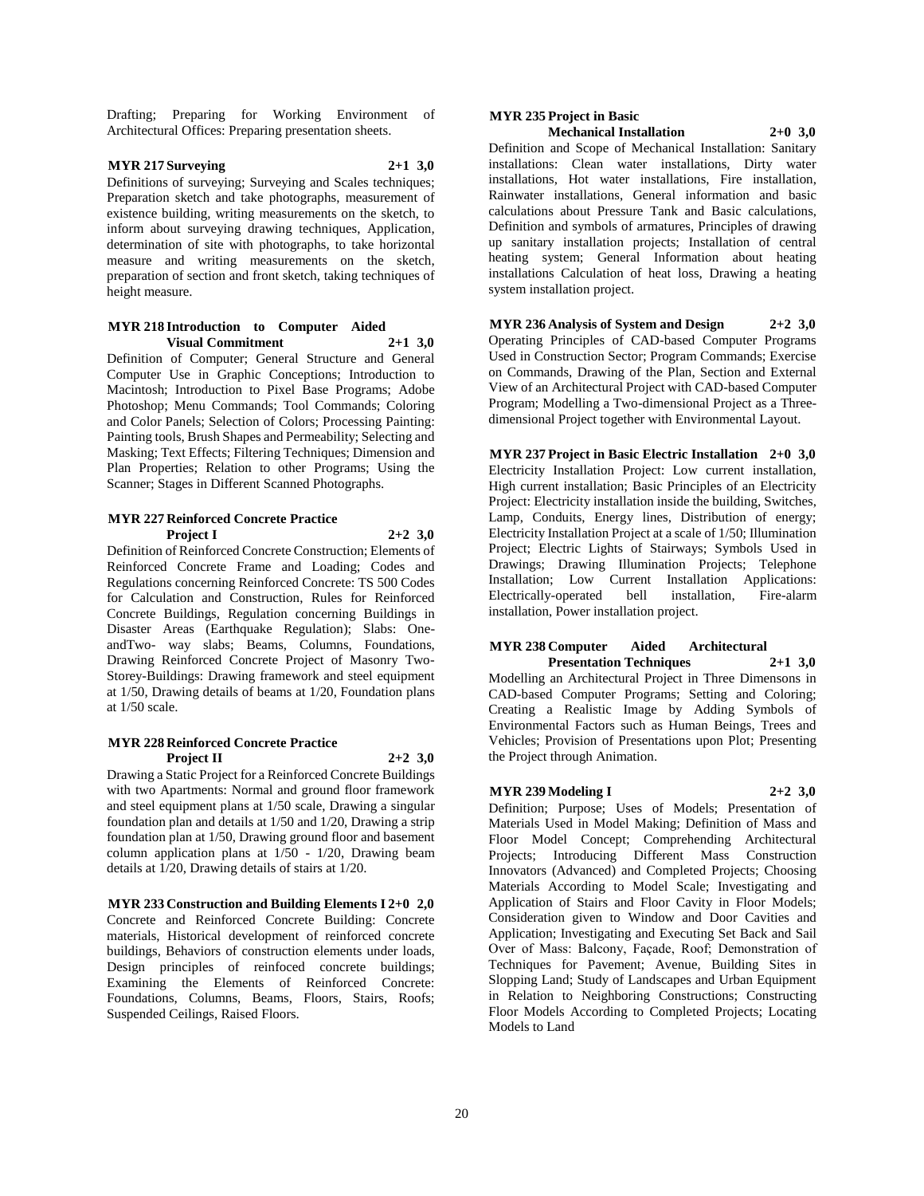Drafting; Preparing for Working Environment of Architectural Offices: Preparing presentation sheets.

**MYR 217 Surveying 2+1 3,0**

Definitions of surveying; Surveying and Scales techniques; Preparation sketch and take photographs, measurement of existence building, writing measurements on the sketch, to inform about surveying drawing techniques, Application, determination of site with photographs, to take horizontal measure and writing measurements on the sketch, preparation of section and front sketch, taking techniques of height measure.

**MYR 218 Introduction to Computer Aided Visual Commitment 2+1 3,0**

Definition of Computer; General Structure and General Computer Use in Graphic Conceptions; Introduction to Macintosh; Introduction to Pixel Base Programs; Adobe Photoshop; Menu Commands; Tool Commands; Coloring and Color Panels; Selection of Colors; Processing Painting: Painting tools, Brush Shapes and Permeability; Selecting and Masking; Text Effects; Filtering Techniques; Dimension and Plan Properties; Relation to other Programs; Using the Scanner; Stages in Different Scanned Photographs.

**MYR 227 Reinforced Concrete Practice Project I 2+2 3,0**

Definition of Reinforced Concrete Construction; Elements of Reinforced Concrete Frame and Loading; Codes and Regulations concerning Reinforced Concrete: TS 500 Codes for Calculation and Construction, Rules for Reinforced Concrete Buildings, Regulation concerning Buildings in Disaster Areas (Earthquake Regulation); Slabs: One-andTwo- way slabs; Beams, Columns, Foundations, Drawing Reinforced Concrete Project of Masonry Two-Storey-Buildings: Drawing framework and steel equipment at 1/50, Drawing details of beams at 1/20, Foundation plans at 1/50 scale.

**MYR 228 Reinforced Concrete Practice Project II 2+2 3,0**

Drawing a Static Project for a Reinforced Concrete Buildings with two Apartments: Normal and ground floor framework and steel equipment plans at 1/50 scale, Drawing a singular foundation plan and details at 1/50 and 1/20, Drawing a strip foundation plan at 1/50, Drawing ground floor and basement column application plans at 1/50 - 1/20, Drawing beam details at 1/20, Drawing details of stairs at 1/20.

**MYR 233 Construction and Building Elements I 2+0 2,0**

Concrete and Reinforced Concrete Building: Concrete materials, Historical development of reinforced concrete buildings, Behaviors of construction elements under loads, Design principles of reinfoced concrete buildings; Examining the Elements of Reinforced Concrete: Foundations, Columns, Beams, Floors, Stairs, Roofs; Suspended Ceilings, Raised Floors.

**MYR 235 Project in Basic Mechanical Installation 2+0 3,0**

Definition and Scope of Mechanical Installation: Sanitary installations: Clean water installations, Dirty water installations, Hot water installations, Fire installation, Rainwater installations, General information and basic calculations about Pressure Tank and Basic calculations, Definition and symbols of armatures, Principles of drawing up sanitary installation projects; Installation of central heating system; General Information about heating installations Calculation of heat loss, Drawing a heating system installation project.

**MYR 236 Analysis of System and Design 2+2 3,0**

Operating Principles of CAD-based Computer Programs Used in Construction Sector; Program Commands; Exercise on Commands, Drawing of the Plan, Section and External View of an Architectural Project with CAD-based Computer Program; Modelling a Two-dimensional Project as a Three-dimensional Project together with Environmental Layout.

**MYR 237 Project in Basic Electric Installation 2+0 3,0**

Electricity Installation Project: Low current installation, High current installation; Basic Principles of an Electricity Project: Electricity installation inside the building, Switches, Lamp, Conduits, Energy lines, Distribution of energy; Electricity Installation Project at a scale of 1/50; Illumination Project; Electric Lights of Stairways; Symbols Used in Drawings; Drawing Illumination Projects; Telephone Installation; Low Current Installation Applications: Electrically-operated bell installation, Fire-alarm installation, Power installation project.

**MYR 238 Computer Aided Architectural Presentation Techniques 2+1 3,0**

Modelling an Architectural Project in Three Dimensons in CAD-based Computer Programs; Setting and Coloring; Creating a Realistic Image by Adding Symbols of Environmental Factors such as Human Beings, Trees and Vehicles; Provision of Presentations upon Plot; Presenting the Project through Animation.

**MYR 239 Modeling I 2+2 3,0**

Definition; Purpose; Uses of Models; Presentation of Materials Used in Model Making; Definition of Mass and Floor Model Concept; Comprehending Architectural Projects; Introducing Different Mass Construction Innovators (Advanced) and Completed Projects; Choosing Materials According to Model Scale; Investigating and Application of Stairs and Floor Cavity in Floor Models; Consideration given to Window and Door Cavities and Application; Investigating and Executing Set Back and Sail Over of Mass: Balcony, Façade, Roof; Demonstration of Techniques for Pavement; Avenue, Building Sites in Slopping Land; Study of Landscapes and Urban Equipment in Relation to Neighboring Constructions; Constructing Floor Models According to Completed Projects; Locating Models to Land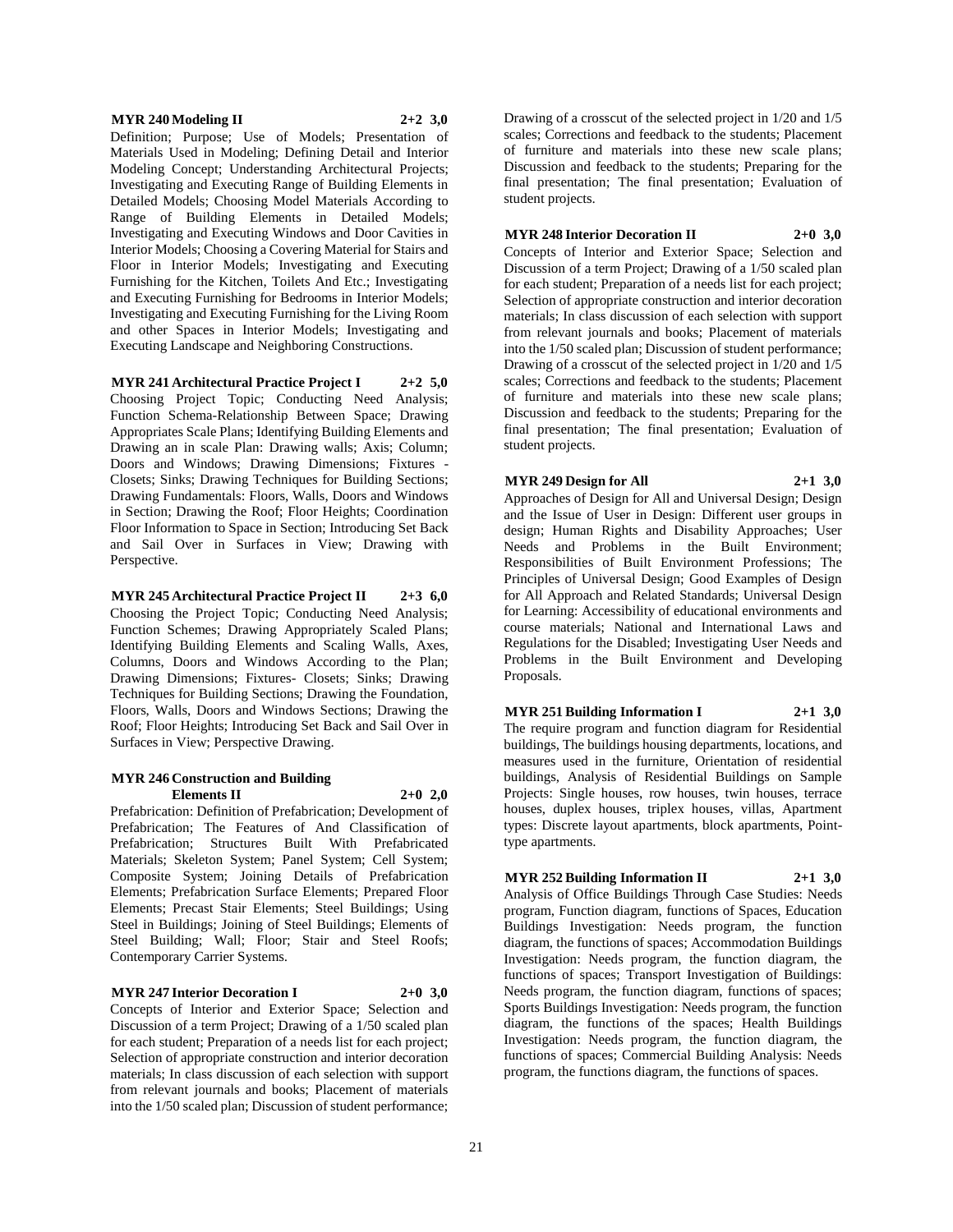**MYR 240 Modeling II 2+2 3,0**

Definition; Purpose; Use of Models; Presentation of Materials Used in Modeling; Defining Detail and Interior Modeling Concept; Understanding Architectural Projects; Investigating and Executing Range of Building Elements in Detailed Models; Choosing Model Materials According to Range of Building Elements in Detailed Models; Investigating and Executing Windows and Door Cavities in Interior Models; Choosing a Covering Material for Stairs and Floor in Interior Models; Investigating and Executing Furnishing for the Kitchen, Toilets And Etc.; Investigating and Executing Furnishing for Bedrooms in Interior Models; Investigating and Executing Furnishing for the Living Room and other Spaces in Interior Models; Investigating and Executing Landscape and Neighboring Constructions.

**MYR 241 Architectural Practice Project I 2+2 5,0**

Choosing Project Topic; Conducting Need Analysis; Function Schema-Relationship Between Space; Drawing Appropriates Scale Plans; Identifying Building Elements and Drawing an in scale Plan: Drawing walls; Axis; Column; Doors and Windows; Drawing Dimensions; Fixtures - Closets; Sinks; Drawing Techniques for Building Sections; Drawing Fundamentals: Floors, Walls, Doors and Windows in Section; Drawing the Roof; Floor Heights; Coordination Floor Information to Space in Section; Introducing Set Back and Sail Over in Surfaces in View; Drawing with Perspective.

**MYR 245 Architectural Practice Project II 2+3 6,0**

Choosing the Project Topic; Conducting Need Analysis; Function Schemes; Drawing Appropriately Scaled Plans; Identifying Building Elements and Scaling Walls, Axes, Columns, Doors and Windows According to the Plan; Drawing Dimensions; Fixtures- Closets; Sinks; Drawing Techniques for Building Sections; Drawing the Foundation, Floors, Walls, Doors and Windows Sections; Drawing the Roof; Floor Heights; Introducing Set Back and Sail Over in Surfaces in View; Perspective Drawing.

**MYR 246 Construction and Building Elements II 2+0 2,0**

Prefabrication: Definition of Prefabrication; Development of Prefabrication; The Features of And Classification of Prefabrication; Structures Built With Prefabricated Materials; Skeleton System; Panel System; Cell System; Composite System; Joining Details of Prefabrication Elements; Prefabrication Surface Elements; Prepared Floor Elements; Precast Stair Elements; Steel Buildings; Using Steel in Buildings; Joining of Steel Buildings; Elements of Steel Building; Wall; Floor; Stair and Steel Roofs; Contemporary Carrier Systems.

**MYR 247 Interior Decoration I 2+0 3,0**

Concepts of Interior and Exterior Space; Selection and Discussion of a term Project; Drawing of a 1/50 scaled plan for each student; Preparation of a needs list for each project; Selection of appropriate construction and interior decoration materials; In class discussion of each selection with support from relevant journals and books; Placement of materials into the 1/50 scaled plan; Discussion of student performance; Drawing of a crosscut of the selected project in 1/20 and 1/5 scales; Corrections and feedback to the students; Placement of furniture and materials into these new scale plans; Discussion and feedback to the students; Preparing for the final presentation; The final presentation; Evaluation of student projects.

**MYR 248 Interior Decoration II 2+0 3,0**

Concepts of Interior and Exterior Space; Selection and Discussion of a term Project; Drawing of a 1/50 scaled plan for each student; Preparation of a needs list for each project; Selection of appropriate construction and interior decoration materials; In class discussion of each selection with support from relevant journals and books; Placement of materials into the 1/50 scaled plan; Discussion of student performance; Drawing of a crosscut of the selected project in 1/20 and 1/5 scales; Corrections and feedback to the students; Placement of furniture and materials into these new scale plans; Discussion and feedback to the students; Preparing for the final presentation; The final presentation; Evaluation of student projects.

**MYR 249 Design for All 2+1 3,0**

Approaches of Design for All and Universal Design; Design and the Issue of User in Design: Different user groups in design; Human Rights and Disability Approaches; User Needs and Problems in the Built Environment; Responsibilities of Built Environment Professions; The Principles of Universal Design; Good Examples of Design for All Approach and Related Standards; Universal Design for Learning: Accessibility of educational environments and course materials; National and International Laws and Regulations for the Disabled; Investigating User Needs and Problems in the Built Environment and Developing Proposals.

**MYR 251 Building Information I 2+1 3,0**

The require program and function diagram for Residential buildings, The buildings housing departments, locations, and measures used in the furniture, Orientation of residential buildings, Analysis of Residential Buildings on Sample Projects: Single houses, row houses, twin houses, terrace houses, duplex houses, triplex houses, villas, Apartment types: Discrete layout apartments, block apartments, Point-type apartments.

**MYR 252 Building Information II 2+1 3,0**

Analysis of Office Buildings Through Case Studies: Needs program, Function diagram, functions of Spaces, Education Buildings Investigation: Needs program, the function diagram, the functions of spaces; Accommodation Buildings Investigation: Needs program, the function diagram, the functions of spaces; Transport Investigation of Buildings: Needs program, the function diagram, functions of spaces; Sports Buildings Investigation: Needs program, the function diagram, the functions of the spaces; Health Buildings Investigation: Needs program, the function diagram, the functions of spaces; Commercial Building Analysis: Needs program, the functions diagram, the functions of spaces.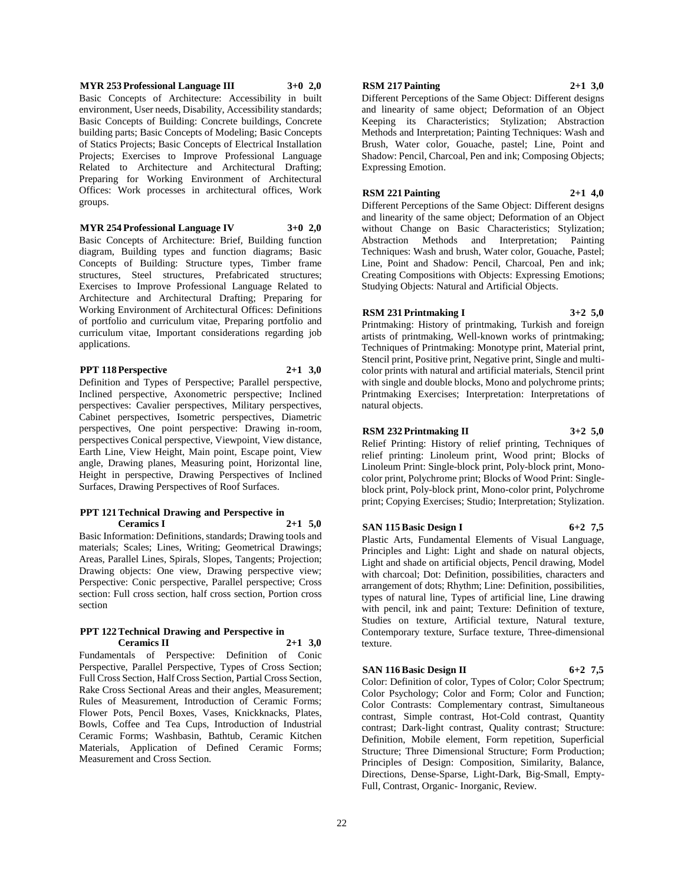**MYR 253 Professional Language III 3+0 2,0**

Basic Concepts of Architecture: Accessibility in built environment, User needs, Disability, Accessibility standards; Basic Concepts of Building: Concrete buildings, Concrete building parts; Basic Concepts of Modeling; Basic Concepts of Statics Projects; Basic Concepts of Electrical Installation Projects; Exercises to Improve Professional Language Related to Architecture and Architectural Drafting; Preparing for Working Environment of Architectural Offices: Work processes in architectural offices, Work groups.

**MYR 254 Professional Language IV 3+0 2,0**

Basic Concepts of Architecture: Brief, Building function diagram, Building types and function diagrams; Basic Concepts of Building: Structure types, Timber frame structures, Steel structures, Prefabricated structures; Exercises to Improve Professional Language Related to Architecture and Architectural Drafting; Preparing for Working Environment of Architectural Offices: Definitions of portfolio and curriculum vitae, Preparing portfolio and curriculum vitae, Important considerations regarding job applications.

**PPT 118 Perspective 2+1 3,0**

Definition and Types of Perspective; Parallel perspective, Inclined perspective, Axonometric perspective; Inclined perspectives: Cavalier perspectives, Military perspectives, Cabinet perspectives, Isometric perspectives, Diametric perspectives, One point perspective: Drawing in-room, perspectives Conical perspective, Viewpoint, View distance, Earth Line, View Height, Main point, Escape point, View angle, Drawing planes, Measuring point, Horizontal line, Height in perspective, Drawing Perspectives of Inclined Surfaces, Drawing Perspectives of Roof Surfaces.

**PPT 121 Technical Drawing and Perspective in Ceramics I 2+1 5,0**

Basic Information: Definitions, standards; Drawing tools and materials; Scales; Lines, Writing; Geometrical Drawings; Areas, Parallel Lines, Spirals, Slopes, Tangents; Projection; Drawing objects: One view, Drawing perspective view; Perspective: Conic perspective, Parallel perspective; Cross section: Full cross section, half cross section, Portion cross section

**PPT 122 Technical Drawing and Perspective in Ceramics II 2+1 3,0**

Fundamentals of Perspective: Definition of Conic Perspective, Parallel Perspective, Types of Cross Section; Full Cross Section, Half Cross Section, Partial Cross Section, Rake Cross Sectional Areas and their angles, Measurement; Rules of Measurement, Introduction of Ceramic Forms; Flower Pots, Pencil Boxes, Vases, Knickknacks, Plates, Bowls, Coffee and Tea Cups, Introduction of Industrial Ceramic Forms; Washbasin, Bathtub, Ceramic Kitchen Materials, Application of Defined Ceramic Forms; Measurement and Cross Section.

**RSM 217 Painting 2+1 3,0**

Different Perceptions of the Same Object: Different designs and linearity of same object; Deformation of an Object Keeping its Characteristics; Stylization; Abstraction Methods and Interpretation; Painting Techniques: Wash and Brush, Water color, Gouache, pastel; Line, Point and Shadow: Pencil, Charcoal, Pen and ink; Composing Objects; Expressing Emotion.

**RSM 221 Painting 2+1 4,0**

Different Perceptions of the Same Object: Different designs and linearity of the same object; Deformation of an Object without Change on Basic Characteristics; Stylization; Abstraction Methods and Interpretation; Painting Techniques: Wash and brush, Water color, Gouache, Pastel; Line, Point and Shadow: Pencil, Charcoal, Pen and ink; Creating Compositions with Objects: Expressing Emotions; Studying Objects: Natural and Artificial Objects.

**RSM 231 Printmaking I 3+2 5,0**

Printmaking: History of printmaking, Turkish and foreign artists of printmaking, Well-known works of printmaking; Techniques of Printmaking: Monotype print, Material print, Stencil print, Positive print, Negative print, Single and multi-color prints with natural and artificial materials, Stencil print with single and double blocks, Mono and polychrome prints; Printmaking Exercises; Interpretation: Interpretations of natural objects.

**RSM 232 Printmaking II 3+2 5,0**

Relief Printing: History of relief printing, Techniques of relief printing: Linoleum print, Wood print; Blocks of Linoleum Print: Single-block print, Poly-block print, Mono-color print, Polychrome print; Blocks of Wood Print: Single-block print, Poly-block print, Mono-color print, Polychrome print; Copying Exercises; Studio; Interpretation; Stylization.

**SAN 115 Basic Design I 6+2 7,5**

Plastic Arts, Fundamental Elements of Visual Language, Principles and Light: Light and shade on natural objects, Light and shade on artificial objects, Pencil drawing, Model with charcoal; Dot: Definition, possibilities, characters and arrangement of dots; Rhythm; Line: Definition, possibilities, types of natural line, Types of artificial line, Line drawing with pencil, ink and paint; Texture: Definition of texture, Studies on texture, Artificial texture, Natural texture, Contemporary texture, Surface texture, Three-dimensional texture.

**SAN 116 Basic Design II 6+2 7,5**

Color: Definition of color, Types of Color; Color Spectrum; Color Psychology; Color and Form; Color and Function; Color Contrasts: Complementary contrast, Simultaneous contrast, Simple contrast, Hot-Cold contrast, Quantity contrast; Dark-light contrast, Quality contrast; Structure: Definition, Mobile element, Form repetition, Superficial Structure; Three Dimensional Structure; Form Production; Principles of Design: Composition, Similarity, Balance, Directions, Dense-Sparse, Light-Dark, Big-Small, Empty-Full, Contrast, Organic- Inorganic, Review.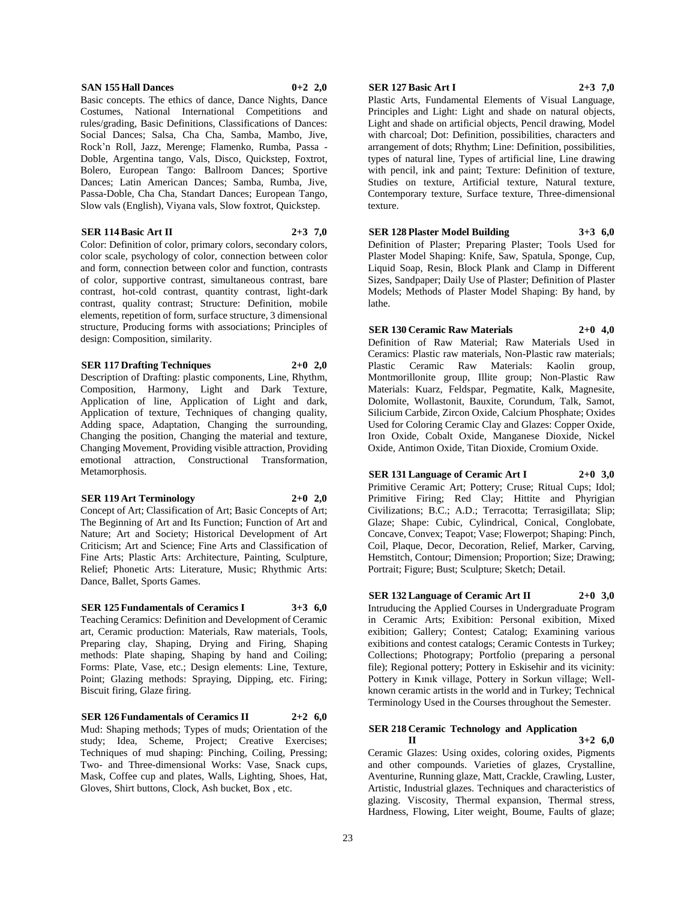**SAN 155 Hall Dances 0+2 2,0**

Basic concepts. The ethics of dance, Dance Nights, Dance Costumes, National International Competitions and rules/grading, Basic Definitions, Classifications of Dances: Social Dances; Salsa, Cha Cha, Samba, Mambo, Jive, Rock'n Roll, Jazz, Merenge; Flamenko, Rumba, Passa - Doble, Argentina tango, Vals, Disco, Quickstep, Foxtrot, Bolero, European Tango: Ballroom Dances; Sportive Dances; Latin American Dances; Samba, Rumba, Jive, Passa-Doble, Cha Cha, Standart Dances; European Tango, Slow vals (English), Viyana vals, Slow foxtrot, Quickstep.

**SER 114 Basic Art II 2+3 7,0**

Color: Definition of color, primary colors, secondary colors, color scale, psychology of color, connection between color and form, connection between color and function, contrasts of color, supportive contrast, simultaneous contrast, bare contrast, hot-cold contrast, quantity contrast, light-dark contrast, quality contrast; Structure: Definition, mobile elements, repetition of form, surface structure, 3 dimensional structure, Producing forms with associations; Principles of design: Composition, similarity.

**SER 117 Drafting Techniques 2+0 2,0**

Description of Drafting: plastic components, Line, Rhythm, Composition, Harmony, Light and Dark Texture, Application of line, Application of Light and dark, Application of texture, Techniques of changing quality, Adding space, Adaptation, Changing the surrounding, Changing the position, Changing the material and texture, Changing Movement, Providing visible attraction, Providing emotional attraction, Constructional Transformation, Metamorphosis.

**SER 119 Art Terminology 2+0 2,0**

Concept of Art; Classification of Art; Basic Concepts of Art; The Beginning of Art and Its Function; Function of Art and Nature; Art and Society; Historical Development of Art Criticism; Art and Science; Fine Arts and Classification of Fine Arts; Plastic Arts: Architecture, Painting, Sculpture, Relief; Phonetic Arts: Literature, Music; Rhythmic Arts: Dance, Ballet, Sports Games.

**SER 125 Fundamentals of Ceramics I 3+3 6,0**

Teaching Ceramics: Definition and Development of Ceramic art, Ceramic production: Materials, Raw materials, Tools, Preparing clay, Shaping, Drying and Firing, Shaping methods: Plate shaping, Shaping by hand and Coiling; Forms: Plate, Vase, etc.; Design elements: Line, Texture, Point; Glazing methods: Spraying, Dipping, etc. Firing; Biscuit firing, Glaze firing.

**SER 126 Fundamentals of Ceramics II 2+2 6,0**

Mud: Shaping methods; Types of muds; Orientation of the study; Idea, Scheme, Project; Creative Exercises; Techniques of mud shaping: Pinching, Coiling, Pressing; Two- and Three-dimensional Works: Vase, Snack cups, Mask, Coffee cup and plates, Walls, Lighting, Shoes, Hat, Gloves, Shirt buttons, Clock, Ash bucket, Box , etc.

**SER 127 Basic Art I 2+3 7,0**

Plastic Arts, Fundamental Elements of Visual Language, Principles and Light: Light and shade on natural objects, Light and shade on artificial objects, Pencil drawing, Model with charcoal; Dot: Definition, possibilities, characters and arrangement of dots; Rhythm; Line: Definition, possibilities, types of natural line, Types of artificial line, Line drawing with pencil, ink and paint; Texture: Definition of texture, Studies on texture, Artificial texture, Natural texture, Contemporary texture, Surface texture, Three-dimensional texture.

**SER 128 Plaster Model Building 3+3 6,0**

Definition of Plaster; Preparing Plaster; Tools Used for Plaster Model Shaping: Knife, Saw, Spatula, Sponge, Cup, Liquid Soap, Resin, Block Plank and Clamp in Different Sizes, Sandpaper; Daily Use of Plaster; Definition of Plaster Models; Methods of Plaster Model Shaping: By hand, by lathe.

**SER 130 Ceramic Raw Materials 2+0 4,0**

Definition of Raw Material; Raw Materials Used in Ceramics: Plastic raw materials, Non-Plastic raw materials; Plastic Ceramic Raw Materials: Kaolin group, Montmorillonite group, Illite group; Non-Plastic Raw Materials: Kuarz, Feldspar, Pegmatite, Kalk, Magnesite, Dolomite, Wollastonit, Bauxite, Corundum, Talk, Samot, Silicium Carbide, Zircon Oxide, Calcium Phosphate; Oxides Used for Coloring Ceramic Clay and Glazes: Copper Oxide, Iron Oxide, Cobalt Oxide, Manganese Dioxide, Nickel Oxide, Antimon Oxide, Titan Dioxide, Cromium Oxide.

**SER 131 Language of Ceramic Art I 2+0 3,0**

Primitive Ceramic Art; Pottery; Cruse; Ritual Cups; Idol; Primitive Firing; Red Clay; Hittite and Phyrigian Civilizations; B.C.; A.D.; Terracotta; Terrasigillata; Slip; Glaze; Shape: Cubic, Cylindrical, Conical, Conglobate, Concave, Convex; Teapot; Vase; Flowerpot; Shaping: Pinch, Coil, Plaque, Decor, Decoration, Relief, Marker, Carving, Hemstitch, Contour; Dimension; Proportion; Size; Drawing; Portrait; Figure; Bust; Sculpture; Sketch; Detail.

**SER 132 Language of Ceramic Art II 2+0 3,0**

Intruducing the Applied Courses in Undergraduate Program in Ceramic Arts; Exibition: Personal exibition, Mixed exibition; Gallery; Contest; Catalog; Examining various exibitions and contest catalogs; Ceramic Contests in Turkey; Collections; Photograpy; Portfolio (preparing a personal file); Regional pottery; Pottery in Eskisehir and its vicinity: Pottery in Kınık village, Pottery in Sorkun village; Well-known ceramic artists in the world and in Turkey; Technical Terminology Used in the Courses throughout the Semester.

**SER 218 Ceramic Technology and Application II 3+2 6,0**

Ceramic Glazes: Using oxides, coloring oxides, Pigments and other compounds. Varieties of glazes, Crystalline, Aventurine, Running glaze, Matt, Crackle, Crawling, Luster, Artistic, Industrial glazes. Techniques and characteristics of glazing. Viscosity, Thermal expansion, Thermal stress, Hardness, Flowing, Liter weight, Boume, Faults of glaze;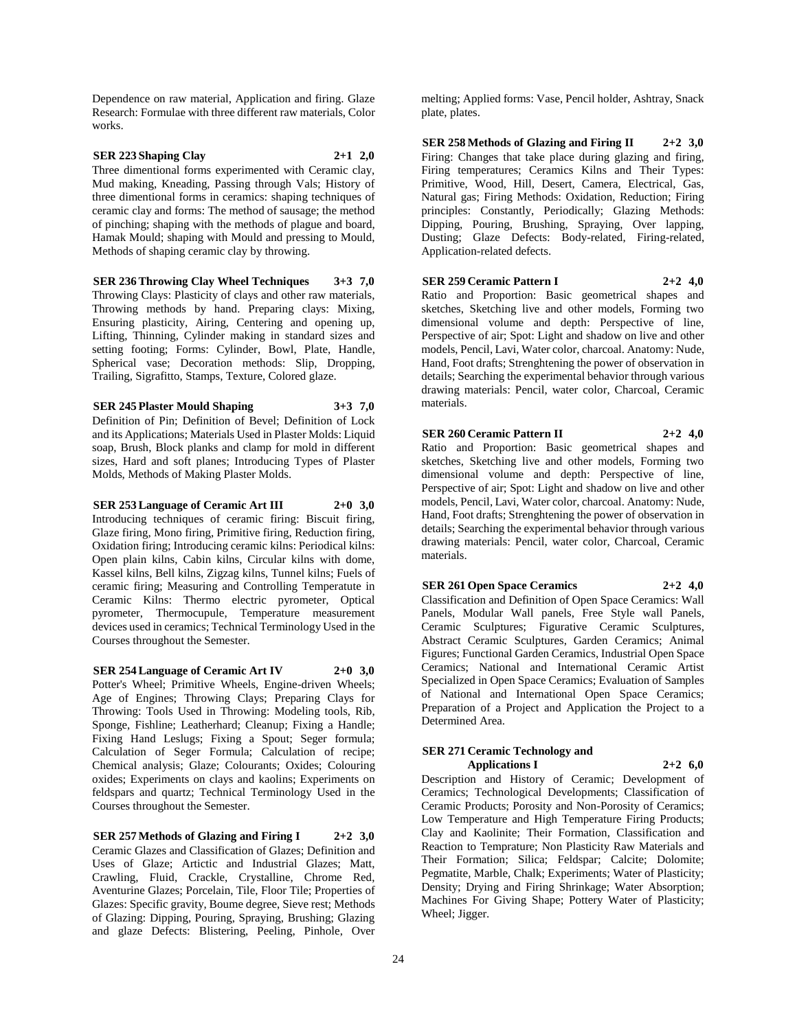Dependence on raw material, Application and firing. Glaze Research: Formulae with three different raw materials, Color works.

**SER 223 Shaping Clay 2+1 2,0**

Three dimentional forms experimented with Ceramic clay, Mud making, Kneading, Passing through Vals; History of three dimentional forms in ceramics: shaping techniques of ceramic clay and forms: The method of sausage; the method of pinching; shaping with the methods of plague and board, Hamak Mould; shaping with Mould and pressing to Mould, Methods of shaping ceramic clay by throwing.

**SER 236 Throwing Clay Wheel Techniques 3+3 7,0**

Throwing Clays: Plasticity of clays and other raw materials, Throwing methods by hand. Preparing clays: Mixing, Ensuring plasticity, Airing, Centering and opening up, Lifting, Thinning, Cylinder making in standard sizes and setting footing; Forms: Cylinder, Bowl, Plate, Handle, Spherical vase; Decoration methods: Slip, Dropping, Trailing, Sigrafitto, Stamps, Texture, Colored glaze.

**SER 245 Plaster Mould Shaping 3+3 7,0**

Definition of Pin; Definition of Bevel; Definition of Lock and its Applications; Materials Used in Plaster Molds: Liquid soap, Brush, Block planks and clamp for mold in different sizes, Hard and soft planes; Introducing Types of Plaster Molds, Methods of Making Plaster Molds.

**SER 253 Language of Ceramic Art III 2+0 3,0**

Introducing techniques of ceramic firing: Biscuit firing, Glaze firing, Mono firing, Primitive firing, Reduction firing, Oxidation firing; Introducing ceramic kilns: Periodical kilns: Open plain kilns, Cabin kilns, Circular kilns with dome, Kassel kilns, Bell kilns, Zigzag kilns, Tunnel kilns; Fuels of ceramic firing; Measuring and Controlling Temperatute in Ceramic Kilns: Thermo electric pyrometer, Optical pyrometer, Thermocupule, Temperature measurement devices used in ceramics; Technical Terminology Used in the Courses throughout the Semester.

**SER 254 Language of Ceramic Art IV 2+0 3,0**

Potter's Wheel; Primitive Wheels, Engine-driven Wheels; Age of Engines; Throwing Clays; Preparing Clays for Throwing: Tools Used in Throwing: Modeling tools, Rib, Sponge, Fishline; Leatherhard; Cleanup; Fixing a Handle; Fixing Hand Leslugs; Fixing a Spout; Seger formula; Calculation of Seger Formula; Calculation of recipe; Chemical analysis; Glaze; Colourants; Oxides; Colouring oxides; Experiments on clays and kaolins; Experiments on feldspars and quartz; Technical Terminology Used in the Courses throughout the Semester.

**SER 257 Methods of Glazing and Firing I 2+2 3,0**

Ceramic Glazes and Classification of Glazes; Definition and Uses of Glaze; Artictic and Industrial Glazes; Matt, Crawling, Fluid, Crackle, Crystalline, Chrome Red, Aventurine Glazes; Porcelain, Tile, Floor Tile; Properties of Glazes: Specific gravity, Boume degree, Sieve rest; Methods of Glazing: Dipping, Pouring, Spraying, Brushing; Glazing and glaze Defects: Blistering, Peeling, Pinhole, Over melting; Applied forms: Vase, Pencil holder, Ashtray, Snack plate, plates.

**SER 258 Methods of Glazing and Firing II 2+2 3,0**

Firing: Changes that take place during glazing and firing, Firing temperatures; Ceramics Kilns and Their Types: Primitive, Wood, Hill, Desert, Camera, Electrical, Gas, Natural gas; Firing Methods: Oxidation, Reduction; Firing principles: Constantly, Periodically; Glazing Methods: Dipping, Pouring, Brushing, Spraying, Over lapping, Dusting; Glaze Defects: Body-related, Firing-related, Application-related defects.

**SER 259 Ceramic Pattern I 2+2 4,0**

Ratio and Proportion: Basic geometrical shapes and sketches, Sketching live and other models, Forming two dimensional volume and depth: Perspective of line, Perspective of air; Spot: Light and shadow on live and other models, Pencil, Lavi, Water color, charcoal. Anatomy: Nude, Hand, Foot drafts; Strenghtening the power of observation in details; Searching the experimental behavior through various drawing materials: Pencil, water color, Charcoal, Ceramic materials.

**SER 260 Ceramic Pattern II 2+2 4,0**

Ratio and Proportion: Basic geometrical shapes and sketches, Sketching live and other models, Forming two dimensional volume and depth: Perspective of line, Perspective of air; Spot: Light and shadow on live and other models, Pencil, Lavi, Water color, charcoal. Anatomy: Nude, Hand, Foot drafts; Strenghtening the power of observation in details; Searching the experimental behavior through various drawing materials: Pencil, water color, Charcoal, Ceramic materials.

**SER 261 Open Space Ceramics 2+2 4,0**

Classification and Definition of Open Space Ceramics: Wall Panels, Modular Wall panels, Free Style wall Panels, Ceramic Sculptures; Figurative Ceramic Sculptures, Abstract Ceramic Sculptures, Garden Ceramics; Animal Figures; Functional Garden Ceramics, Industrial Open Space Ceramics; National and International Ceramic Artist Specialized in Open Space Ceramics; Evaluation of Samples of National and International Open Space Ceramics; Preparation of a Project and Application the Project to a Determined Area.

**SER 271 Ceramic Technology and Applications I 2+2 6,0**

Description and History of Ceramic; Development of Ceramics; Technological Developments; Classification of Ceramic Products; Porosity and Non-Porosity of Ceramics; Low Temperature and High Temperature Firing Products; Clay and Kaolinite; Their Formation, Classification and Reaction to Temprature; Non Plasticity Raw Materials and Their Formation; Silica; Feldspar; Calcite; Dolomite; Pegmatite, Marble, Chalk; Experiments; Water of Plasticity; Density; Drying and Firing Shrinkage; Water Absorption; Machines For Giving Shape; Pottery Water of Plasticity; Wheel; Jigger.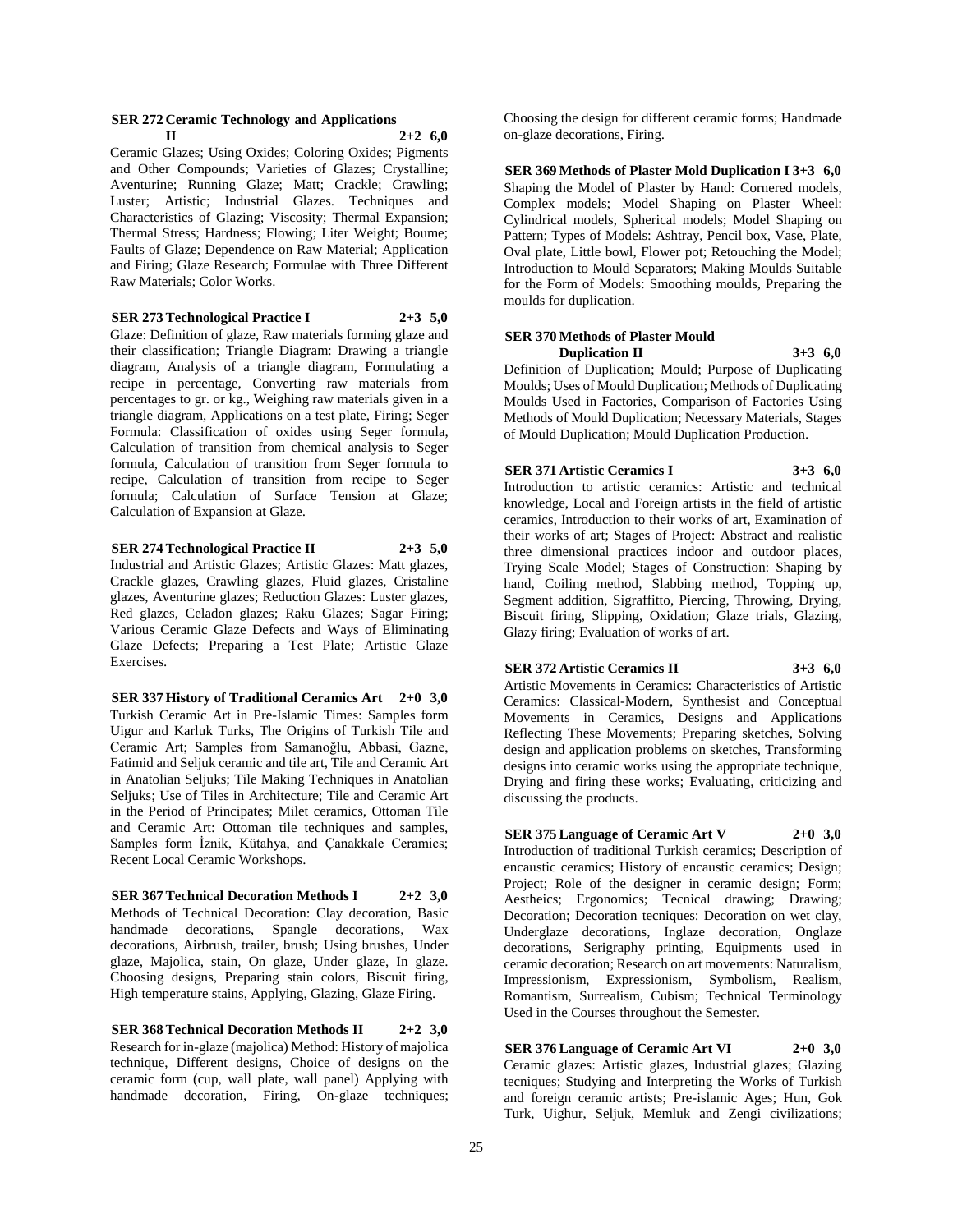**SER 272 Ceramic Technology and Applications II 2+2 6,0**

Ceramic Glazes; Using Oxides; Coloring Oxides; Pigments and Other Compounds; Varieties of Glazes; Crystalline; Aventurine; Running Glaze; Matt; Crackle; Crawling; Luster; Artistic; Industrial Glazes. Techniques and Characteristics of Glazing; Viscosity; Thermal Expansion; Thermal Stress; Hardness; Flowing; Liter Weight; Boume; Faults of Glaze; Dependence on Raw Material; Application and Firing; Glaze Research; Formulae with Three Different Raw Materials; Color Works.

**SER 273 Technological Practice I 2+3 5,0**

Glaze: Definition of glaze, Raw materials forming glaze and their classification; Triangle Diagram: Drawing a triangle diagram, Analysis of a triangle diagram, Formulating a recipe in percentage, Converting raw materials from percentages to gr. or kg., Weighing raw materials given in a triangle diagram, Applications on a test plate, Firing; Seger Formula: Classification of oxides using Seger formula, Calculation of transition from chemical analysis to Seger formula, Calculation of transition from Seger formula to recipe, Calculation of transition from recipe to Seger formula; Calculation of Surface Tension at Glaze; Calculation of Expansion at Glaze.

**SER 274 Technological Practice II 2+3 5,0**

Industrial and Artistic Glazes; Artistic Glazes: Matt glazes, Crackle glazes, Crawling glazes, Fluid glazes, Cristaline glazes, Aventurine glazes; Reduction Glazes: Luster glazes, Red glazes, Celadon glazes; Raku Glazes; Sagar Firing; Various Ceramic Glaze Defects and Ways of Eliminating Glaze Defects; Preparing a Test Plate; Artistic Glaze Exercises.

**SER 337 History of Traditional Ceramics Art 2+0 3,0**

Turkish Ceramic Art in Pre-Islamic Times: Samples form Uigur and Karluk Turks, The Origins of Turkish Tile and Ceramic Art; Samples from Samanoğlu, Abbasi, Gazne, Fatimid and Seljuk ceramic and tile art, Tile and Ceramic Art in Anatolian Seljuks; Tile Making Techniques in Anatolian Seljuks; Use of Tiles in Architecture; Tile and Ceramic Art in the Period of Principates; Milet ceramics, Ottoman Tile and Ceramic Art: Ottoman tile techniques and samples, Samples form İznik, Kütahya, and Çanakkale Ceramics; Recent Local Ceramic Workshops.

**SER 367 Technical Decoration Methods I 2+2 3,0**

Methods of Technical Decoration: Clay decoration, Basic handmade decorations, Spangle decorations, Wax decorations, Airbrush, trailer, brush; Using brushes, Under glaze, Majolica, stain, On glaze, Under glaze, In glaze. Choosing designs, Preparing stain colors, Biscuit firing, High temperature stains, Applying, Glazing, Glaze Firing.

**SER 368 Technical Decoration Methods II 2+2 3,0**

Research for in-glaze (majolica) Method: History of majolica technique, Different designs, Choice of designs on the ceramic form (cup, wall plate, wall panel) Applying with handmade decoration, Firing, On-glaze techniques; Choosing the design for different ceramic forms; Handmade on-glaze decorations, Firing.

**SER 369 Methods of Plaster Mold Duplication I 3+3 6,0**

Shaping the Model of Plaster by Hand: Cornered models, Complex models; Model Shaping on Plaster Wheel: Cylindrical models, Spherical models; Model Shaping on Pattern; Types of Models: Ashtray, Pencil box, Vase, Plate, Oval plate, Little bowl, Flower pot; Retouching the Model; Introduction to Mould Separators; Making Moulds Suitable for the Form of Models: Smoothing moulds, Preparing the moulds for duplication.

**SER 370 Methods of Plaster Mould Duplication II 3+3 6,0**

Definition of Duplication; Mould; Purpose of Duplicating Moulds; Uses of Mould Duplication; Methods of Duplicating Moulds Used in Factories, Comparison of Factories Using Methods of Mould Duplication; Necessary Materials, Stages of Mould Duplication; Mould Duplication Production.

**SER 371 Artistic Ceramics I 3+3 6,0**

Introduction to artistic ceramics: Artistic and technical knowledge, Local and Foreign artists in the field of artistic ceramics, Introduction to their works of art, Examination of their works of art; Stages of Project: Abstract and realistic three dimensional practices indoor and outdoor places, Trying Scale Model; Stages of Construction: Shaping by hand, Coiling method, Slabbing method, Topping up, Segment addition, Sigraffitto, Piercing, Throwing, Drying, Biscuit firing, Slipping, Oxidation; Glaze trials, Glazing, Glazy firing; Evaluation of works of art.

**SER 372 Artistic Ceramics II 3+3 6,0**

Artistic Movements in Ceramics: Characteristics of Artistic Ceramics: Classical-Modern, Synthesist and Conceptual Movements in Ceramics, Designs and Applications Reflecting These Movements; Preparing sketches, Solving design and application problems on sketches, Transforming designs into ceramic works using the appropriate technique, Drying and firing these works; Evaluating, criticizing and discussing the products.

**SER 375 Language of Ceramic Art V 2+0 3,0**

Introduction of traditional Turkish ceramics; Description of encaustic ceramics; History of encaustic ceramics; Design; Project; Role of the designer in ceramic design; Form; Aestheics; Ergonomics; Tecnical drawing; Drawing; Decoration; Decoration tecniques: Decoration on wet clay, Underglaze decorations, Inglaze decoration, Onglaze decorations, Serigraphy printing, Equipments used in ceramic decoration; Research on art movements: Naturalism, Impressionism, Expressionism, Symbolism, Realism, Romantism, Surrealism, Cubism; Technical Terminology Used in the Courses throughout the Semester.

**SER 376 Language of Ceramic Art VI 2+0 3,0**

Ceramic glazes: Artistic glazes, Industrial glazes; Glazing tecniques; Studying and Interpreting the Works of Turkish and foreign ceramic artists; Pre-islamic Ages; Hun, Gok Turk, Uighur, Seljuk, Memluk and Zengi civilizations;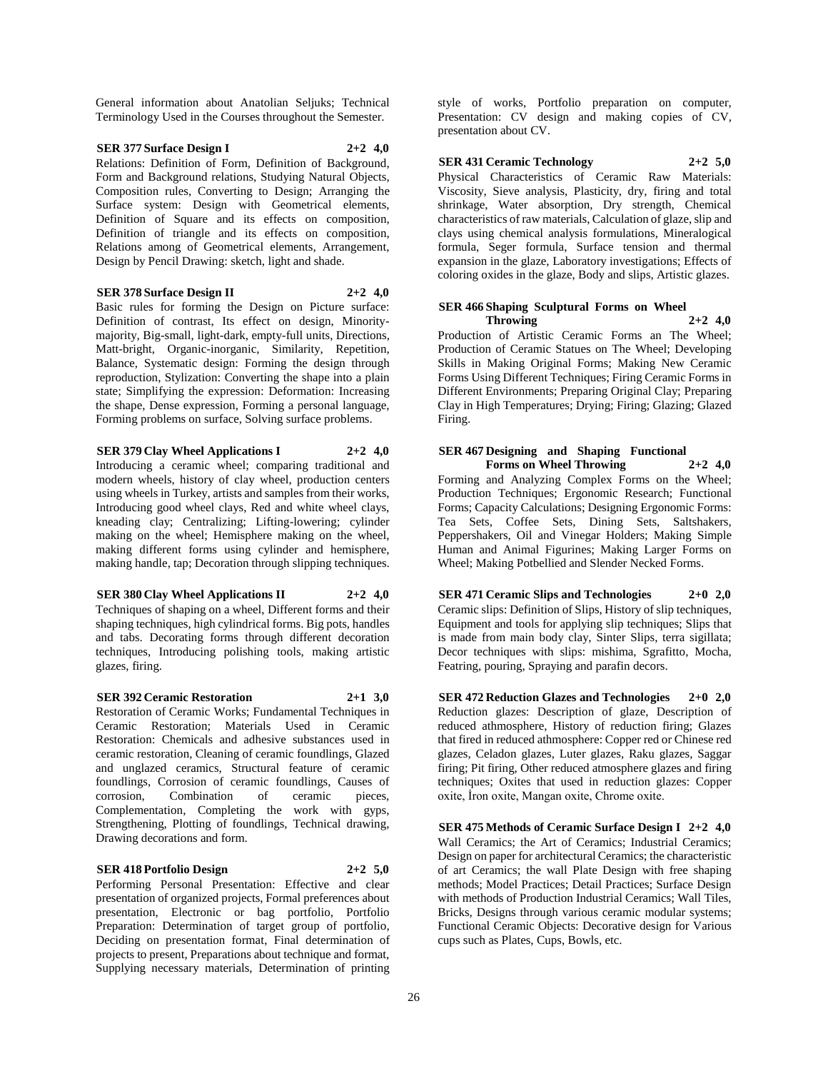General information about Anatolian Seljuks; Technical Terminology Used in the Courses throughout the Semester.

**SER 377 Surface Design I 2+2 4,0**

Relations: Definition of Form, Definition of Background, Form and Background relations, Studying Natural Objects, Composition rules, Converting to Design; Arranging the Surface system: Design with Geometrical elements, Definition of Square and its effects on composition, Definition of triangle and its effects on composition, Relations among of Geometrical elements, Arrangement, Design by Pencil Drawing: sketch, light and shade.

**SER 378 Surface Design II 2+2 4,0**

Basic rules for forming the Design on Picture surface: Definition of contrast, Its effect on design, Minority-majority, Big-small, light-dark, empty-full units, Directions, Matt-bright, Organic-inorganic, Similarity, Repetition, Balance, Systematic design: Forming the design through reproduction, Stylization: Converting the shape into a plain state; Simplifying the expression: Deformation: Increasing the shape, Dense expression, Forming a personal language, Forming problems on surface, Solving surface problems.

**SER 379 Clay Wheel Applications I 2+2 4,0**

Introducing a ceramic wheel; comparing traditional and modern wheels, history of clay wheel, production centers using wheels in Turkey, artists and samples from their works, Introducing good wheel clays, Red and white wheel clays, kneading clay; Centralizing; Lifting-lowering; cylinder making on the wheel; Hemisphere making on the wheel, making different forms using cylinder and hemisphere, making handle, tap; Decoration through slipping techniques.

**SER 380 Clay Wheel Applications II 2+2 4,0**

Techniques of shaping on a wheel, Different forms and their shaping techniques, high cylindrical forms. Big pots, handles and tabs. Decorating forms through different decoration techniques, Introducing polishing tools, making artistic glazes, firing.

**SER 392 Ceramic Restoration 2+1 3,0**

Restoration of Ceramic Works; Fundamental Techniques in Ceramic Restoration; Materials Used in Ceramic Restoration: Chemicals and adhesive substances used in ceramic restoration, Cleaning of ceramic foundlings, Glazed and unglazed ceramics, Structural feature of ceramic foundlings, Corrosion of ceramic foundlings, Causes of corrosion, Combination of ceramic pieces, Complementation, Completing the work with gyps, Strengthening, Plotting of foundlings, Technical drawing, Drawing decorations and form.

**SER 418 Portfolio Design 2+2 5,0**

Performing Personal Presentation: Effective and clear presentation of organized projects, Formal preferences about presentation, Electronic or bag portfolio, Portfolio Preparation: Determination of target group of portfolio, Deciding on presentation format, Final determination of projects to present, Preparations about technique and format, Supplying necessary materials, Determination of printing style of works, Portfolio preparation on computer, Presentation: CV design and making copies of CV, presentation about CV.

**SER 431 Ceramic Technology 2+2 5,0**

Physical Characteristics of Ceramic Raw Materials: Viscosity, Sieve analysis, Plasticity, dry, firing and total shrinkage, Water absorption, Dry strength, Chemical characteristics of raw materials, Calculation of glaze, slip and clays using chemical analysis formulations, Mineralogical formula, Seger formula, Surface tension and thermal expansion in the glaze, Laboratory investigations; Effects of coloring oxides in the glaze, Body and slips, Artistic glazes.

**SER 466 Shaping Sculptural Forms on Wheel Throwing 2+2 4,0**

Production of Artistic Ceramic Forms an The Wheel; Production of Ceramic Statues on The Wheel; Developing Skills in Making Original Forms; Making New Ceramic Forms Using Different Techniques; Firing Ceramic Forms in Different Environments; Preparing Original Clay; Preparing Clay in High Temperatures; Drying; Firing; Glazing; Glazed Firing.

**SER 467 Designing and Shaping Functional Forms on Wheel Throwing 2+2 4,0**

Forming and Analyzing Complex Forms on the Wheel; Production Techniques; Ergonomic Research; Functional Forms; Capacity Calculations; Designing Ergonomic Forms: Tea Sets, Coffee Sets, Dining Sets, Saltshakers, Peppershakers, Oil and Vinegar Holders; Making Simple Human and Animal Figurines; Making Larger Forms on Wheel; Making Potbellied and Slender Necked Forms.

**SER 471 Ceramic Slips and Technologies 2+0 2,0**

Ceramic slips: Definition of Slips, History of slip techniques, Equipment and tools for applying slip techniques; Slips that is made from main body clay, Sinter Slips, terra sigillata; Decor techniques with slips: mishima, Sgrafitto, Mocha, Featring, pouring, Spraying and parafin decors.

**SER 472 Reduction Glazes and Technologies 2+0 2,0**

Reduction glazes: Description of glaze, Description of reduced athmosphere, History of reduction firing; Glazes that fired in reduced athmosphere: Copper red or Chinese red glazes, Celadon glazes, Luter glazes, Raku glazes, Saggar firing; Pit firing, Other reduced atmosphere glazes and firing techniques; Oxites that used in reduction glazes: Copper oxite, İron oxite, Mangan oxite, Chrome oxite.

**SER 475 Methods of Ceramic Surface Design I 2+2 4,0**

Wall Ceramics; the Art of Ceramics; Industrial Ceramics; Design on paper for architectural Ceramics; the characteristic of art Ceramics; the wall Plate Design with free shaping methods; Model Practices; Detail Practices; Surface Design with methods of Production Industrial Ceramics; Wall Tiles, Bricks, Designs through various ceramic modular systems; Functional Ceramic Objects: Decorative design for Various cups such as Plates, Cups, Bowls, etc.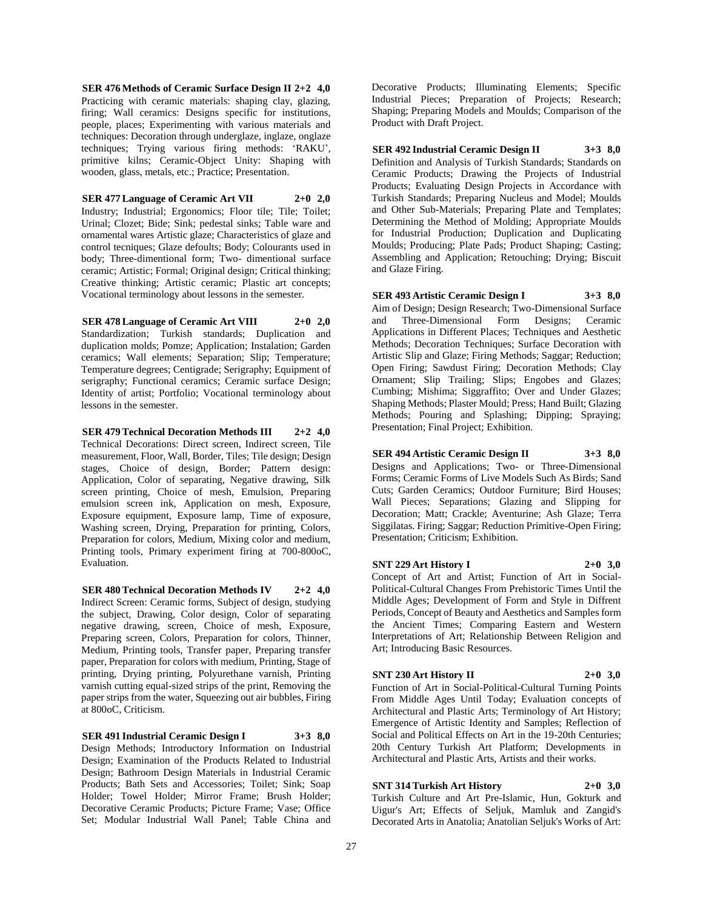**SER 476 Methods of Ceramic Surface Design II 2+2 4,0**
Practicing with ceramic materials: shaping clay, glazing, firing; Wall ceramics: Designs specific for institutions, people, places; Experimenting with various materials and techniques: Decoration through underglaze, inglaze, onglaze techniques; Trying various firing methods: 'RAKU', primitive kilns; Ceramic-Object Unity: Shaping with wooden, glass, metals, etc.; Practice; Presentation.

**SER 477 Language of Ceramic Art VII 2+0 2,0**
Industry; Industrial; Ergonomics; Floor tile; Tile; Toilet; Urinal; Clozet; Bide; Sink; pedestal sinks; Table ware and ornamental wares Artistic glaze; Characteristics of glaze and control tecniques; Glaze defoults; Body; Colourants used in body; Three-dimentional form; Two- dimentional surface ceramic; Artistic; Formal; Original design; Critical thinking; Creative thinking; Artistic ceramic; Plastic art concepts; Vocational terminology about lessons in the semester.

**SER 478 Language of Ceramic Art VIII 2+0 2,0**
Standardization; Turkish standards; Duplication and duplication molds; Pomze; Application; Instalation; Garden ceramics; Wall elements; Separation; Slip; Temperature; Temperature degrees; Centigrade; Serigraphy; Equipment of serigraphy; Functional ceramics; Ceramic surface Design; Identity of artist; Portfolio; Vocational terminology about lessons in the semester.

**SER 479 Technical Decoration Methods III 2+2 4,0**
Technical Decorations: Direct screen, Indirect screen, Tile measurement, Floor, Wall, Border, Tiles; Tile design; Design stages, Choice of design, Border; Pattern design: Application, Color of separating, Negative drawing, Silk screen printing, Choice of mesh, Emulsion, Preparing emulsion screen ink, Application on mesh, Exposure, Exposure equipment, Exposure lamp, Time of exposure, Washing screen, Drying, Preparation for printing, Colors, Preparation for colors, Medium, Mixing color and medium, Printing tools, Primary experiment firing at 700-800oC, Evaluation.

**SER 480 Technical Decoration Methods IV 2+2 4,0**
Indirect Screen: Ceramic forms, Subject of design, studying the subject, Drawing, Color design, Color of separating negative drawing, screen, Choice of mesh, Exposure, Preparing screen, Colors, Preparation for colors, Thinner, Medium, Printing tools, Transfer paper, Preparing transfer paper, Preparation for colors with medium, Printing, Stage of printing, Drying printing, Polyurethane varnish, Printing varnish cutting equal-sized strips of the print, Removing the paper strips from the water, Squeezing out air bubbles, Firing at 800oC, Criticism.

**SER 491 Industrial Ceramic Design I 3+3 8,0**
Design Methods; Introductory Information on Industrial Design; Examination of the Products Related to Industrial Design; Bathroom Design Materials in Industrial Ceramic Products; Bath Sets and Accessories; Toilet; Sink; Soap Holder; Towel Holder; Mirror Frame; Brush Holder; Decorative Ceramic Products; Picture Frame; Vase; Office Set; Modular Industrial Wall Panel; Table China and Decorative Products; Illuminating Elements; Specific Industrial Pieces; Preparation of Projects; Research; Shaping; Preparing Models and Moulds; Comparison of the Product with Draft Project.

**SER 492 Industrial Ceramic Design II 3+3 8,0**
Definition and Analysis of Turkish Standards; Standards on Ceramic Products; Drawing the Projects of Industrial Products; Evaluating Design Projects in Accordance with Turkish Standards; Preparing Nucleus and Model; Moulds and Other Sub-Materials; Preparing Plate and Templates; Determining the Method of Molding; Appropriate Moulds for Industrial Production; Duplication and Duplicating Moulds; Producing; Plate Pads; Product Shaping; Casting; Assembling and Application; Retouching; Drying; Biscuit and Glaze Firing.

**SER 493 Artistic Ceramic Design I 3+3 8,0**
Aim of Design; Design Research; Two-Dimensional Surface and Three-Dimensional Form Designs; Ceramic Applications in Different Places; Techniques and Aesthetic Methods; Decoration Techniques; Surface Decoration with Artistic Slip and Glaze; Firing Methods; Saggar; Reduction; Open Firing; Sawdust Firing; Decoration Methods; Clay Ornament; Slip Trailing; Slips; Engobes and Glazes; Cumbing; Mishima; Siggraffito; Over and Under Glazes; Shaping Methods; Plaster Mould; Press; Hand Built; Glazing Methods; Pouring and Splashing; Dipping; Spraying; Presentation; Final Project; Exhibition.

**SER 494 Artistic Ceramic Design II 3+3 8,0**
Designs and Applications; Two- or Three-Dimensional Forms; Ceramic Forms of Live Models Such As Birds; Sand Cuts; Garden Ceramics; Outdoor Furniture; Bird Houses; Wall Pieces; Separations; Glazing and Slipping for Decoration; Matt; Crackle; Aventurine; Ash Glaze; Terra Siggilatas. Firing; Saggar; Reduction Primitive-Open Firing; Presentation; Criticism; Exhibition.

**SNT 229 Art History I 2+0 3,0**
Concept of Art and Artist; Function of Art in Social-Political-Cultural Changes From Prehistoric Times Until the Middle Ages; Development of Form and Style in Diffrent Periods, Concept of Beauty and Aesthetics and Samples form the Ancient Times; Comparing Eastern and Western Interpretations of Art; Relationship Between Religion and Art; Introducing Basic Resources.

**SNT 230 Art History II 2+0 3,0**
Function of Art in Social-Political-Cultural Turning Points From Middle Ages Until Today; Evaluation concepts of Architectural and Plastic Arts; Terminology of Art History; Emergence of Artistic Identity and Samples; Reflection of Social and Political Effects on Art in the 19-20th Centuries; 20th Century Turkish Art Platform; Developments in Architectural and Plastic Arts, Artists and their works.

**SNT 314 Turkish Art History 2+0 3,0**
Turkish Culture and Art Pre-Islamic, Hun, Gokturk and Uigur's Art; Effects of Seljuk, Mamluk and Zangid's Decorated Arts in Anatolia; Anatolian Seljuk's Works of Art: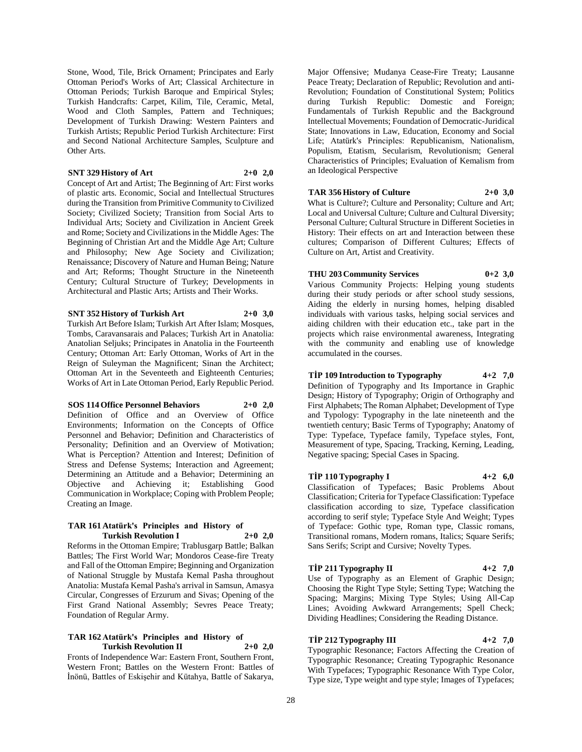Stone, Wood, Tile, Brick Ornament; Principates and Early Ottoman Period's Works of Art; Classical Architecture in Ottoman Periods; Turkish Baroque and Empirical Styles; Turkish Handcrafts: Carpet, Kilim, Tile, Ceramic, Metal, Wood and Cloth Samples, Pattern and Techniques; Development of Turkish Drawing: Western Painters and Turkish Artists; Republic Period Turkish Architecture: First and Second National Architecture Samples, Sculpture and Other Arts.

**SNT 329 History of Art 2+0 2,0**

Concept of Art and Artist; The Beginning of Art: First works of plastic arts. Economic, Social and Intellectual Structures during the Transition from Primitive Community to Civilized Society; Civilized Society; Transition from Social Arts to Individual Arts; Society and Civilization in Ancient Greek and Rome; Society and Civilizations in the Middle Ages: The Beginning of Christian Art and the Middle Age Art; Culture and Philosophy; New Age Society and Civilization; Renaissance; Discovery of Nature and Human Being; Nature and Art; Reforms; Thought Structure in the Nineteenth Century; Cultural Structure of Turkey; Developments in Architectural and Plastic Arts; Artists and Their Works.

**SNT 352 History of Turkish Art 2+0 3,0**

Turkish Art Before Islam; Turkish Art After Islam; Mosques, Tombs, Caravansarais and Palaces; Turkish Art in Anatolia: Anatolian Seljuks; Principates in Anatolia in the Fourteenth Century; Ottoman Art: Early Ottoman, Works of Art in the Reign of Suleyman the Magnificent; Sinan the Architect; Ottoman Art in the Seventeeth and Eighteenth Centuries; Works of Art in Late Ottoman Period, Early Republic Period.

**SOS 114 Office Personnel Behaviors 2+0 2,0**

Definition of Office and an Overview of Office Environments; Information on the Concepts of Office Personnel and Behavior; Definition and Characteristics of Personality; Definition and an Overview of Motivation; What is Perception? Attention and Interest; Definition of Stress and Defense Systems; Interaction and Agreement; Determining an Attitude and a Behavior; Determining an Objective and Achieving it; Establishing Good Communication in Workplace; Coping with Problem People; Creating an Image.

**TAR 161 Atatürk's Principles and History of Turkish Revolution I 2+0 2,0**

Reforms in the Ottoman Empire; Trablusgarp Battle; Balkan Battles; The First World War; Mondoros Cease-fire Treaty and Fall of the Ottoman Empire; Beginning and Organization of National Struggle by Mustafa Kemal Pasha throughout Anatolia: Mustafa Kemal Pasha's arrival in Samsun, Amasya Circular, Congresses of Erzurum and Sivas; Opening of the First Grand National Assembly; Sevres Peace Treaty; Foundation of Regular Army.

**TAR 162 Atatürk's Principles and History of Turkish Revolution II 2+0 2,0**

Fronts of Independence War: Eastern Front, Southern Front, Western Front; Battles on the Western Front: Battles of İnönü, Battles of Eskişehir and Kütahya, Battle of Sakarya, Major Offensive; Mudanya Cease-Fire Treaty; Lausanne Peace Treaty; Declaration of Republic; Revolution and anti-Revolution; Foundation of Constitutional System; Politics during Turkish Republic: Domestic and Foreign; Fundamentals of Turkish Republic and the Background Intellectual Movements; Foundation of Democratic-Juridical State; Innovations in Law, Education, Economy and Social Life; Atatürk's Principles: Republicanism, Nationalism, Populism, Etatism, Secularism, Revolutionism; General Characteristics of Principles; Evaluation of Kemalism from an Ideological Perspective

**TAR 356 History of Culture 2+0 3,0**

What is Culture?; Culture and Personality; Culture and Art; Local and Universal Culture; Culture and Cultural Diversity; Personal Culture; Cultural Structure in Different Societies in History: Their effects on art and Interaction between these cultures; Comparison of Different Cultures; Effects of Culture on Art, Artist and Creativity.

**THU 203 Community Services 0+2 3,0**

Various Community Projects: Helping young students during their study periods or after school study sessions, Aiding the elderly in nursing homes, helping disabled individuals with various tasks, helping social services and aiding children with their education etc., take part in the projects which raise environmental awareness, Integrating with the community and enabling use of knowledge accumulated in the courses.

**TİP 109 Introduction to Typography 4+2 7,0**

Definition of Typography and Its Importance in Graphic Design; History of Typography; Origin of Orthography and First Alphabets; The Roman Alphabet; Development of Type and Typology: Typography in the late nineteenth and the twentieth century; Basic Terms of Typography; Anatomy of Type: Typeface, Typeface family, Typeface styles, Font, Measurement of type, Spacing, Tracking, Kerning, Leading, Negative spacing; Special Cases in Spacing.

**TİP 110 Typography I 4+2 6,0**

Classification of Typefaces; Basic Problems About Classification; Criteria for Typeface Classification: Typeface classification according to size, Typeface classification according to serif style; Typeface Style And Weight; Types of Typeface: Gothic type, Roman type, Classic romans, Transitional romans, Modern romans, Italics; Square Serifs; Sans Serifs; Script and Cursive; Novelty Types.

**TİP 211 Typography II 4+2 7,0**

Use of Typography as an Element of Graphic Design; Choosing the Right Type Style; Setting Type; Watching the Spacing; Margins; Mixing Type Styles; Using All-Cap Lines; Avoiding Awkward Arrangements; Spell Check; Dividing Headlines; Considering the Reading Distance.

**TİP 212 Typography III 4+2 7,0**

Typographic Resonance; Factors Affecting the Creation of Typographic Resonance; Creating Typographic Resonance With Typefaces; Typographic Resonance With Type Color, Type size, Type weight and type style; Images of Typefaces;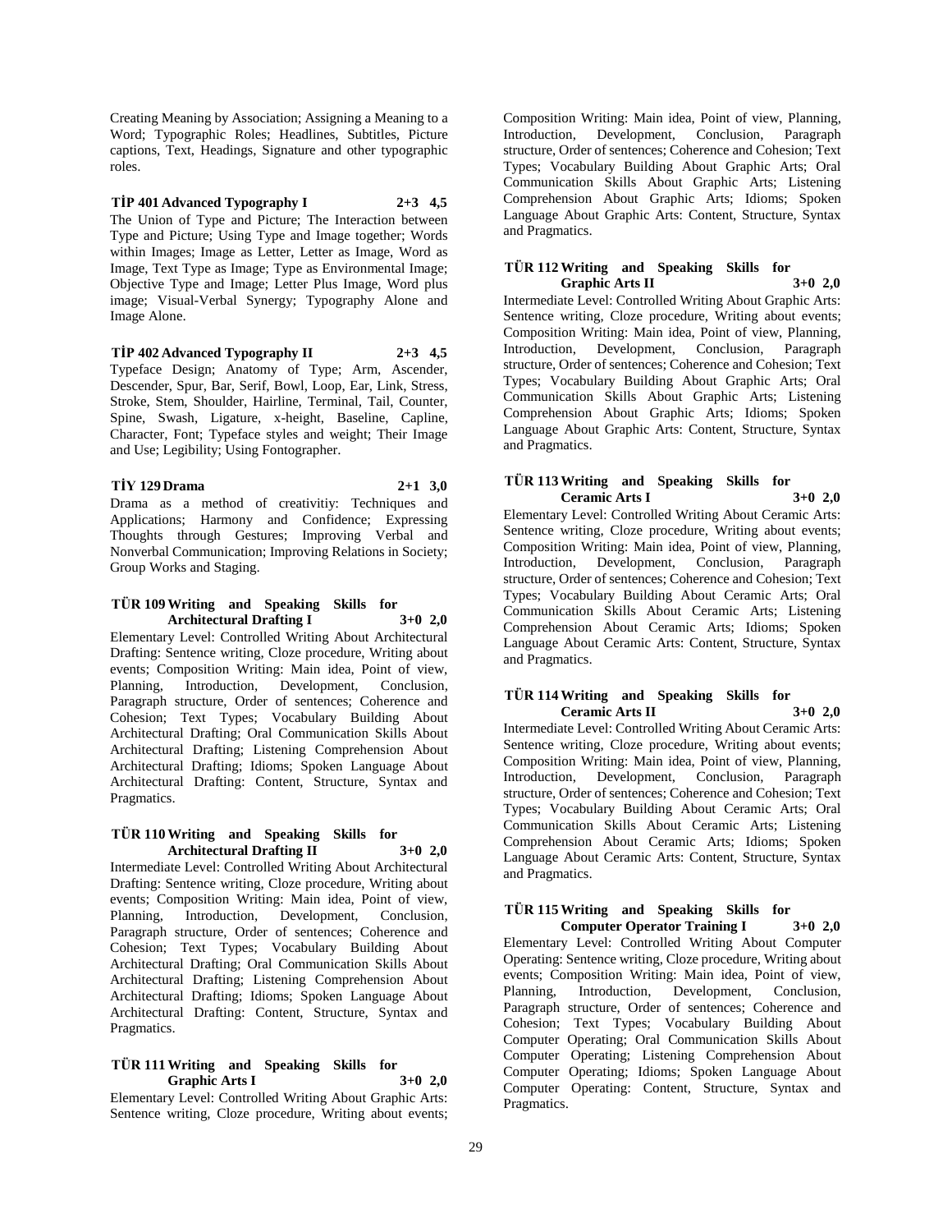Creating Meaning by Association; Assigning a Meaning to a Word; Typographic Roles; Headlines, Subtitles, Picture captions, Text, Headings, Signature and other typographic roles.

**TİP 401 Advanced Typography I 2+3 4,5**

The Union of Type and Picture; The Interaction between Type and Picture; Using Type and Image together; Words within Images; Image as Letter, Letter as Image, Word as Image, Text Type as Image; Type as Environmental Image; Objective Type and Image; Letter Plus Image, Word plus image; Visual-Verbal Synergy; Typography Alone and Image Alone.

**TİP 402 Advanced Typography II 2+3 4,5**

Typeface Design; Anatomy of Type; Arm, Ascender, Descender, Spur, Bar, Serif, Bowl, Loop, Ear, Link, Stress, Stroke, Stem, Shoulder, Hairline, Terminal, Tail, Counter, Spine, Swash, Ligature, x-height, Baseline, Capline, Character, Font; Typeface styles and weight; Their Image and Use; Legibility; Using Fontographer.

**TİY 129 Drama 2+1 3,0**

Drama as a method of creativitiy: Techniques and Applications; Harmony and Confidence; Expressing Thoughts through Gestures; Improving Verbal and Nonverbal Communication; Improving Relations in Society; Group Works and Staging.

**TÜR 109 Writing and Speaking Skills for Architectural Drafting I 3+0 2,0**

Elementary Level: Controlled Writing About Architectural Drafting: Sentence writing, Cloze procedure, Writing about events; Composition Writing: Main idea, Point of view, Planning, Introduction, Development, Conclusion, Paragraph structure, Order of sentences; Coherence and Cohesion; Text Types; Vocabulary Building About Architectural Drafting; Oral Communication Skills About Architectural Drafting; Listening Comprehension About Architectural Drafting; Idioms; Spoken Language About Architectural Drafting: Content, Structure, Syntax and Pragmatics.

**TÜR 110 Writing and Speaking Skills for Architectural Drafting II 3+0 2,0**

Intermediate Level: Controlled Writing About Architectural Drafting: Sentence writing, Cloze procedure, Writing about events; Composition Writing: Main idea, Point of view, Planning, Introduction, Development, Conclusion, Paragraph structure, Order of sentences; Coherence and Cohesion; Text Types; Vocabulary Building About Architectural Drafting; Oral Communication Skills About Architectural Drafting; Listening Comprehension About Architectural Drafting; Idioms; Spoken Language About Architectural Drafting: Content, Structure, Syntax and Pragmatics.

**TÜR 111 Writing and Speaking Skills for Graphic Arts I 3+0 2,0**

Elementary Level: Controlled Writing About Graphic Arts: Sentence writing, Cloze procedure, Writing about events; Composition Writing: Main idea, Point of view, Planning, Introduction, Development, Conclusion, Paragraph structure, Order of sentences; Coherence and Cohesion; Text Types; Vocabulary Building About Graphic Arts; Oral Communication Skills About Graphic Arts; Listening Comprehension About Graphic Arts; Idioms; Spoken Language About Graphic Arts: Content, Structure, Syntax and Pragmatics.

**TÜR 112 Writing and Speaking Skills for Graphic Arts II 3+0 2,0**

Intermediate Level: Controlled Writing About Graphic Arts: Sentence writing, Cloze procedure, Writing about events; Composition Writing: Main idea, Point of view, Planning, Introduction, Development, Conclusion, Paragraph structure, Order of sentences; Coherence and Cohesion; Text Types; Vocabulary Building About Graphic Arts; Oral Communication Skills About Graphic Arts; Listening Comprehension About Graphic Arts; Idioms; Spoken Language About Graphic Arts: Content, Structure, Syntax and Pragmatics.

**TÜR 113 Writing and Speaking Skills for Ceramic Arts I 3+0 2,0**

Elementary Level: Controlled Writing About Ceramic Arts: Sentence writing, Cloze procedure, Writing about events; Composition Writing: Main idea, Point of view, Planning, Introduction, Development, Conclusion, Paragraph structure, Order of sentences; Coherence and Cohesion; Text Types; Vocabulary Building About Ceramic Arts; Oral Communication Skills About Ceramic Arts; Listening Comprehension About Ceramic Arts; Idioms; Spoken Language About Ceramic Arts: Content, Structure, Syntax and Pragmatics.

**TÜR 114 Writing and Speaking Skills for Ceramic Arts II 3+0 2,0**

Intermediate Level: Controlled Writing About Ceramic Arts: Sentence writing, Cloze procedure, Writing about events; Composition Writing: Main idea, Point of view, Planning, Introduction, Development, Conclusion, Paragraph structure, Order of sentences; Coherence and Cohesion; Text Types; Vocabulary Building About Ceramic Arts; Oral Communication Skills About Ceramic Arts; Listening Comprehension About Ceramic Arts; Idioms; Spoken Language About Ceramic Arts: Content, Structure, Syntax and Pragmatics.

**TÜR 115 Writing and Speaking Skills for Computer Operator Training I 3+0 2,0**

Elementary Level: Controlled Writing About Computer Operating: Sentence writing, Cloze procedure, Writing about events; Composition Writing: Main idea, Point of view, Planning, Introduction, Development, Conclusion, Paragraph structure, Order of sentences; Coherence and Cohesion; Text Types; Vocabulary Building About Computer Operating; Oral Communication Skills About Computer Operating; Listening Comprehension About Computer Operating; Idioms; Spoken Language About Computer Operating: Content, Structure, Syntax and Pragmatics.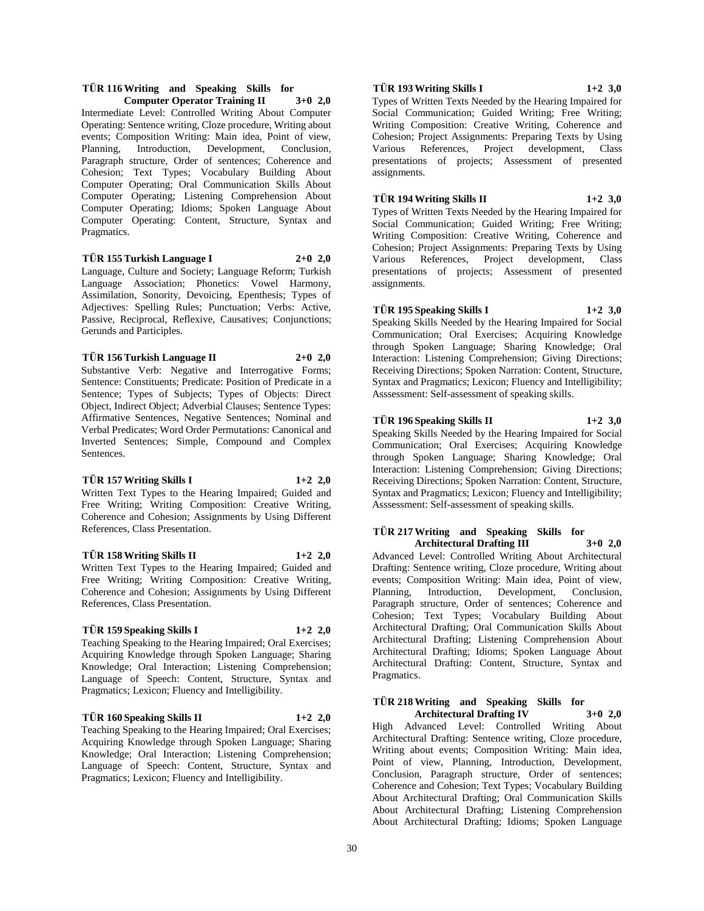**TÜR 116 Writing and Speaking Skills for Computer Operator Training II 3+0 2,0**

Intermediate Level: Controlled Writing About Computer Operating: Sentence writing, Cloze procedure, Writing about events; Composition Writing: Main idea, Point of view, Planning, Introduction, Development, Conclusion, Paragraph structure, Order of sentences; Coherence and Cohesion; Text Types; Vocabulary Building About Computer Operating; Oral Communication Skills About Computer Operating; Listening Comprehension About Computer Operating; Idioms; Spoken Language About Computer Operating: Content, Structure, Syntax and Pragmatics.

**TÜR 155 Turkish Language I 2+0 2,0**

Language, Culture and Society; Language Reform; Turkish Language Association; Phonetics: Vowel Harmony, Assimilation, Sonority, Devoicing, Epenthesis; Types of Adjectives: Spelling Rules; Punctuation; Verbs: Active, Passive, Reciprocal, Reflexive, Causatives; Conjunctions; Gerunds and Participles.

**TÜR 156 Turkish Language II 2+0 2,0**

Substantive Verb: Negative and Interrogative Forms; Sentence: Constituents; Predicate: Position of Predicate in a Sentence; Types of Subjects; Types of Objects: Direct Object, Indirect Object; Adverbial Clauses; Sentence Types: Affirmative Sentences, Negative Sentences; Nominal and Verbal Predicates; Word Order Permutations: Canonical and Inverted Sentences; Simple, Compound and Complex Sentences.

**TÜR 157 Writing Skills I 1+2 2,0**

Written Text Types to the Hearing Impaired; Guided and Free Writing; Writing Composition: Creative Writing, Coherence and Cohesion; Assignments by Using Different References, Class Presentation.

**TÜR 158 Writing Skills II 1+2 2,0**

Written Text Types to the Hearing Impaired; Guided and Free Writing; Writing Composition: Creative Writing, Coherence and Cohesion; Assignments by Using Different References, Class Presentation.

**TÜR 159 Speaking Skills I 1+2 2,0**

Teaching Speaking to the Hearing Impaired; Oral Exercises; Acquiring Knowledge through Spoken Language; Sharing Knowledge; Oral Interaction; Listening Comprehension; Language of Speech: Content, Structure, Syntax and Pragmatics; Lexicon; Fluency and Intelligibility.

**TÜR 160 Speaking Skills II 1+2 2,0**

Teaching Speaking to the Hearing Impaired; Oral Exercises; Acquiring Knowledge through Spoken Language; Sharing Knowledge; Oral Interaction; Listening Comprehension; Language of Speech: Content, Structure, Syntax and Pragmatics; Lexicon; Fluency and Intelligibility.

**TÜR 193 Writing Skills I 1+2 3,0**

Types of Written Texts Needed by the Hearing Impaired for Social Communication; Guided Writing; Free Writing; Writing Composition: Creative Writing, Coherence and Cohesion; Project Assignments: Preparing Texts by Using Various References, Project development, Class presentations of projects; Assessment of presented assignments.

**TÜR 194 Writing Skills II 1+2 3,0**

Types of Written Texts Needed by the Hearing Impaired for Social Communication; Guided Writing; Free Writing; Writing Composition: Creative Writing, Coherence and Cohesion; Project Assignments: Preparing Texts by Using Various References, Project development, Class presentations of projects; Assessment of presented assignments.

**TÜR 195 Speaking Skills I 1+2 3,0**

Speaking Skills Needed by the Hearing Impaired for Social Communication; Oral Exercises; Acquiring Knowledge through Spoken Language; Sharing Knowledge; Oral Interaction: Listening Comprehension; Giving Directions; Receiving Directions; Spoken Narration: Content, Structure, Syntax and Pragmatics; Lexicon; Fluency and Intelligibility; Asssessment: Self-assessment of speaking skills.

**TÜR 196 Speaking Skills II 1+2 3,0**

Speaking Skills Needed by the Hearing Impaired for Social Communication; Oral Exercises; Acquiring Knowledge through Spoken Language; Sharing Knowledge; Oral Interaction: Listening Comprehension; Giving Directions; Receiving Directions; Spoken Narration: Content, Structure, Syntax and Pragmatics; Lexicon; Fluency and Intelligibility; Asssessment: Self-assessment of speaking skills.

**TÜR 217 Writing and Speaking Skills for Architectural Drafting III 3+0 2,0**

Advanced Level: Controlled Writing About Architectural Drafting: Sentence writing, Cloze procedure, Writing about events; Composition Writing: Main idea, Point of view, Planning, Introduction, Development, Conclusion, Paragraph structure, Order of sentences; Coherence and Cohesion; Text Types; Vocabulary Building About Architectural Drafting; Oral Communication Skills About Architectural Drafting; Listening Comprehension About Architectural Drafting; Idioms; Spoken Language About Architectural Drafting: Content, Structure, Syntax and Pragmatics.

**TÜR 218 Writing and Speaking Skills for Architectural Drafting IV 3+0 2,0**

High Advanced Level: Controlled Writing About Architectural Drafting: Sentence writing, Cloze procedure, Writing about events; Composition Writing: Main idea, Point of view, Planning, Introduction, Development, Conclusion, Paragraph structure, Order of sentences; Coherence and Cohesion; Text Types; Vocabulary Building About Architectural Drafting; Oral Communication Skills About Architectural Drafting; Listening Comprehension About Architectural Drafting; Idioms; Spoken Language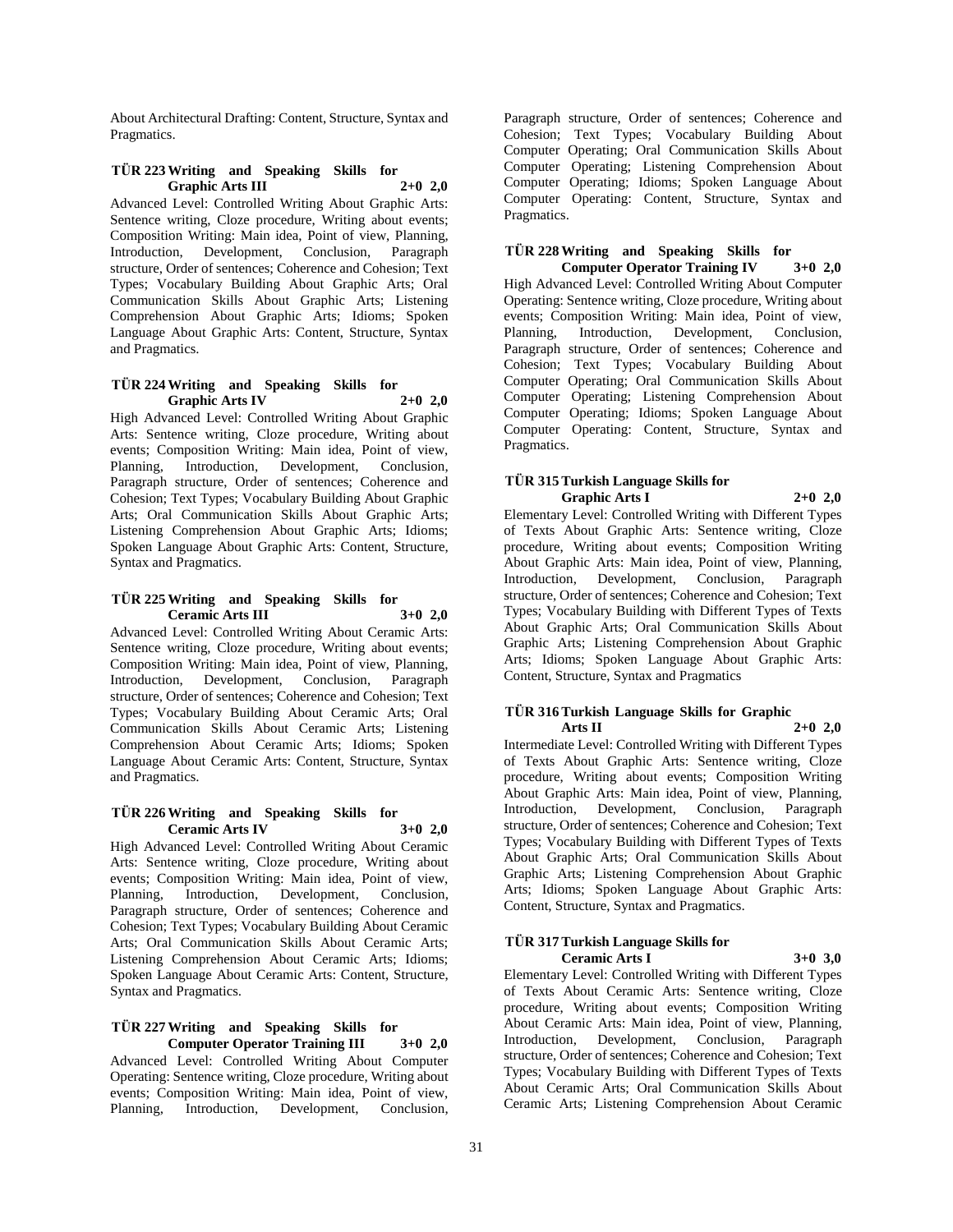About Architectural Drafting: Content, Structure, Syntax and Pragmatics.

### TÜR 223 Writing and Speaking Skills for Graphic Arts III 2+0 2,0

Advanced Level: Controlled Writing About Graphic Arts: Sentence writing, Cloze procedure, Writing about events; Composition Writing: Main idea, Point of view, Planning, Introduction, Development, Conclusion, Paragraph structure, Order of sentences; Coherence and Cohesion; Text Types; Vocabulary Building About Graphic Arts; Oral Communication Skills About Graphic Arts; Listening Comprehension About Graphic Arts; Idioms; Spoken Language About Graphic Arts: Content, Structure, Syntax and Pragmatics.

### TÜR 224 Writing and Speaking Skills for Graphic Arts IV 2+0 2,0

High Advanced Level: Controlled Writing About Graphic Arts: Sentence writing, Cloze procedure, Writing about events; Composition Writing: Main idea, Point of view, Planning, Introduction, Development, Conclusion, Paragraph structure, Order of sentences; Coherence and Cohesion; Text Types; Vocabulary Building About Graphic Arts; Oral Communication Skills About Graphic Arts; Listening Comprehension About Graphic Arts; Idioms; Spoken Language About Graphic Arts: Content, Structure, Syntax and Pragmatics.

### TÜR 225 Writing and Speaking Skills for Ceramic Arts III 3+0 2,0

Advanced Level: Controlled Writing About Ceramic Arts: Sentence writing, Cloze procedure, Writing about events; Composition Writing: Main idea, Point of view, Planning, Introduction, Development, Conclusion, Paragraph structure, Order of sentences; Coherence and Cohesion; Text Types; Vocabulary Building About Ceramic Arts; Oral Communication Skills About Ceramic Arts; Listening Comprehension About Ceramic Arts; Idioms; Spoken Language About Ceramic Arts: Content, Structure, Syntax and Pragmatics.

### TÜR 226 Writing and Speaking Skills for Ceramic Arts IV 3+0 2,0

High Advanced Level: Controlled Writing About Ceramic Arts: Sentence writing, Cloze procedure, Writing about events; Composition Writing: Main idea, Point of view, Planning, Introduction, Development, Conclusion, Paragraph structure, Order of sentences; Coherence and Cohesion; Text Types; Vocabulary Building About Ceramic Arts; Oral Communication Skills About Ceramic Arts; Listening Comprehension About Ceramic Arts; Idioms; Spoken Language About Ceramic Arts: Content, Structure, Syntax and Pragmatics.

### TÜR 227 Writing and Speaking Skills for Computer Operator Training III 3+0 2,0

Advanced Level: Controlled Writing About Computer Operating: Sentence writing, Cloze procedure, Writing about events; Composition Writing: Main idea, Point of view, Planning, Introduction, Development, Conclusion, Paragraph structure, Order of sentences; Coherence and Cohesion; Text Types; Vocabulary Building About Computer Operating; Oral Communication Skills About Computer Operating; Listening Comprehension About Computer Operating; Idioms; Spoken Language About Computer Operating: Content, Structure, Syntax and Pragmatics.

### TÜR 228 Writing and Speaking Skills for Computer Operator Training IV 3+0 2,0

High Advanced Level: Controlled Writing About Computer Operating: Sentence writing, Cloze procedure, Writing about events; Composition Writing: Main idea, Point of view, Planning, Introduction, Development, Conclusion, Paragraph structure, Order of sentences; Coherence and Cohesion; Text Types; Vocabulary Building About Computer Operating; Oral Communication Skills About Computer Operating; Listening Comprehension About Computer Operating; Idioms; Spoken Language About Computer Operating: Content, Structure, Syntax and Pragmatics.

### TÜR 315 Turkish Language Skills for Graphic Arts I 2+0 2,0

Elementary Level: Controlled Writing with Different Types of Texts About Graphic Arts: Sentence writing, Cloze procedure, Writing about events; Composition Writing About Graphic Arts: Main idea, Point of view, Planning, Introduction, Development, Conclusion, Paragraph structure, Order of sentences; Coherence and Cohesion; Text Types; Vocabulary Building with Different Types of Texts About Graphic Arts; Oral Communication Skills About Graphic Arts; Listening Comprehension About Graphic Arts; Idioms; Spoken Language About Graphic Arts: Content, Structure, Syntax and Pragmatics

### TÜR 316 Turkish Language Skills for Graphic Arts II 2+0 2,0

Intermediate Level: Controlled Writing with Different Types of Texts About Graphic Arts: Sentence writing, Cloze procedure, Writing about events; Composition Writing About Graphic Arts: Main idea, Point of view, Planning, Introduction, Development, Conclusion, Paragraph structure, Order of sentences; Coherence and Cohesion; Text Types; Vocabulary Building with Different Types of Texts About Graphic Arts; Oral Communication Skills About Graphic Arts; Listening Comprehension About Graphic Arts; Idioms; Spoken Language About Graphic Arts: Content, Structure, Syntax and Pragmatics.

### TÜR 317 Turkish Language Skills for Ceramic Arts I 3+0 3,0

Elementary Level: Controlled Writing with Different Types of Texts About Ceramic Arts: Sentence writing, Cloze procedure, Writing about events; Composition Writing About Ceramic Arts: Main idea, Point of view, Planning, Introduction, Development, Conclusion, Paragraph structure, Order of sentences; Coherence and Cohesion; Text Types; Vocabulary Building with Different Types of Texts About Ceramic Arts; Oral Communication Skills About Ceramic Arts; Listening Comprehension About Ceramic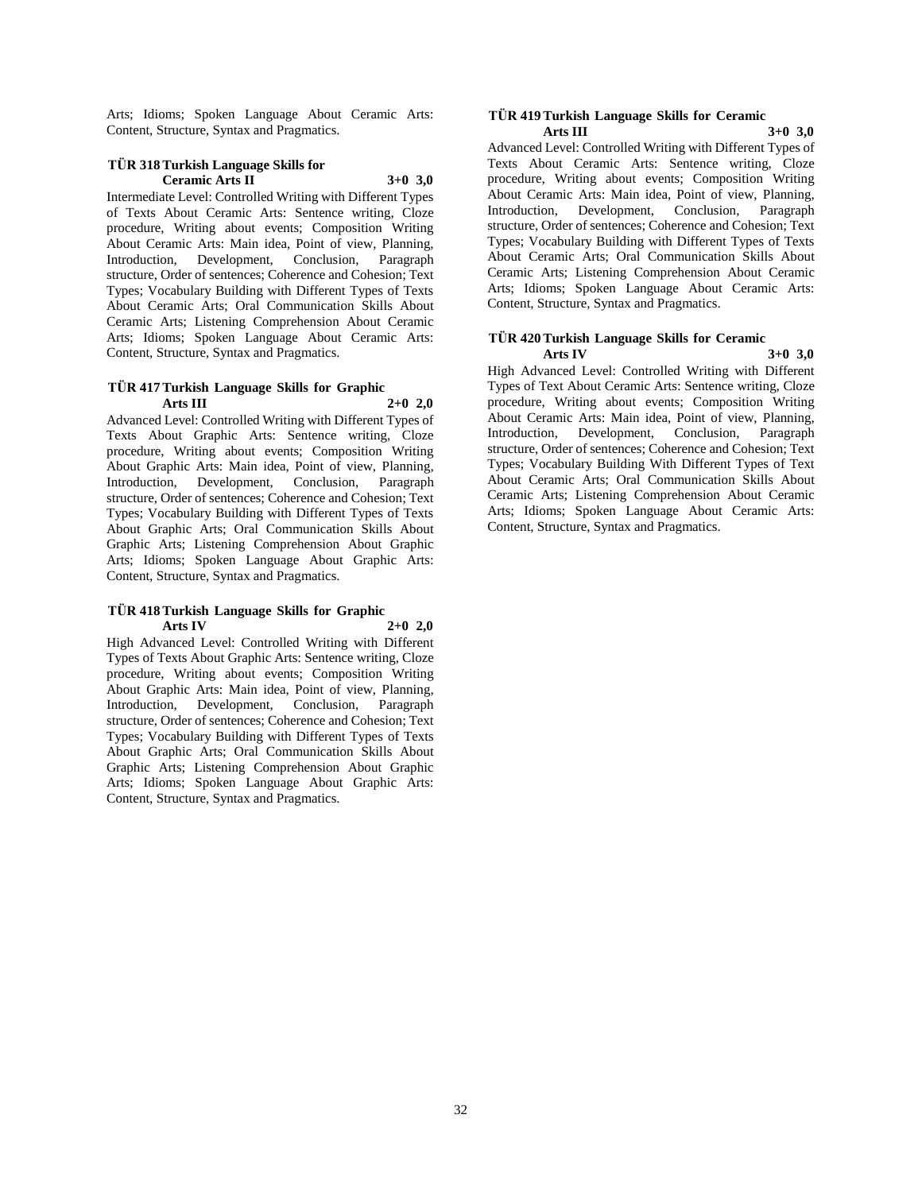Arts; Idioms; Spoken Language About Ceramic Arts: Content, Structure, Syntax and Pragmatics.

**TÜR 318 Turkish Language Skills for Ceramic Arts II 3+0 3,0**

Intermediate Level: Controlled Writing with Different Types of Texts About Ceramic Arts: Sentence writing, Cloze procedure, Writing about events; Composition Writing About Ceramic Arts: Main idea, Point of view, Planning, Introduction, Development, Conclusion, Paragraph structure, Order of sentences; Coherence and Cohesion; Text Types; Vocabulary Building with Different Types of Texts About Ceramic Arts; Oral Communication Skills About Ceramic Arts; Listening Comprehension About Ceramic Arts; Idioms; Spoken Language About Ceramic Arts: Content, Structure, Syntax and Pragmatics.

**TÜR 417 Turkish Language Skills for Graphic Arts III 2+0 2,0**

Advanced Level: Controlled Writing with Different Types of Texts About Graphic Arts: Sentence writing, Cloze procedure, Writing about events; Composition Writing About Graphic Arts: Main idea, Point of view, Planning, Introduction, Development, Conclusion, Paragraph structure, Order of sentences; Coherence and Cohesion; Text Types; Vocabulary Building with Different Types of Texts About Graphic Arts; Oral Communication Skills About Graphic Arts; Listening Comprehension About Graphic Arts; Idioms; Spoken Language About Graphic Arts: Content, Structure, Syntax and Pragmatics.

**TÜR 418 Turkish Language Skills for Graphic Arts IV 2+0 2,0**

High Advanced Level: Controlled Writing with Different Types of Texts About Graphic Arts: Sentence writing, Cloze procedure, Writing about events; Composition Writing About Graphic Arts: Main idea, Point of view, Planning, Introduction, Development, Conclusion, Paragraph structure, Order of sentences; Coherence and Cohesion; Text Types; Vocabulary Building with Different Types of Texts About Graphic Arts; Oral Communication Skills About Graphic Arts; Listening Comprehension About Graphic Arts; Idioms; Spoken Language About Graphic Arts: Content, Structure, Syntax and Pragmatics.

**TÜR 419 Turkish Language Skills for Ceramic Arts III 3+0 3,0**

Advanced Level: Controlled Writing with Different Types of Texts About Ceramic Arts: Sentence writing, Cloze procedure, Writing about events; Composition Writing About Ceramic Arts: Main idea, Point of view, Planning, Introduction, Development, Conclusion, Paragraph structure, Order of sentences; Coherence and Cohesion; Text Types; Vocabulary Building with Different Types of Texts About Ceramic Arts; Oral Communication Skills About Ceramic Arts; Listening Comprehension About Ceramic Arts; Idioms; Spoken Language About Ceramic Arts: Content, Structure, Syntax and Pragmatics.

**TÜR 420 Turkish Language Skills for Ceramic Arts IV 3+0 3,0**

High Advanced Level: Controlled Writing with Different Types of Text About Ceramic Arts: Sentence writing, Cloze procedure, Writing about events; Composition Writing About Ceramic Arts: Main idea, Point of view, Planning, Introduction, Development, Conclusion, Paragraph structure, Order of sentences; Coherence and Cohesion; Text Types; Vocabulary Building With Different Types of Text About Ceramic Arts; Oral Communication Skills About Ceramic Arts; Listening Comprehension About Ceramic Arts; Idioms; Spoken Language About Ceramic Arts: Content, Structure, Syntax and Pragmatics.